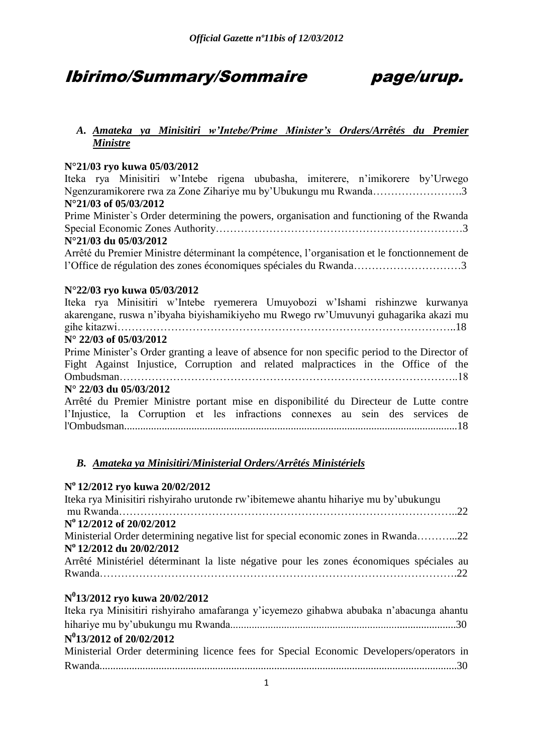# Ibirimo/Summary/Sommaire page/urup.

## *A. Amateka ya Minisitiri w'Intebe/Prime Minister's Orders/Arrêtés du Premier Ministre*

**N°21/03 ryo kuwa 05/03/2012**
Iteka rya Minisitiri w'Intebe rigena ububasha, imiterere, n'imikorere by'Urwego Ngenzuramikorere rwa za Zone Zihariye mu by'Ubukungu mu Rwanda…………………….3

**N°21/03 of 05/03/2012**
Prime Minister`s Order determining the powers, organisation and functioning of the Rwanda Special Economic Zones Authority……………………………………………………….3

**N°21/03 du 05/03/2012**
Arrêté du Premier Ministre déterminant la compétence, l'organisation et le fonctionnement de l'Office de régulation des zones économiques spéciales du Rwanda………………………….3

**N°22/03 ryo kuwa 05/03/2012**
Iteka rya Minisitiri w'Intebe ryemerera Umuyobozi w'Ishami rishinzwe kurwanya akarengane, ruswa n'ibyaha biyishamikiyeho mu Rwego rw'Umuvunyi guhagarika akazi mu gihe kitazwi…………………………………………………………………………………..18

**N° 22/03 of 05/03/2012**
Prime Minister's Order granting a leave of absence for non specific period to the Director of Fight Against Injustice, Corruption and related malpractices in the Office of the Ombudsman……………………………………………………………………………..18

**N° 22/03 du 05/03/2012**
Arrêté du Premier Ministre portant mise en disponibilité du Directeur de Lutte contre l'Injustice, la Corruption et les infractions connexes au sein des services de l'Ombudsman...........................................................................................................................18

## *B. Amateka ya Minisitiri/Ministerial Orders/Arrêtés Ministériels*

**N° 12/2012 ryo kuwa 20/02/2012**
Iteka rya Minisitiri rishyiraho urutonde rw'ibitemewe ahantu hihariye mu by'ubukungu mu Rwanda…………………………………………………………………………………..22

**N° 12/2012 of 20/02/2012**
Ministerial Order determining negative list for special economic zones in Rwanda………...22

**N° 12/2012 du 20/02/2012**
Arrêté Ministériel déterminant la liste négative pour les zones économiques spéciales au Rwanda……………………………………………………………………………………….22

**N°13/2012 ryo kuwa 20/02/2012**
Iteka rya Minisitiri rishyiraho amafaranga y'icyemezo gihabwa abubaka n'abacunga ahantu hihariye mu by'ubukungu mu Rwanda...................................................................................30

**N°13/2012 of 20/02/2012**
Ministerial Order determining licence fees for Special Economic Developers/operators in Rwanda....................................................................................................................................30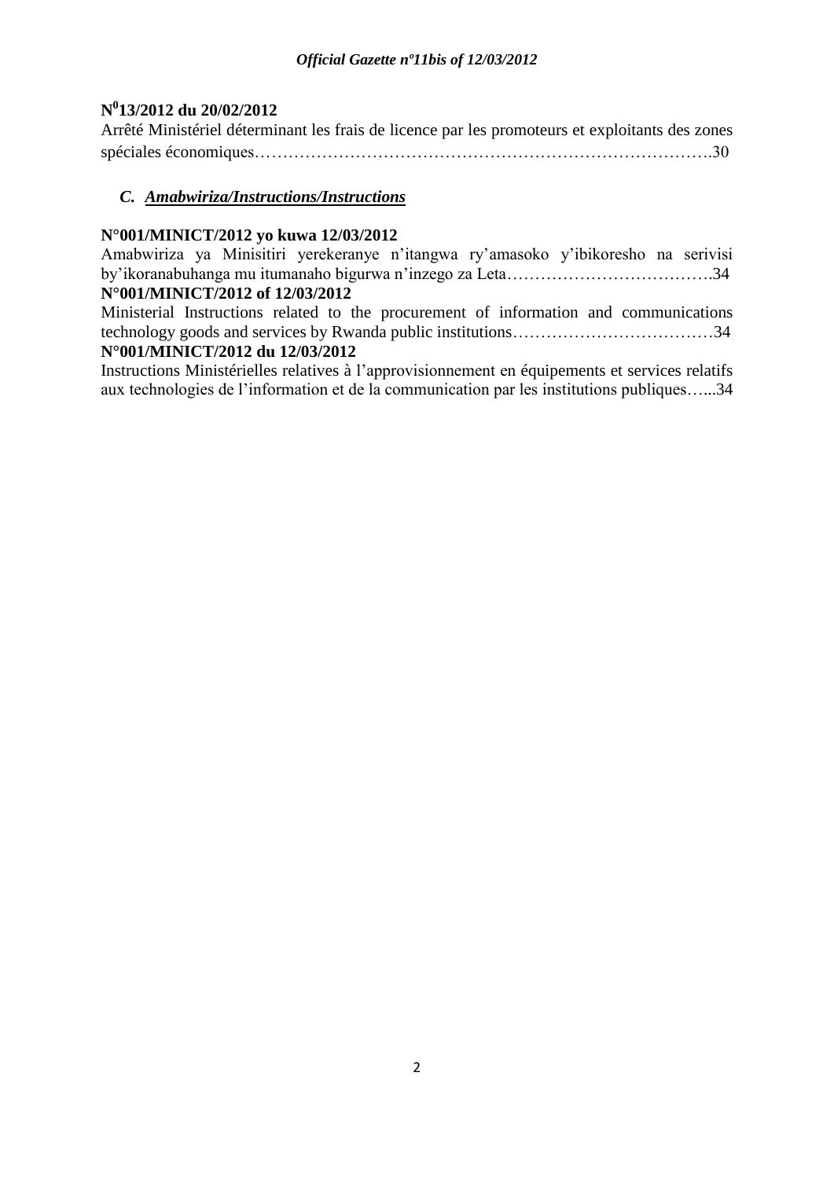**N°13/2012 du 20/02/2012**

Arrêté Ministériel déterminant les frais de licence par les promoteurs et exploitants des zones spéciales économiques……………………………………………………………………….30

### *C. Amabwiriza/Instructions/Instructions*

**N°001/MINICT/2012 yo kuwa 12/03/2012**

Amabwiriza ya Minisitiri yerekeranye n'itangwa ry'amasoko y'ibikoresho na serivisi by'ikoranabuhanga mu itumanaho bigurwa n'inzego za Leta……………………………….34

**N°001/MINICT/2012 of 12/03/2012**

Ministerial Instructions related to the procurement of information and communications technology goods and services by Rwanda public institutions………………………………34

**N°001/MINICT/2012 du 12/03/2012**

Instructions Ministérielles relatives à l'approvisionnement en équipements et services relatifs aux technologies de l'information et de la communication par les institutions publiques…...34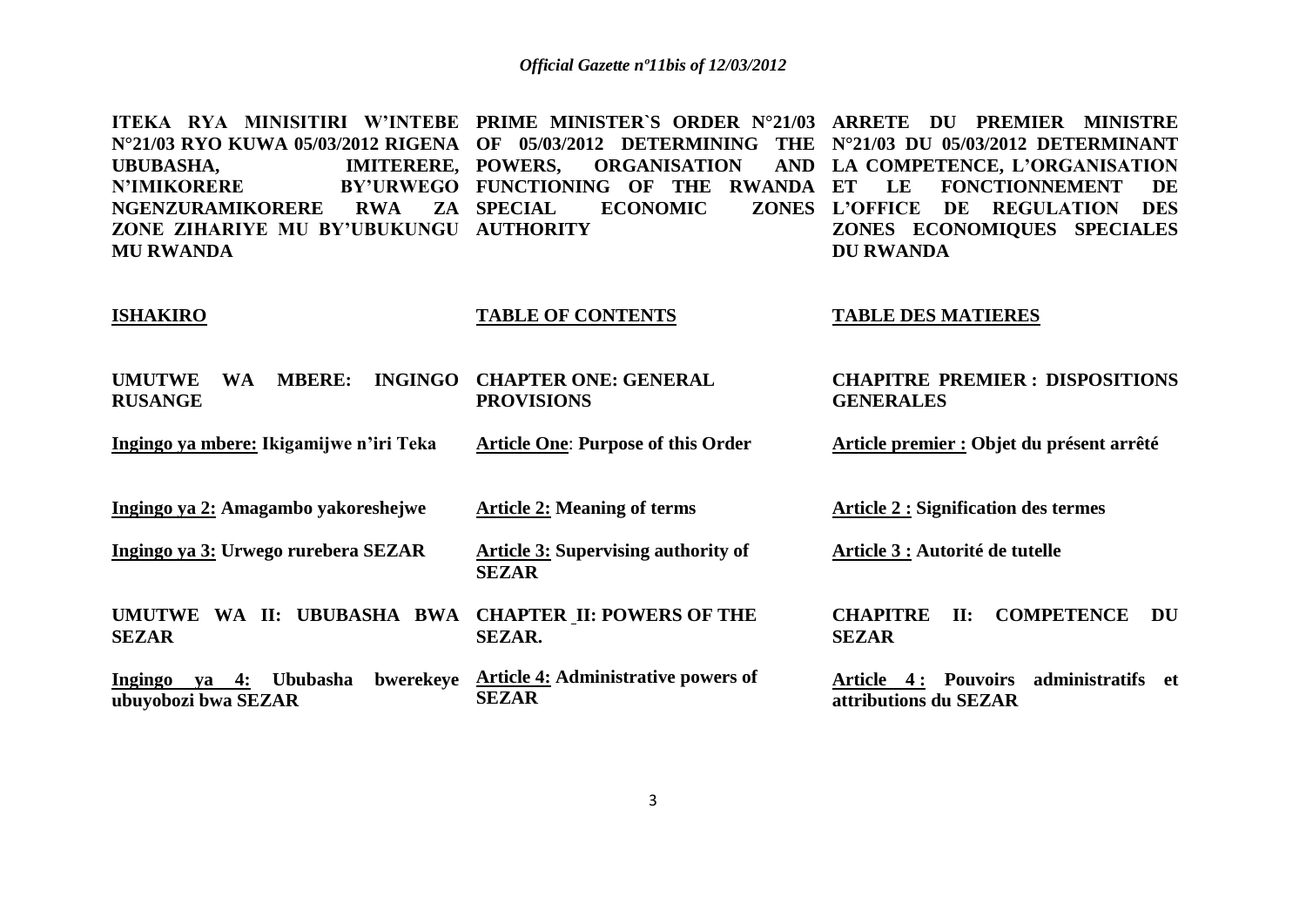**ITEKA RYA MINISITIRI W'INTEBE N°21/03 RYO KUWA 05/03/2012 RIGENA UBUBASHA, IMITERERE, N'IMIKORERE BY'URWEGO NGENZURAMIKORERE RWA ZA ZONE ZIHARIYE MU BY'UBUKUNGU MU RWANDA**

**ISHAKIRO**

**UMUTWE WA MBERE: INGINGO RUSANGE**

**Ingingo ya mbere:** **Ikigamijwe n'iri Teka**

**Ingingo ya 2:** **Amagambo yakoreshejwe**

**Ingingo ya 3:** **Urwego rurebera SEZAR**

**UMUTWE WA II: UBUBASHA BWA SEZAR**

**Ingingo ya 4:** **Ububasha bwerekeye ubuyobozi bwa SEZAR**

**PRIME MINISTER`S ORDER N°21/03 OF 05/03/2012 DETERMINING THE POWERS, ORGANISATION AND FUNCTIONING OF THE RWANDA SPECIAL ECONOMIC ZONES AUTHORITY**

**TABLE OF CONTENTS**

**CHAPTER ONE: GENERAL PROVISIONS**

**Article One**: **Purpose of this Order**

**Article 2:** **Meaning of terms**

**Article 3:** **Supervising authority of SEZAR**

**CHAPTER II: POWERS OF THE SEZAR.**

**Article 4:** **Administrative powers of SEZAR**

**ARRETE DU PREMIER MINISTRE N°21/03 DU 05/03/2012 DETERMINANT LA COMPETENCE, L'ORGANISATION ET LE FONCTIONNEMENT DE L'OFFICE DE REGULATION DES ZONES ECONOMIQUES SPECIALES DU RWANDA**

**TABLE DES MATIERES**

**CHAPITRE PREMIER : DISPOSITIONS GENERALES**

**Article premier :** **Objet du présent arrêté**

**Article 2 :** **Signification des termes**

**Article 3 :** **Autorité de tutelle**

**CHAPITRE II: COMPETENCE DU SEZAR**

**Article 4 :** **Pouvoirs administratifs et attributions du SEZAR**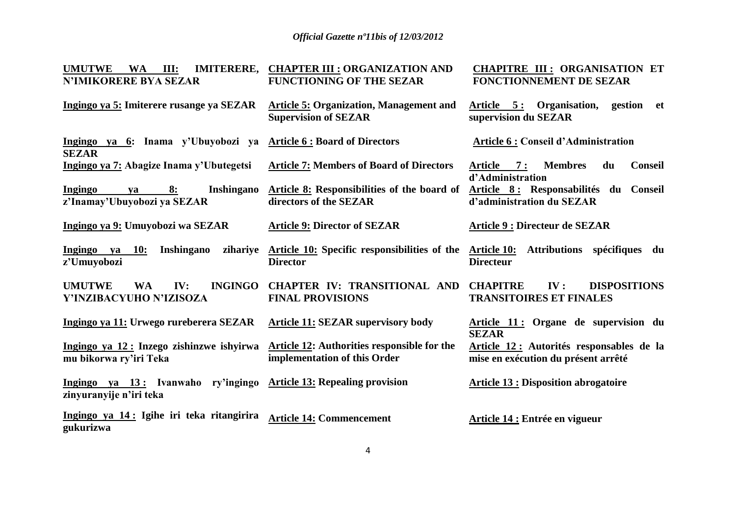| | | |
|---|---|---|
| **UMUTWE WA III: IMITERERE, N'IMIKORERE BYA SEZAR** | **CHAPTER III : ORGANIZATION AND FUNCTIONING OF THE SEZAR** | **CHAPITRE III : ORGANISATION ET FONCTIONNEMENT DE SEZAR** |
| **Ingingo ya 5: Imiterere rusange ya SEZAR** | **Article 5: Organization, Management and Supervision of SEZAR** | **Article 5 : Organisation, gestion et supervision du SEZAR** |
| **Ingingo ya 6: Inama y'Ubuyobozi ya SEZAR** | **Article 6 : Board of Directors** | **Article 6 : Conseil d'Administration** |
| **Ingingo ya 7: Abagize Inama y'Ubutegetsi** | **Article 7: Members of Board of Directors** | **Article 7 : Membres du Conseil d'Administration** |
| **Ingingo ya 8: Inshingano z'Inamay'Ubuyobozi ya SEZAR** | **Article 8: Responsibilities of the board of directors of the SEZAR** | **Article 8 : Responsabilités du Conseil d'administration du SEZAR** |
| **Ingingo ya 9: Umuyobozi wa SEZAR** | **Article 9: Director of SEZAR** | **Article 9 : Directeur de SEZAR** |
| **Ingingo ya 10: Inshingano zihariye z'Umuyobozi** | **Article 10: Specific responsibilities of the Director** | **Article 10: Attributions spécifiques du Directeur** |
| **UMUTWE WA IV: INGINGO Y'INZIBACYUHO N'IZISOZA** | **CHAPTER IV: TRANSITIONAL AND FINAL PROVISIONS** | **CHAPITRE IV : DISPOSITIONS TRANSITOIRES ET FINALES** |
| **Ingingo ya 11: Urwego rureberera SEZAR** | **Article 11: SEZAR supervisory body** | **Article 11 : Organe de supervision du SEZAR** |
| **Ingingo ya 12 : Inzego zishinzwe ishyirwa mu bikorwa ry'iri Teka** | **Article 12: Authorities responsible for the implementation of this Order** | **Article 12 : Autorités responsables de la mise en exécution du présent arrêté** |
| **Ingingo ya 13 : Ivanwaho ry'ingingo zinyuranyije n'iri teka** | **Article 13: Repealing provision** | **Article 13 : Disposition abrogatoire** |
| **Ingingo ya 14 : Igihe iri teka ritangirira gukurizwa** | **Article 14: Commencement** | **Article 14 : Entrée en vigueur** |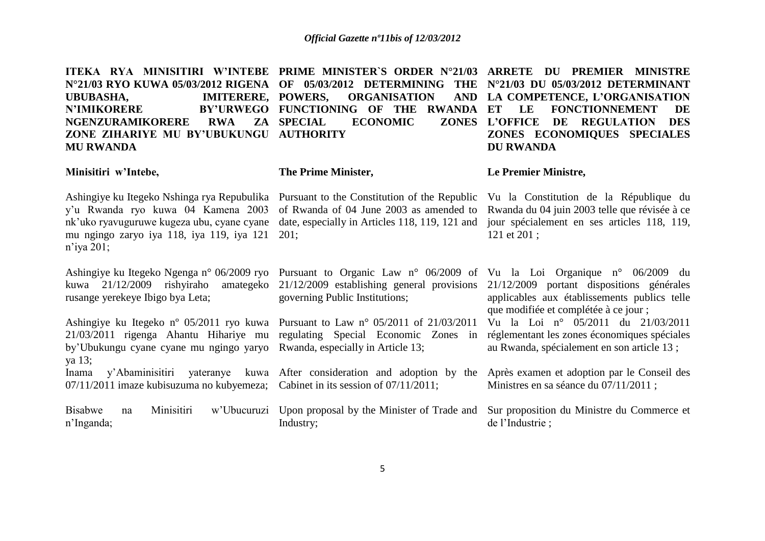**ITEKA RYA MINISITIRI W'INTEBE N°21/03 RYO KUWA 05/03/2012 RIGENA UBUBASHA, IMITERERE, N'IMIKORERE BY'URWEGO NGENZURAMIKORERE RWA ZA ZONE ZIHARIYE MU BY'UBUKUNGU MU RWANDA**

**Minisitiri w'Intebe,**

Ashingiye ku Itegeko Nshinga rya Repubulika y'u Rwanda ryo kuwa 04 Kamena 2003 nk'uko ryavuguruwe kugeza ubu, cyane cyane mu ngingo zaryo iya 118, iya 119, iya 121 n'iya 201;

Ashingiye ku Itegeko Ngenga n° 06/2009 ryo kuwa 21/12/2009 rishyiraho amategeko rusange yerekeye Ibigo bya Leta;

Ashingiye ku Itegeko nº 05/2011 ryo kuwa 21/03/2011 rigenga Ahantu Hihariye mu by'Ubukungu cyane cyane mu ngingo yaryo ya 13;

Inama y'Abaminisitiri yateranye kuwa 07/11/2011 imaze kubisuzuma no kubyemeza;

Bisabwe na Minisitiri w'Ubucuruzi n'Inganda;

**PRIME MINISTER`S ORDER N°21/03 OF 05/03/2012 DETERMINING THE POWERS, ORGANISATION AND FUNCTIONING OF THE RWANDA SPECIAL ECONOMIC ZONES AUTHORITY**

**The Prime Minister,**

Pursuant to the Constitution of the Republic of Rwanda of 04 June 2003 as amended to date, especially in Articles 118, 119, 121 and 201;

Pursuant to Organic Law n° 06/2009 of 21/12/2009 establishing general provisions governing Public Institutions;

Pursuant to Law n° 05/2011 of 21/03/2011 regulating Special Economic Zones in Rwanda, especially in Article 13;

After consideration and adoption by the Cabinet in its session of 07/11/2011;

Upon proposal by the Minister of Trade and Industry;

**ARRETE DU PREMIER MINISTRE N°21/03 DU 05/03/2012 DETERMINANT LA COMPETENCE, L'ORGANISATION ET LE FONCTIONNEMENT DE L'OFFICE DE REGULATION DES ZONES ECONOMIQUES SPECIALES DU RWANDA**

**Le Premier Ministre,**

Vu la Constitution de la République du Rwanda du 04 juin 2003 telle que révisée à ce jour spécialement en ses articles 118, 119, 121 et 201 ;

Vu la Loi Organique n° 06/2009 du 21/12/2009 portant dispositions générales applicables aux établissements publics telle que modifiée et complétée à ce jour ;

Vu la Loi n° 05/2011 du 21/03/2011 réglementant les zones économiques spéciales au Rwanda, spécialement en son article 13 ;

Après examen et adoption par le Conseil des Ministres en sa séance du 07/11/2011 ;

Sur proposition du Ministre du Commerce et de l'Industrie ;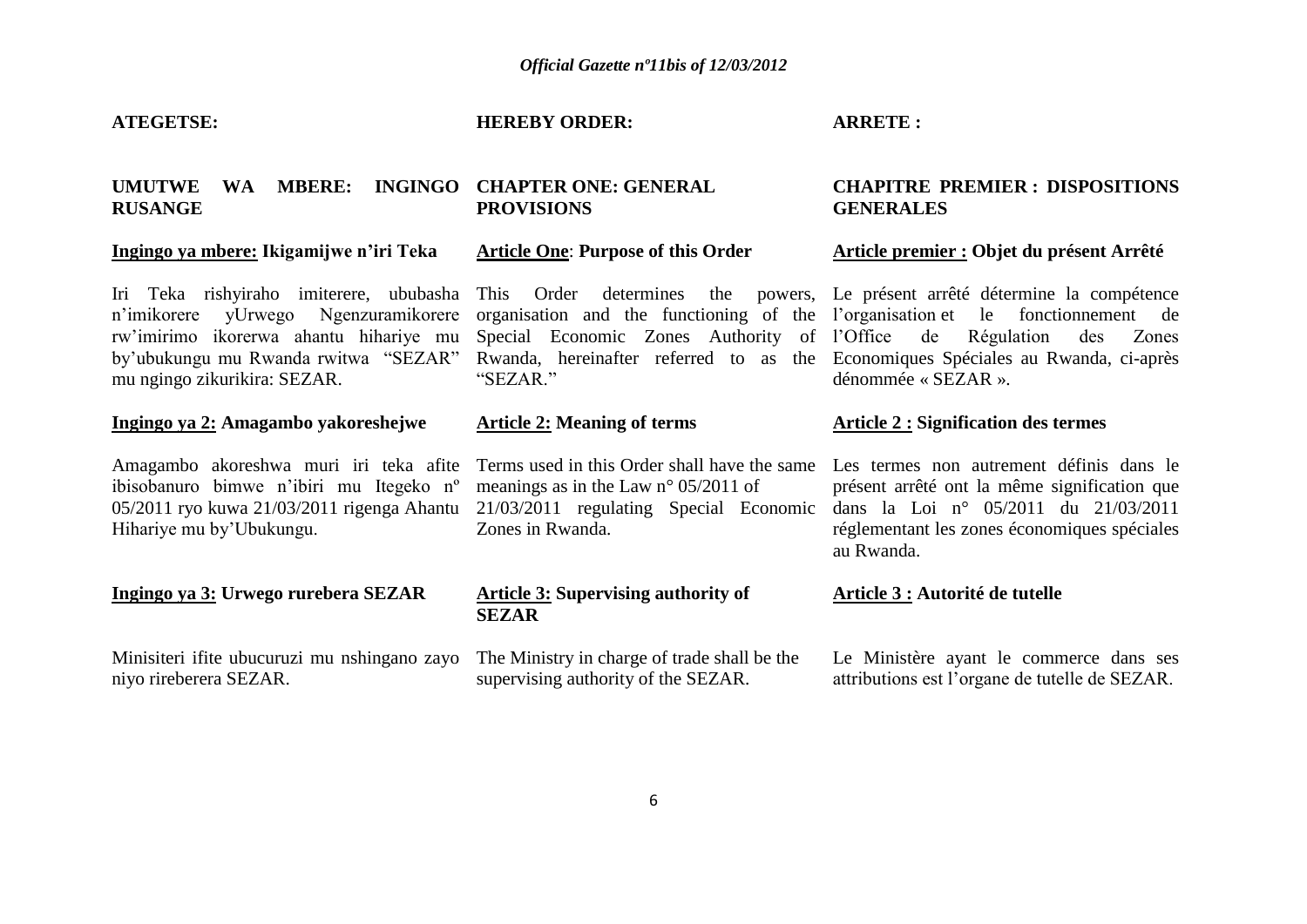**ATEGETSE:**

**UMUTWE WA MBERE: INGINGO RUSANGE**

**Ingingo ya mbere: Ikigamijwe n'iri Teka**

Iri Teka rishyiraho imiterere, ububasha n'imikorere yUrwego Ngenzuramikorere rw'imirimo ikorerwa ahantu hihariye mu by'ubukungu mu Rwanda rwitwa "SEZAR" mu ngingo zikurikira: SEZAR.

**Ingingo ya 2: Amagambo yakoreshejwe**

Amagambo akoreshwa muri iri teka afite ibisobanuro bimwe n'ibiri mu Itegeko nº 05/2011 ryo kuwa 21/03/2011 rigenga Ahantu Hihariye mu by'Ubukungu.

**Ingingo ya 3: Urwego rurebera SEZAR**

Minisiteri ifite ubucuruzi mu nshingano zayo niyo rireberera SEZAR.

**HEREBY ORDER:**

**CHAPTER ONE: GENERAL PROVISIONS**

**Article One: Purpose of this Order**

This Order determines the powers, organisation and the functioning of the Special Economic Zones Authority of Rwanda, hereinafter referred to as the "SEZAR."

**Article 2: Meaning of terms**

Terms used in this Order shall have the same meanings as in the Law n° 05/2011 of 21/03/2011 regulating Special Economic Zones in Rwanda.

**Article 3: Supervising authority of SEZAR**

The Ministry in charge of trade shall be the supervising authority of the SEZAR.

**ARRETE :**

**CHAPITRE PREMIER : DISPOSITIONS GENERALES**

**Article premier : Objet du présent Arrêté**

Le présent arrêté détermine la compétence l'organisation et le fonctionnement de l'Office de Régulation des Zones Economiques Spéciales au Rwanda, ci-après dénommée « SEZAR ».

**Article 2 : Signification des termes**

Les termes non autrement définis dans le présent arrêté ont la même signification que dans la Loi n° 05/2011 du 21/03/2011 réglementant les zones économiques spéciales au Rwanda.

**Article 3 : Autorité de tutelle**

Le Ministère ayant le commerce dans ses attributions est l'organe de tutelle de SEZAR.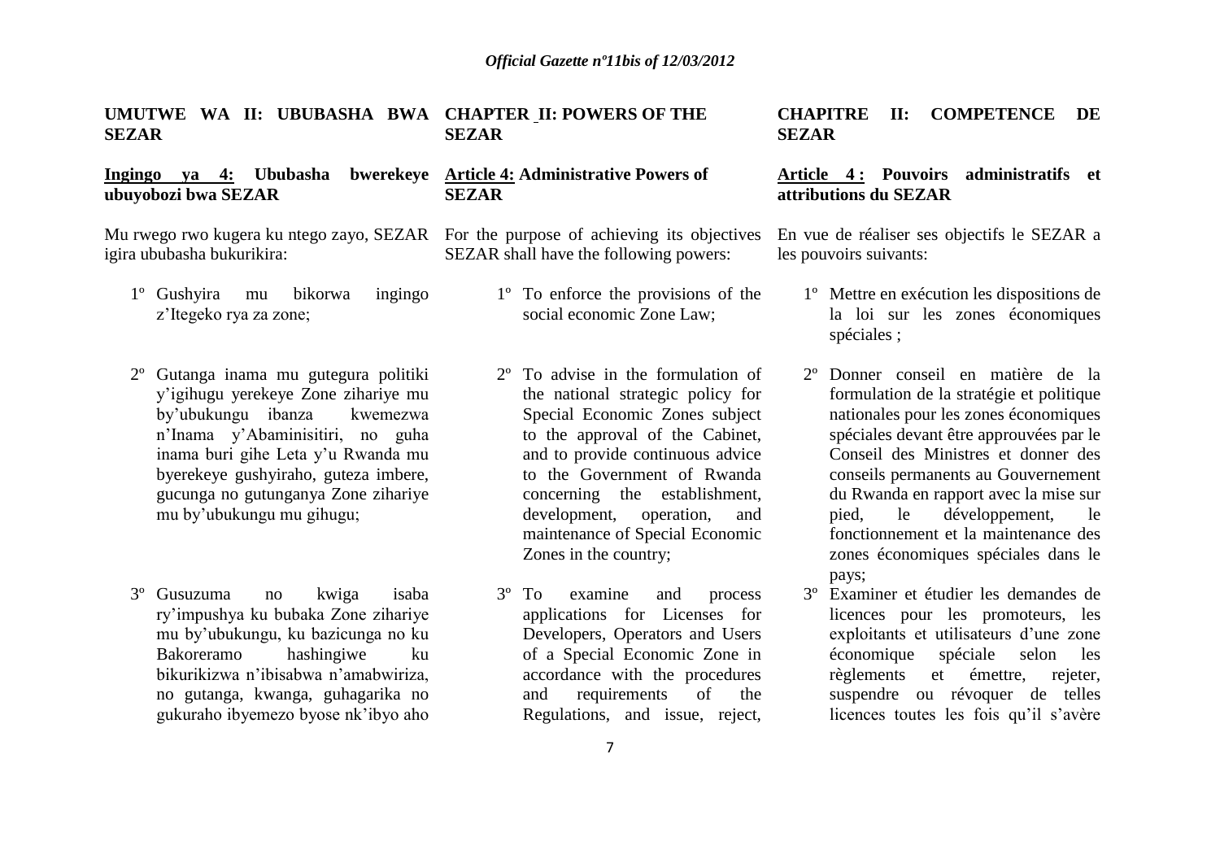**UMUTWE WA II: UBUBASHA BWA SEZAR**

**Ingingo ya 4: Ububasha bwerekeye ubuyobozi bwa SEZAR**

Mu rwego rwo kugera ku ntego zayo, SEZAR igira ububasha bukurikira:

1º Gushyira mu bikorwa ingingo z'Itegeko rya za zone;

2º Gutanga inama mu gutegura politiki y'igihugu yerekeye Zone zihariye mu by'ubukungu ibanza kwemezwa n'Inama y'Abaminisitiri, no guha inama buri gihe Leta y'u Rwanda mu byerekeye gushyiraho, guteza imbere, gucunga no gutunganya Zone zihariye mu by'ubukungu mu gihugu;

3º Gusuzuma no kwiga isaba ry'impushya ku bubaka Zone zihariye mu by'ubukungu, ku bazicunga no ku Bakoreramo hashingiwe ku bikurikizwa n'ibisabwa n'amabwiriza, no gutanga, kwanga, guhagarika no gukuraho ibyemezo byose nk'ibyo aho

**CHAPTER II: POWERS OF THE SEZAR**

**Article 4: Administrative Powers of SEZAR**

For the purpose of achieving its objectives SEZAR shall have the following powers:

1º To enforce the provisions of the social economic Zone Law;

2º To advise in the formulation of the national strategic policy for Special Economic Zones subject to the approval of the Cabinet, and to provide continuous advice to the Government of Rwanda concerning the establishment, development, operation, and maintenance of Special Economic Zones in the country;

3º To examine and process applications for Licenses for Developers, Operators and Users of a Special Economic Zone in accordance with the procedures and requirements of the Regulations, and issue, reject,

**CHAPITRE II: COMPETENCE DE SEZAR**

**Article 4 : Pouvoirs administratifs et attributions du SEZAR**

En vue de réaliser ses objectifs le SEZAR a les pouvoirs suivants:

1º Mettre en exécution les dispositions de la loi sur les zones économiques spéciales ;

2º Donner conseil en matière de la formulation de la stratégie et politique nationales pour les zones économiques spéciales devant être approuvées par le Conseil des Ministres et donner des conseils permanents au Gouvernement du Rwanda en rapport avec la mise sur pied, le développement, le fonctionnement et la maintenance des zones économiques spéciales dans le pays;

3º Examiner et étudier les demandes de licences pour les promoteurs, les exploitants et utilisateurs d'une zone économique spéciale selon les règlements et émettre, rejeter, suspendre ou révoquer de telles licences toutes les fois qu'il s'avère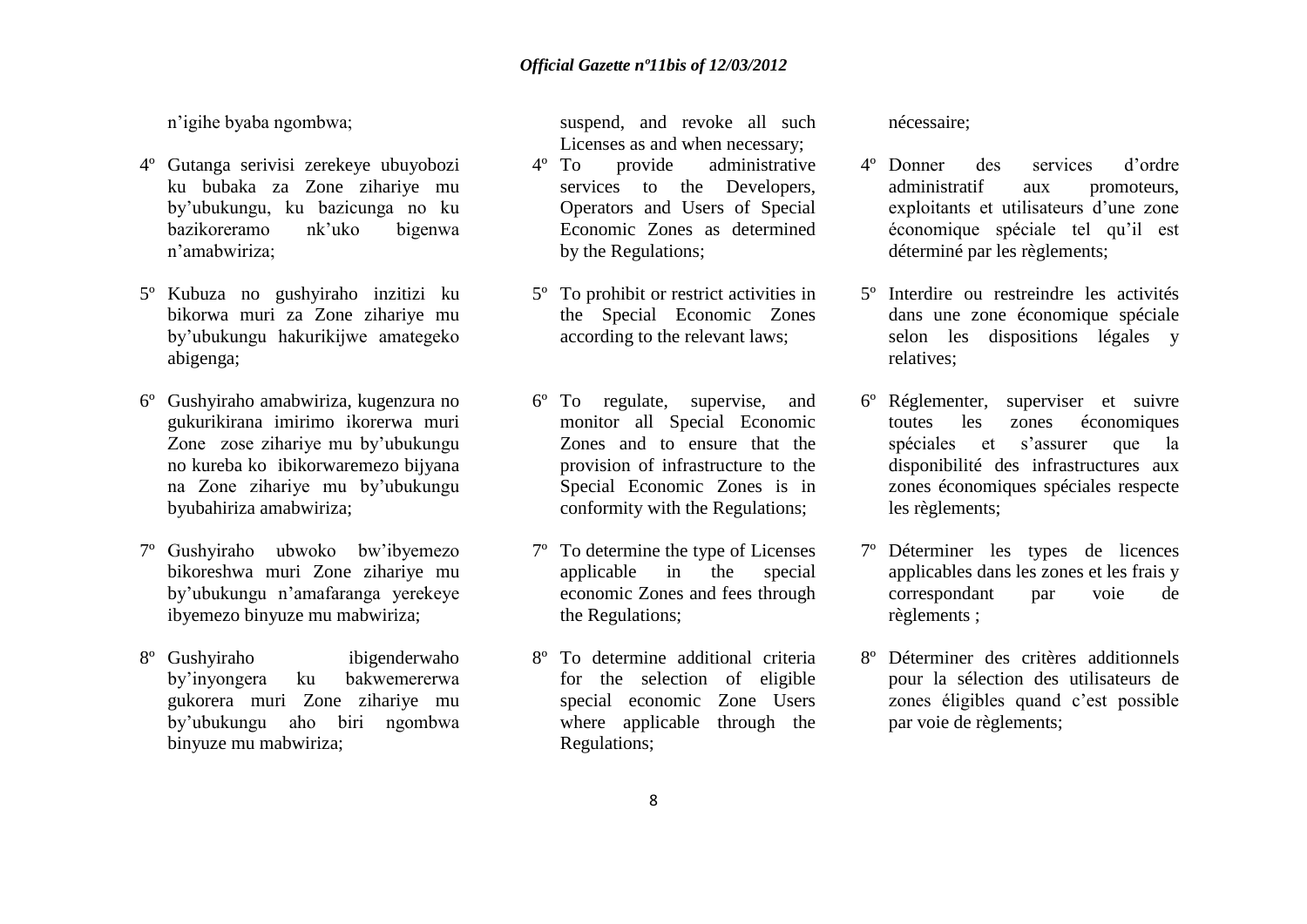n'igihe byaba ngombwa;

4º Gutanga serivisi zerekeye ubuyobozi ku bubaka za Zone zihariye mu by'ubukungu, ku bazicunga no ku bazikoreramo nk'uko bigenwa n'amabwiriza;

5º Kubuza no gushyiraho inzitizi ku bikorwa muri za Zone zihariye mu by'ubukungu hakurikijwe amategeko abigenga;

6º Gushyiraho amabwiriza, kugenzura no gukurikirana imirimo ikorerwa muri Zone zose zihariye mu by'ubukungu no kureba ko ibikorwaremezo bijyana na Zone zihariye mu by'ubukungu byubahiriza amabwiriza;

7º Gushyiraho ubwoko bw'ibyemezo bikoreshwa muri Zone zihariye mu by'ubukungu n'amafaranga yerekeye ibyemezo binyuze mu mabwiriza;

8º Gushyiraho ibigenderwaho by'inyongera ku bakwemererwa gukorera muri Zone zihariye mu by'ubukungu aho biri ngombwa binyuze mu mabwiriza;

suspend, and revoke all such Licenses as and when necessary;

4º To provide administrative services to the Developers, Operators and Users of Special Economic Zones as determined by the Regulations;

5º To prohibit or restrict activities in the Special Economic Zones according to the relevant laws;

6º To regulate, supervise, and monitor all Special Economic Zones and to ensure that the provision of infrastructure to the Special Economic Zones is in conformity with the Regulations;

7º To determine the type of Licenses applicable in the special economic Zones and fees through the Regulations;

8º To determine additional criteria for the selection of eligible special economic Zone Users where applicable through the Regulations;

nécessaire;

4º Donner des services d'ordre administratif aux promoteurs, exploitants et utilisateurs d'une zone économique spéciale tel qu'il est déterminé par les règlements;

5º Interdire ou restreindre les activités dans une zone économique spéciale selon les dispositions légales y relatives;

6º Réglementer, superviser et suivre toutes les zones économiques spéciales et s'assurer que la disponibilité des infrastructures aux zones économiques spéciales respecte les règlements;

7º Déterminer les types de licences applicables dans les zones et les frais y correspondant par voie de règlements ;

8º Déterminer des critères additionnels pour la sélection des utilisateurs de zones éligibles quand c'est possible par voie de règlements;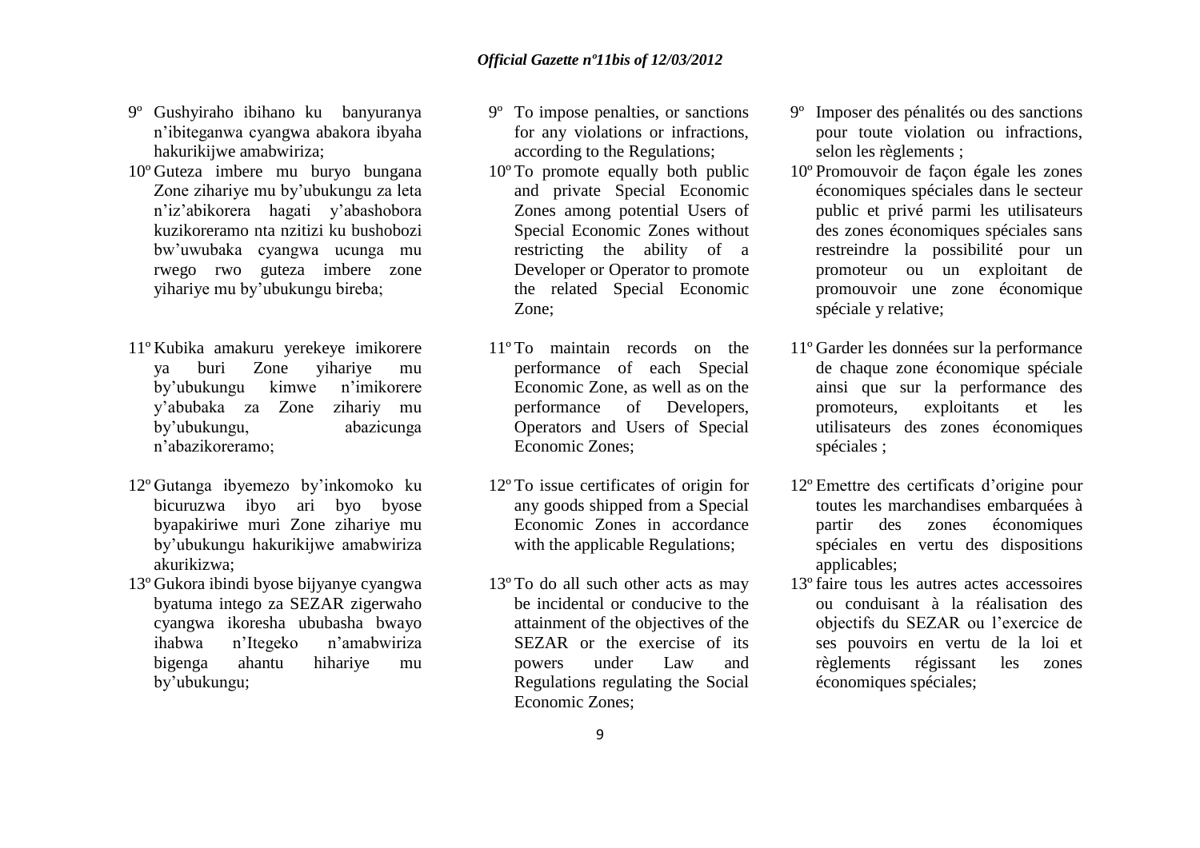9º Gushyiraho ibihano ku banyuranya n'ibiteganwa cyangwa abakora ibyaha hakurikijwe amabwiriza;

10º Guteza imbere mu buryo bungana Zone zihariye mu by'ubukungu za leta n'iz'abikorera hagati y'abashobora kuzikoreramo nta nzitizi ku bushobozi bw'uwubaka cyangwa ucunga mu rwego rwo guteza imbere zone yihariye mu by'ubukungu bireba;

11º Kubika amakuru yerekeye imikorere ya buri Zone yihariye mu by'ubukungu kimwe n'imikorere y'abubaka za Zone zihariy mu by'ubukungu, abazicunga n'abazikoreramo;

12º Gutanga ibyemezo by'inkomoko ku bicuruzwa ibyo ari byo byose byapakiriwe muri Zone zihariye mu by'ubukungu hakurikijwe amabwiriza akurikizwa;

13º Gukora ibindi byose bijyanye cyangwa byatuma intego za SEZAR zigerwaho cyangwa ikoresha ububasha bwayo ihabwa n'Itegeko n'amabwiriza bigenga ahantu hihariye mu by'ubukungu;

9º To impose penalties, or sanctions for any violations or infractions, according to the Regulations;

10º To promote equally both public and private Special Economic Zones among potential Users of Special Economic Zones without restricting the ability of a Developer or Operator to promote the related Special Economic Zone;

11º To maintain records on the performance of each Special Economic Zone, as well as on the performance of Developers, Operators and Users of Special Economic Zones;

12º To issue certificates of origin for any goods shipped from a Special Economic Zones in accordance with the applicable Regulations;

13º To do all such other acts as may be incidental or conducive to the attainment of the objectives of the SEZAR or the exercise of its powers under Law and Regulations regulating the Social Economic Zones;

9º Imposer des pénalités ou des sanctions pour toute violation ou infractions, selon les règlements ;

10º Promouvoir de façon égale les zones économiques spéciales dans le secteur public et privé parmi les utilisateurs des zones économiques spéciales sans restreindre la possibilité pour un promoteur ou un exploitant de promouvoir une zone économique spéciale y relative;

11º Garder les données sur la performance de chaque zone économique spéciale ainsi que sur la performance des promoteurs, exploitants et les utilisateurs des zones économiques spéciales ;

12º Emettre des certificats d'origine pour toutes les marchandises embarquées à partir des zones économiques spéciales en vertu des dispositions applicables;

13º faire tous les autres actes accessoires ou conduisant à la réalisation des objectifs du SEZAR ou l'exercice de ses pouvoirs en vertu de la loi et règlements régissant les zones économiques spéciales;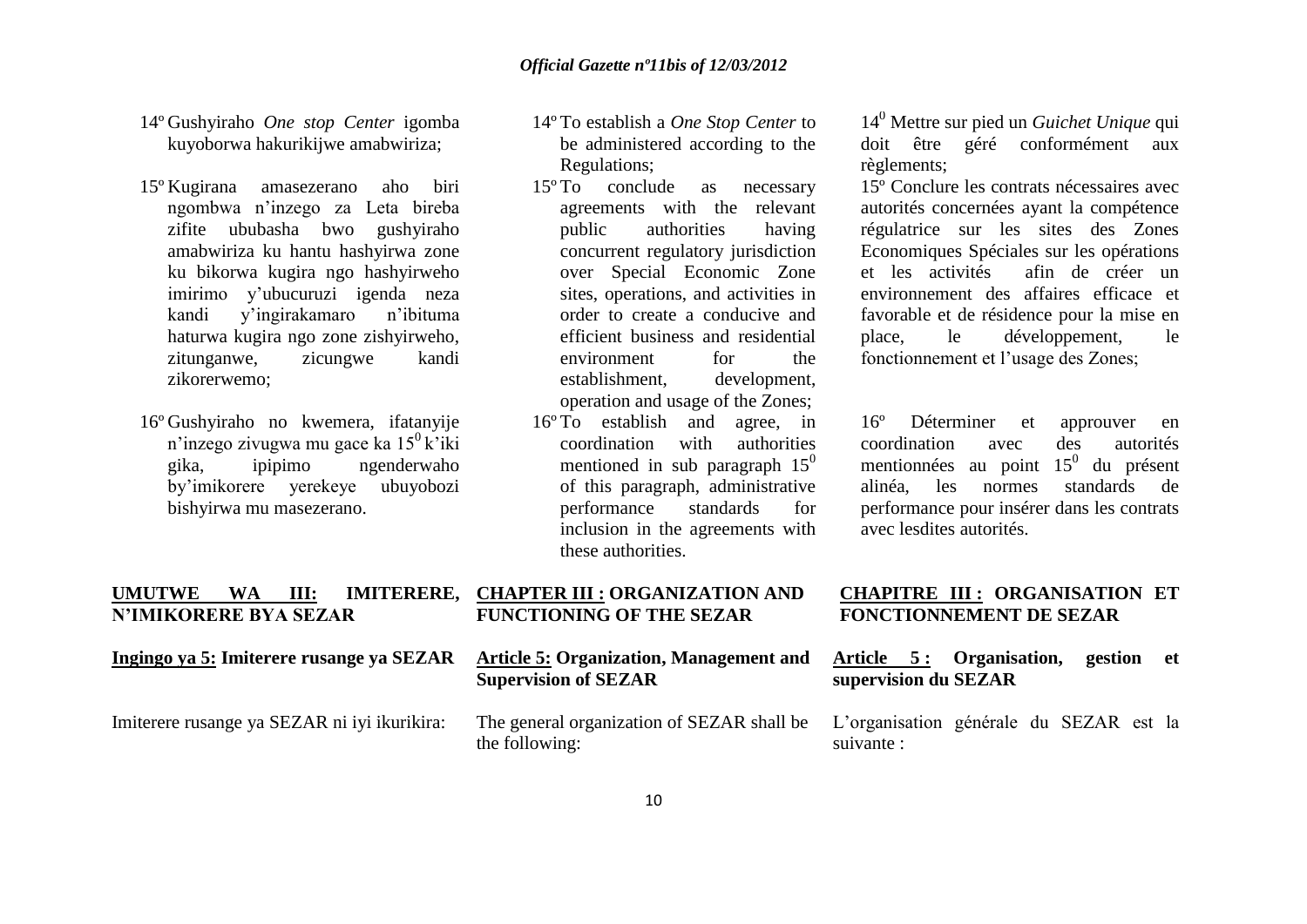14º Gushyiraho *One stop Center* igomba kuyoborwa hakurikijwe amabwiriza;

15º Kugirana amasezerano aho biri ngombwa n'inzego za Leta bireba zifite ububasha bwo gushyiraho amabwiriza ku hantu hashyirwa zone ku bikorwa kugira ngo hashyirweho imirimo y'ubucuruzi igenda neza kandi y'ingirakamaro n'ibituma haturwa kugira ngo zone zishyirweho, zitunganwe, zicungwe kandi zikorerwemo;

16º Gushyiraho no kwemera, ifatanyije n'inzego zivugwa mu gace ka $15^0$ k'iki gika, ipipimo ngenderwaho by'imikorere yerekeye ubuyobozi bishyirwa mu masezerano.

14º To establish a *One Stop Center* to be administered according to the Regulations;

15º To conclude as necessary agreements with the relevant public authorities having concurrent regulatory jurisdiction over Special Economic Zone sites, operations, and activities in order to create a conducive and efficient business and residential environment for the establishment, development, operation and usage of the Zones;

16º To establish and agree, in coordination with authorities mentioned in sub paragraph $15^0$ of this paragraph, administrative performance standards for inclusion in the agreements with these authorities.

$14^0$ Mettre sur pied un *Guichet Unique* qui doit être géré conformément aux règlements;

15º Conclure les contrats nécessaires avec autorités concernées ayant la compétence régulatrice sur les sites des Zones Economiques Spéciales sur les opérations et les activités afin de créer un environnement des affaires efficace et favorable et de résidence pour la mise en place, le développement, le fonctionnement et l'usage des Zones;

16º Déterminer et approuver en coordination avec des autorités mentionnées au point $15^0$ du présent alinéa, les normes standards de performance pour insérer dans les contrats avec lesdites autorités.

## UMUTWE WA III: IMITERERE, N'IMIKORERE BYA SEZAR

## CHAPTER III : ORGANIZATION AND FUNCTIONING OF THE SEZAR

## CHAPITRE III : ORGANISATION ET FONCTIONNEMENT DE SEZAR

**Ingingo ya 5: Imiterere rusange ya SEZAR**

Imiterere rusange ya SEZAR ni iyi ikurikira:

**Article 5: Organization, Management and Supervision of SEZAR**

The general organization of SEZAR shall be the following:

**Article 5 : Organisation, gestion et supervision du SEZAR**

L'organisation générale du SEZAR est la suivante :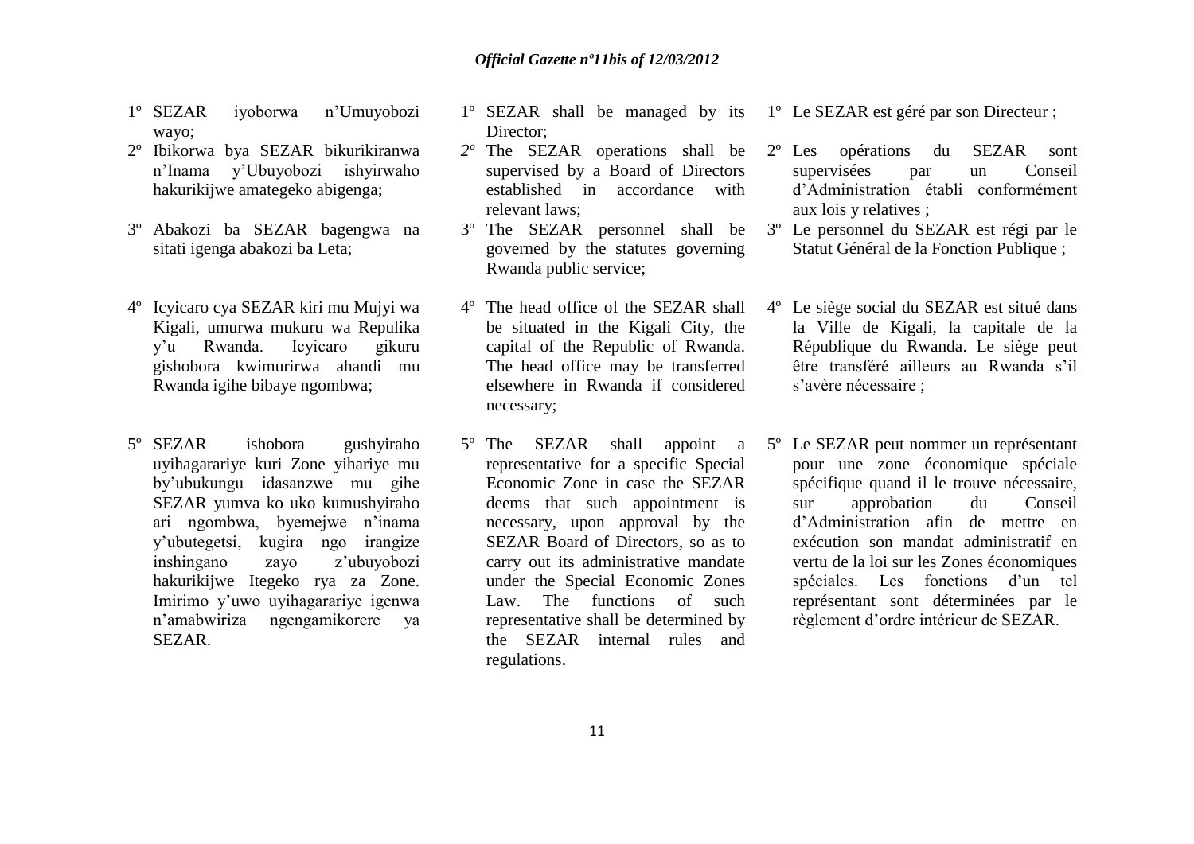1º SEZAR iyoborwa n'Umuyobozi wayo;

2º Ibikorwa bya SEZAR bikurikiranwa n'Inama y'Ubuyobozi ishyirwaho hakurikijwe amategeko abigenga;

3º Abakozi ba SEZAR bagengwa na sitati igenga abakozi ba Leta;

4º Icyicaro cya SEZAR kiri mu Mujyi wa Kigali, umurwa mukuru wa Repulika y'u Rwanda. Icyicaro gikuru gishobora kwimurirwa ahandi mu Rwanda igihe bibaye ngombwa;

5º SEZAR ishobora gushyiraho uyihagarariye kuri Zone yihariye mu by'ubukungu idasanzwe mu gihe SEZAR yumva ko uko kumushyiraho ari ngombwa, byemejwe n'inama y'ubutegetsi, kugira ngo irangize inshingano zayo z'ubuyobozi hakurikijwe Itegeko rya za Zone. Imirimo y'uwo uyihagarariye igenwa n'amabwiriza ngengamikorere ya SEZAR.

1º SEZAR shall be managed by its Director;

*2º* The SEZAR operations shall be supervised by a Board of Directors established in accordance with relevant laws;

3º The SEZAR personnel shall be governed by the statutes governing Rwanda public service;

4º The head office of the SEZAR shall be situated in the Kigali City, the capital of the Republic of Rwanda. The head office may be transferred elsewhere in Rwanda if considered necessary;

5º The SEZAR shall appoint a representative for a specific Special Economic Zone in case the SEZAR deems that such appointment is necessary, upon approval by the SEZAR Board of Directors, so as to carry out its administrative mandate under the Special Economic Zones Law. The functions of such representative shall be determined by the SEZAR internal rules and regulations.

1º Le SEZAR est géré par son Directeur ;

2º Les opérations du SEZAR sont supervisées par un Conseil d'Administration établi conformément aux lois y relatives ;

3º Le personnel du SEZAR est régi par le Statut Général de la Fonction Publique ;

4º Le siège social du SEZAR est situé dans la Ville de Kigali, la capitale de la République du Rwanda. Le siège peut être transféré ailleurs au Rwanda s'il s'avère nécessaire ;

5º Le SEZAR peut nommer un représentant pour une zone économique spéciale spécifique quand il le trouve nécessaire, sur approbation du Conseil d'Administration afin de mettre en exécution son mandat administratif en vertu de la loi sur les Zones économiques spéciales. Les fonctions d'un tel représentant sont déterminées par le règlement d'ordre intérieur de SEZAR.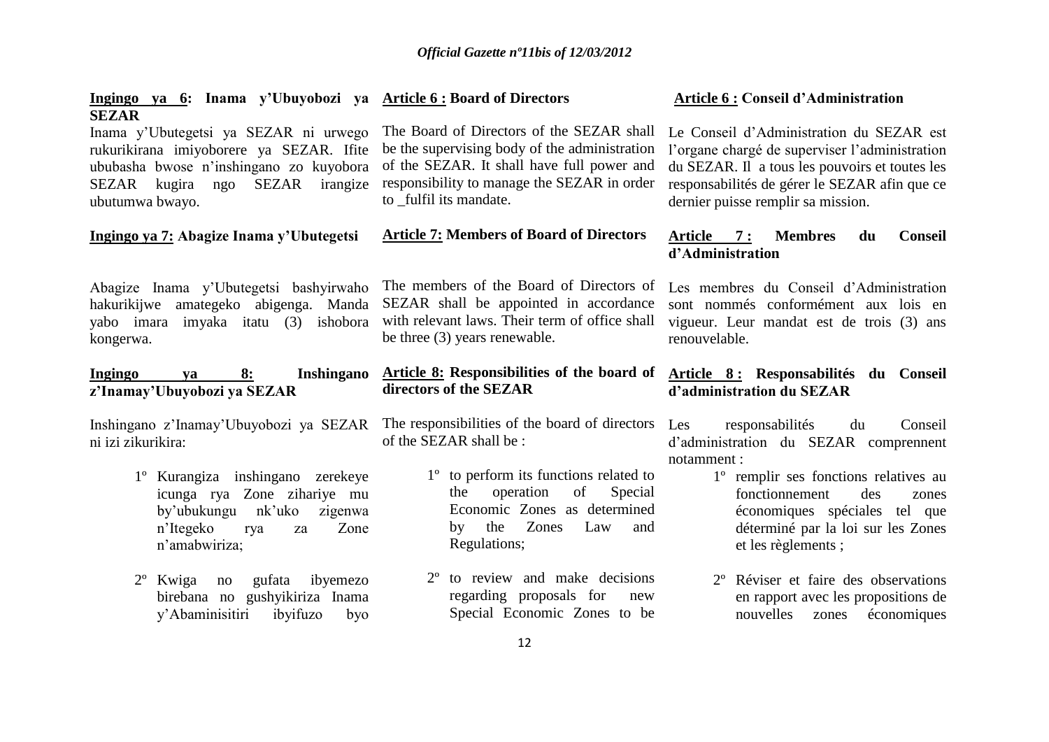**Ingingo ya 6: Inama y'Ubuyobozi ya SEZAR**

Inama y'Ubutegetsi ya SEZAR ni urwego rukurikirana imiyoborere ya SEZAR. Ifite ububasha bwose n'inshingano zo kuyobora SEZAR kugira ngo SEZAR irangize ubutumwa bwayo.

**Ingingo ya 7: Abagize Inama y'Ubutegetsi**

Abagize Inama y'Ubutegetsi bashyirwaho hakurikijwe amategeko abigenga. Manda yabo imara imyaka itatu (3) ishobora kongerwa.

**Ingingo ya 8: Inshingano z'Inamay'Ubuyobozi ya SEZAR**

Inshingano z'Inamay'Ubuyobozi ya SEZAR ni izi zikurikira:

1º Kurangiza inshingano zerekeye icunga rya Zone zihariye mu by'ubukungu nk'uko zigenwa n'Itegeko rya za Zone n'amabwiriza;

2º Kwiga no gufata ibyemezo birebana no gushyikiriza Inama y'Abaminisitiri ibyifuzo byo

**Article 6 : Board of Directors**

The Board of Directors of the SEZAR shall be the supervising body of the administration of the SEZAR. It shall have full power and responsibility to manage the SEZAR in order to _fulfil its mandate.

**Article 7: Members of Board of Directors**

The members of the Board of Directors of SEZAR shall be appointed in accordance with relevant laws. Their term of office shall be three (3) years renewable.

**Article 8: Responsibilities of the board of directors of the SEZAR**

The responsibilities of the board of directors of the SEZAR shall be :

1º to perform its functions related to the operation of Special Economic Zones as determined by the Zones Law and Regulations;

2º to review and make decisions regarding proposals for new Special Economic Zones to be

**Article 6 : Conseil d'Administration**

Le Conseil d'Administration du SEZAR est l'organe chargé de superviser l'administration du SEZAR. Il a tous les pouvoirs et toutes les responsabilités de gérer le SEZAR afin que ce dernier puisse remplir sa mission.

**Article 7 : Membres du Conseil d'Administration**

Les membres du Conseil d'Administration sont nommés conformément aux lois en vigueur. Leur mandat est de trois (3) ans renouvelable.

**Article 8 : Responsabilités du Conseil d'administration du SEZAR**

Les responsabilités du Conseil d'administration du SEZAR comprennent notamment :

1º remplir ses fonctions relatives au fonctionnement des zones économiques spéciales tel que déterminé par la loi sur les Zones et les règlements ;

2º Réviser et faire des observations en rapport avec les propositions de nouvelles zones économiques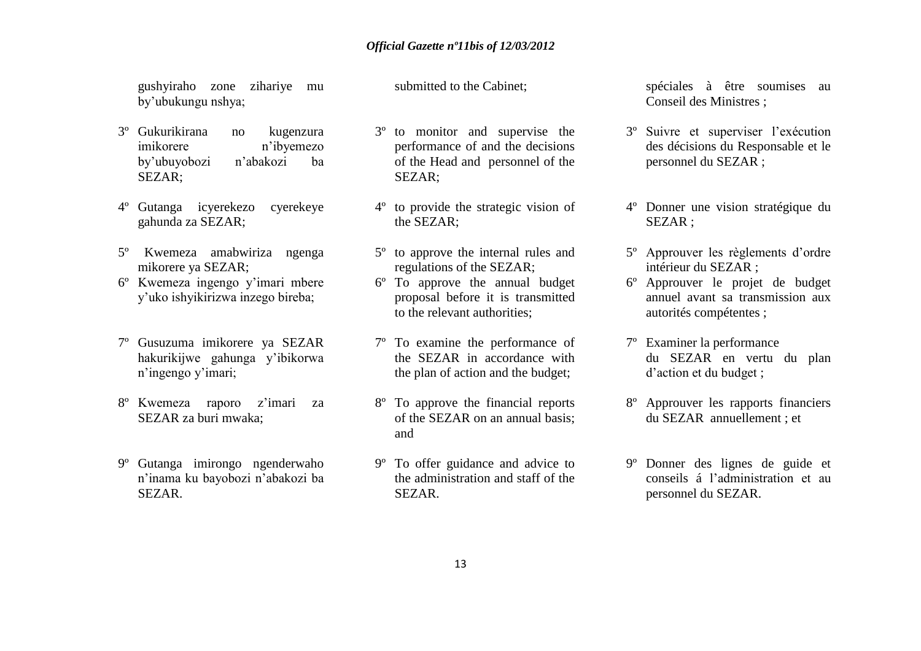gushyiraho zone zihariye mu by'ubukungu nshya;

3º Gukurikirana no kugenzura imikorere n'ibyemezo by'ubuyobozi n'abakozi ba SEZAR;

4º Gutanga icyerekezo cyerekeye gahunda za SEZAR;

5º Kwemeza amabwiriza ngenga mikorere ya SEZAR;

6º Kwemeza ingengo y'imari mbere y'uko ishyikirizwa inzego bireba;

7º Gusuzuma imikorere ya SEZAR hakurikijwe gahunga y'ibikorwa n'ingengo y'imari;

8º Kwemeza raporo z'imari za SEZAR za buri mwaka;

9º Gutanga imirongo ngenderwaho n'inama ku bayobozi n'abakozi ba SEZAR.

submitted to the Cabinet;

3º to monitor and supervise the performance of and the decisions of the Head and personnel of the SEZAR;

4º to provide the strategic vision of the SEZAR;

5º to approve the internal rules and regulations of the SEZAR;

6º To approve the annual budget proposal before it is transmitted to the relevant authorities;

7º To examine the performance of the SEZAR in accordance with the plan of action and the budget;

8º To approve the financial reports of the SEZAR on an annual basis; and

9º To offer guidance and advice to the administration and staff of the SEZAR.

spéciales à être soumises au Conseil des Ministres ;

3º Suivre et superviser l'exécution des décisions du Responsable et le personnel du SEZAR ;

4º Donner une vision stratégique du SEZAR ;

5º Approuver les règlements d'ordre intérieur du SEZAR ;

6º Approuver le projet de budget annuel avant sa transmission aux autorités compétentes ;

7º Examiner la performance du SEZAR en vertu du plan d'action et du budget ;

8º Approuver les rapports financiers du SEZAR annuellement ; et

9º Donner des lignes de guide et conseils á l'administration et au personnel du SEZAR.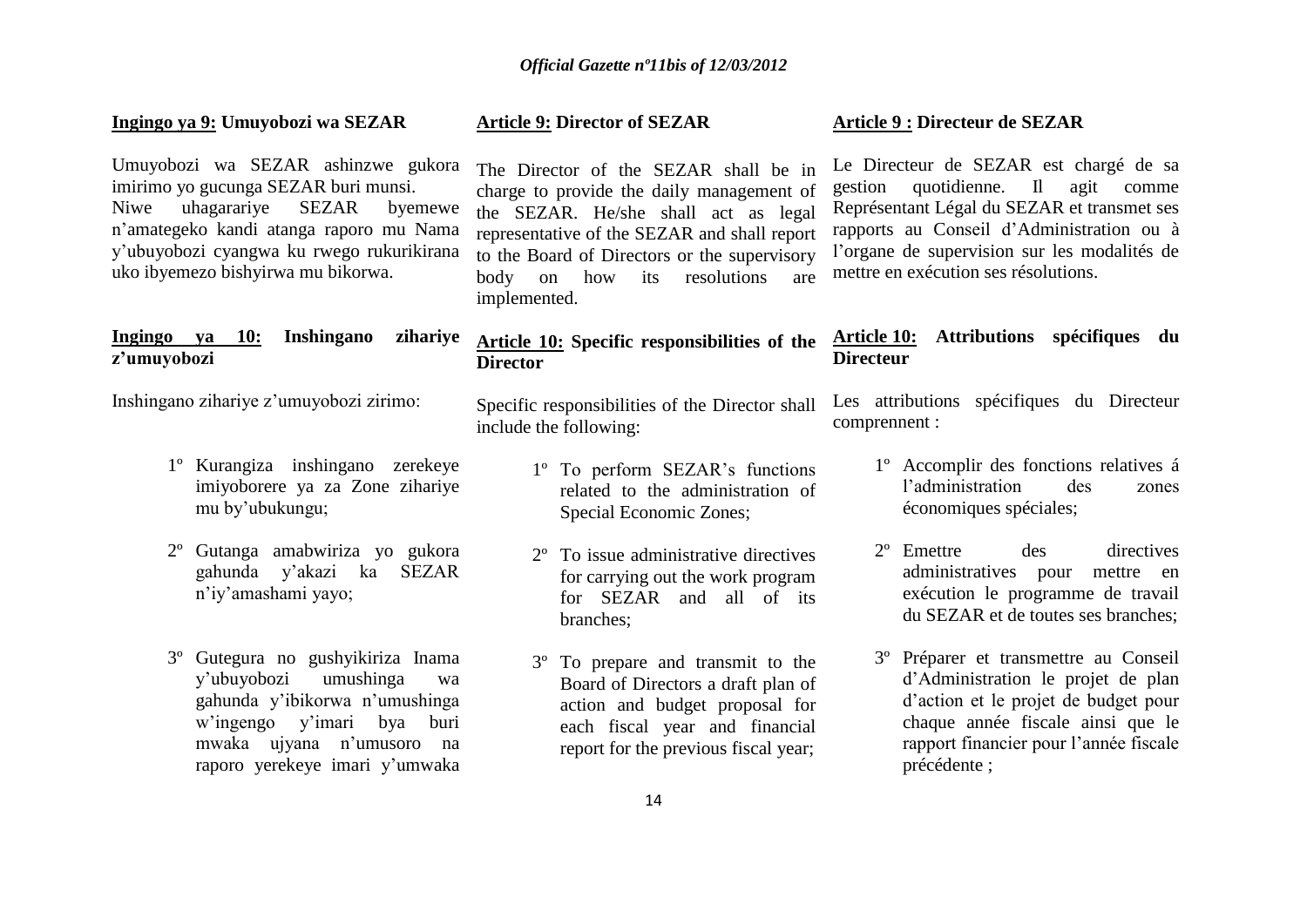**Ingingo ya 9: Umuyobozi wa SEZAR**

Umuyobozi wa SEZAR ashinzwe gukora imirimo yo gucunga SEZAR buri munsi. Niwe uhagarariye SEZAR byemewe n'amategeko kandi atanga raporo mu Nama y'ubuyobozi cyangwa ku rwego rukurikirana uko ibyemezo bishyirwa mu bikorwa.

**Ingingo ya 10: Inshingano zihariye z'umuyobozi**

Inshingano zihariye z'umuyobozi zirimo:

1º Kurangiza inshingano zerekeye imiyoborere ya za Zone zihariye mu by'ubukungu;

2º Gutanga amabwiriza yo gukora gahunda y'akazi ka SEZAR n'iy'amashami yayo;

3º Gutegura no gushyikiriza Inama y'ubuyobozi umushinga wa gahunda y'ibikorwa n'umushinga w'ingengo y'imari bya buri mwaka ujyana n'umusoro na raporo yerekeye imari y'umwaka

**Article 9: Director of SEZAR**

The Director of the SEZAR shall be in charge to provide the daily management of the SEZAR. He/she shall act as legal representative of the SEZAR and shall report to the Board of Directors or the supervisory body on how its resolutions are implemented.

**Article 10: Specific responsibilities of the Director**

Specific responsibilities of the Director shall include the following:

1º To perform SEZAR's functions related to the administration of Special Economic Zones;

2º To issue administrative directives for carrying out the work program for SEZAR and all of its branches;

3º To prepare and transmit to the Board of Directors a draft plan of action and budget proposal for each fiscal year and financial report for the previous fiscal year;

**Article 9 : Directeur de SEZAR**

Le Directeur de SEZAR est chargé de sa gestion quotidienne. Il agit comme Représentant Légal du SEZAR et transmet ses rapports au Conseil d'Administration ou à l'organe de supervision sur les modalités de mettre en exécution ses résolutions.

**Article 10: Attributions spécifiques du Directeur**

Les attributions spécifiques du Directeur comprennent :

1º Accomplir des fonctions relatives á l'administration des zones économiques spéciales;

2º Emettre des directives administratives pour mettre en exécution le programme de travail du SEZAR et de toutes ses branches;

3º Préparer et transmettre au Conseil d'Administration le projet de plan d'action et le projet de budget pour chaque année fiscale ainsi que le rapport financier pour l'année fiscale précédente ;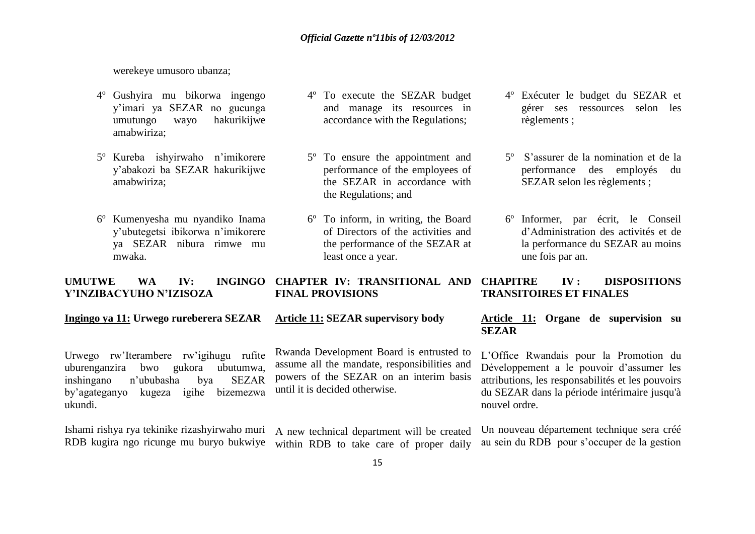werekeye umusoro ubanza;

4º Gushyira mu bikorwa ingengo y'imari ya SEZAR no gucunga umutungo wayo hakurikijwe amabwiriza;

5º Kureba ishyirwaho n'imikorere y'abakozi ba SEZAR hakurikijwe amabwiriza;

6º Kumenyesha mu nyandiko Inama y'ubutegetsi ibikorwa n'imikorere ya SEZAR nibura rimwe mu mwaka.

**UMUTWE WA IV: INGINGO Y'INZIBACYUHO N'IZISOZA**

**Ingingo ya 11: Urwego rureberera SEZAR**

Urwego rw'Iterambere rw'igihugu rufite uburenganzira bwo gukora ubutumwa, inshingano n'ububasha bya SEZAR by'agateganyo kugeza igihe bizemezwa ukundi.

Ishami rishya rya tekinike rizashyirwaho muri RDB kugira ngo ricunge mu buryo bukwiye

4º To execute the SEZAR budget and manage its resources in accordance with the Regulations;

5º To ensure the appointment and performance of the employees of the SEZAR in accordance with the Regulations; and

6º To inform, in writing, the Board of Directors of the activities and the performance of the SEZAR at least once a year.

**CHAPTER IV: TRANSITIONAL AND FINAL PROVISIONS**

**Article 11: SEZAR supervisory body**

Rwanda Development Board is entrusted to assume all the mandate, responsibilities and powers of the SEZAR on an interim basis until it is decided otherwise.

A new technical department will be created within RDB to take care of proper daily

4º Exécuter le budget du SEZAR et gérer ses ressources selon les règlements ;

5º S'assurer de la nomination et de la performance des employés du SEZAR selon les règlements ;

6º Informer, par écrit, le Conseil d'Administration des activités et de la performance du SEZAR au moins une fois par an.

**CHAPITRE IV : DISPOSITIONS TRANSITOIRES ET FINALES**

**Article 11: Organe de supervision su SEZAR**

L'Office Rwandais pour la Promotion du Développement a le pouvoir d'assumer les attributions, les responsabilités et les pouvoirs du SEZAR dans la période intérimaire jusqu'à nouvel ordre.

Un nouveau département technique sera créé au sein du RDB pour s'occuper de la gestion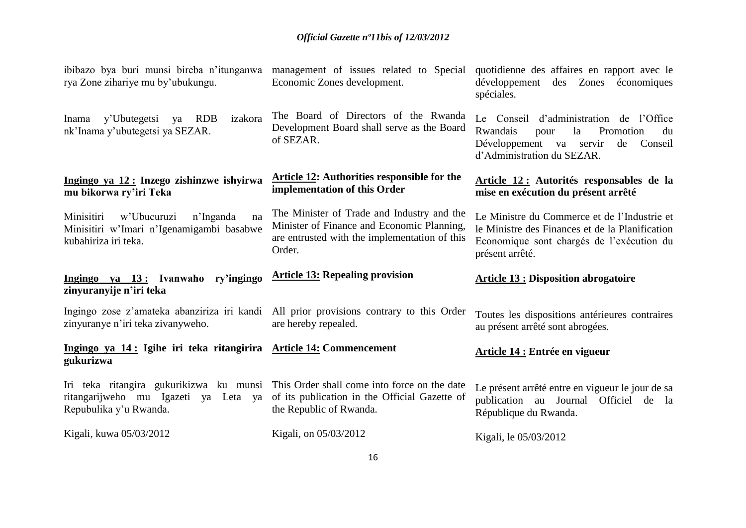ibibazo bya buri munsi bireba n'itunganwa rya Zone zihariye mu by'ubukungu.

Inama y'Ubutegetsi ya RDB izakora nk'Inama y'ubutegetsi ya SEZAR.

**Ingingo ya 12 : Inzego zishinzwe ishyirwa mu bikorwa ry'iri Teka**

Minisitiri w'Ubucuruzi n'Inganda na Minisitiri w'Imari n'Igenamigambi basabwe kubahiriza iri teka.

**Ingingo ya 13 : Ivanwaho ry'ingingo zinyuranyije n'iri teka**

Ingingo zose z'amateka abanziriza iri kandi zinyuranye n'iri teka zivanyweho.

**Ingingo ya 14 : Igihe iri teka ritangirira gukurizwa**

Iri teka ritangira gukurikizwa ku munsi ritangarijweho mu Igazeti ya Leta ya Repubulika y'u Rwanda.

Kigali, kuwa 05/03/2012

management of issues related to Special Economic Zones development.

The Board of Directors of the Rwanda Development Board shall serve as the Board of SEZAR.

**Article 12: Authorities responsible for the implementation of this Order**

The Minister of Trade and Industry and the Minister of Finance and Economic Planning, are entrusted with the implementation of this Order.

**Article 13: Repealing provision**

All prior provisions contrary to this Order are hereby repealed.

**Article 14: Commencement**

This Order shall come into force on the date of its publication in the Official Gazette of the Republic of Rwanda.

Kigali, on 05/03/2012

quotidienne des affaires en rapport avec le développement des Zones économiques spéciales.

Le Conseil d'administration de l'Office Rwandais pour la Promotion du Développement va servir de Conseil d'Administration du SEZAR.

**Article 12 : Autorités responsables de la mise en exécution du présent arrêté**

Le Ministre du Commerce et de l'Industrie et le Ministre des Finances et de la Planification Economique sont chargés de l'exécution du présent arrêté.

**Article 13 : Disposition abrogatoire**

Toutes les dispositions antérieures contraires au présent arrêté sont abrogées.

**Article 14 : Entrée en vigueur**

Le présent arrêté entre en vigueur le jour de sa publication au Journal Officiel de la République du Rwanda.

Kigali, le 05/03/2012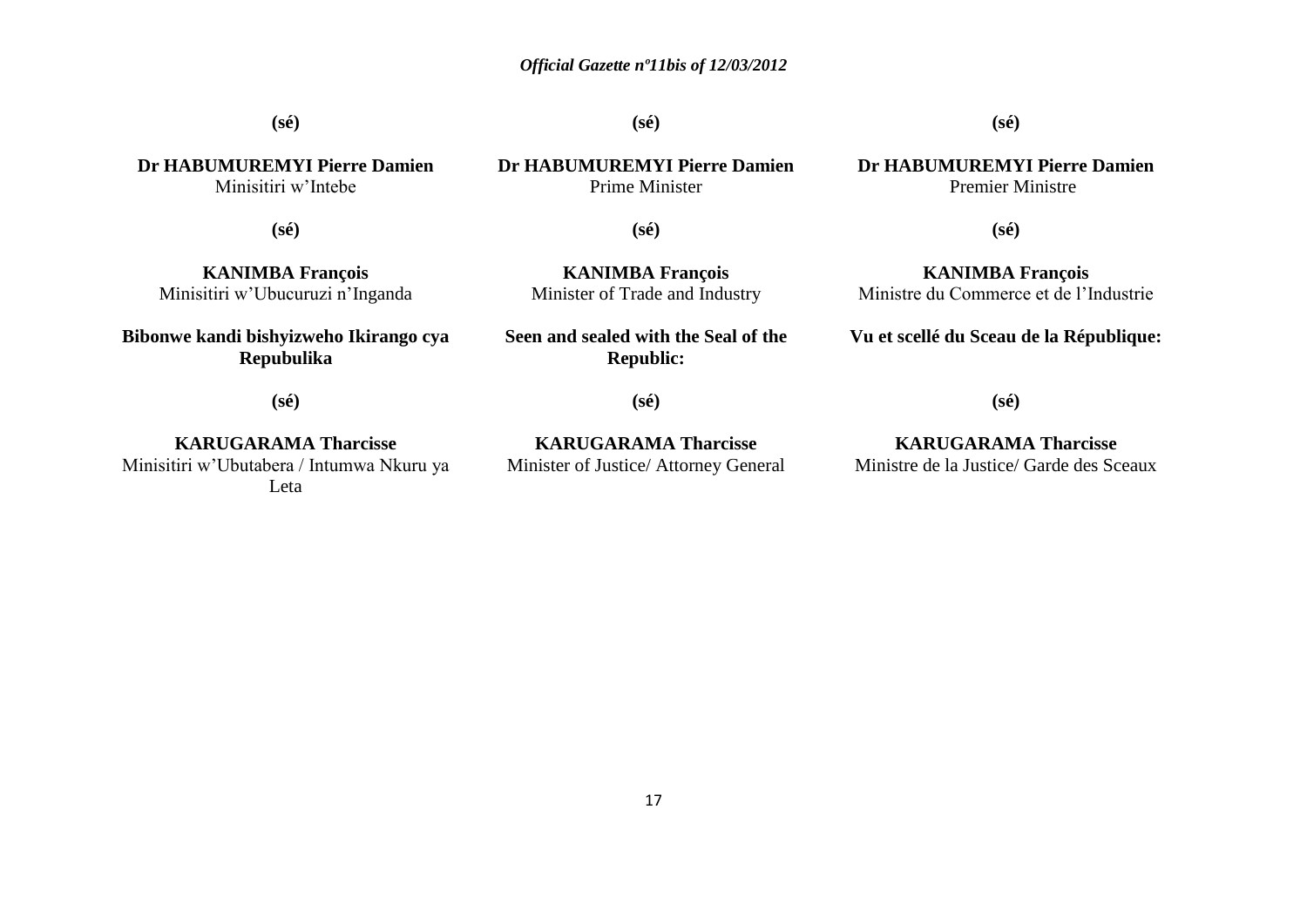(sé)

**Dr HABUMUREMYI Pierre Damien**
Minisitiri w'Intebe

(sé)

**KANIMBA François**
Minisitiri w'Ubucuruzi n'Inganda

**Bibonwe kandi bishyizweho Ikirango cya Repubulika**

(sé)

**KARUGARAMA Tharcisse**
Minisitiri w'Ubutabera / Intumwa Nkuru ya Leta

(sé)

**Dr HABUMUREMYI Pierre Damien**
Prime Minister

(sé)

**KANIMBA François**
Minister of Trade and Industry

**Seen and sealed with the Seal of the Republic:**

(sé)

**KARUGARAMA Tharcisse**
Minister of Justice/ Attorney General

(sé)

**Dr HABUMUREMYI Pierre Damien**
Premier Ministre

(sé)

**KANIMBA François**
Ministre du Commerce et de l'Industrie

**Vu et scellé du Sceau de la République:**

(sé)

**KARUGARAMA Tharcisse**
Ministre de la Justice/ Garde des Sceaux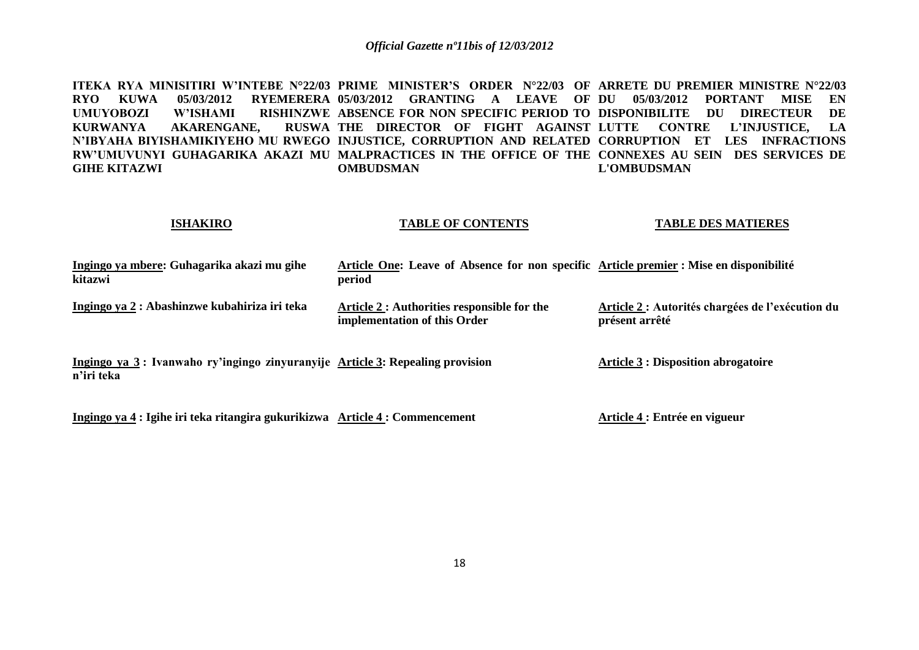**ITEKA RYA MINISITIRI W'INTEBE N°22/03 RYO KUWA 05/03/2012 RYEMERERA UMUYOBOZI W'ISHAMI RISHINZWE KURWANYA AKARENGANE, RUSWA N'IBYAHA BIYISHAMIKIYEHO MU RWEGO RW'UMUVUNYI GUHAGARIKA AKAZI MU GIHE KITAZWI**

**PRIME MINISTER'S ORDER N°22/03 OF 05/03/2012 GRANTING A LEAVE OF ABSENCE FOR NON SPECIFIC PERIOD TO THE DIRECTOR OF FIGHT AGAINST INJUSTICE, CORRUPTION AND RELATED MALPRACTICES IN THE OFFICE OF THE OMBUDSMAN**

**ARRETE DU PREMIER MINISTRE N°22/03 DU 05/03/2012 PORTANT MISE EN DISPONIBILITE DU DIRECTEUR DE LUTTE CONTRE L'INJUSTICE, LA CORRUPTION ET LES INFRACTIONS CONNEXES AU SEIN DES SERVICES DE L'OMBUDSMAN**

**ISHAKIRO**

**Ingingo ya mbere: Guhagarika akazi mu gihe kitazwi**

**Ingingo ya 2 : Abashinzwe kubahiriza iri teka**

**Ingingo ya 3 : Ivanwaho ry'ingingo zinyuranyije n'iri teka**

**Ingingo ya 4 : Igihe iri teka ritangira gukurikizwa**

**TABLE OF CONTENTS**

**Article One: Leave of Absence for non specific period**

**Article 2 : Authorities responsible for the implementation of this Order**

**Article 3: Repealing provision**

**Article 4 : Commencement**

**TABLE DES MATIERES**

**Article premier : Mise en disponibilité**

**Article 2 : Autorités chargées de l'exécution du présent arrêté**

**Article 3 : Disposition abrogatoire**

**Article 4 : Entrée en vigueur**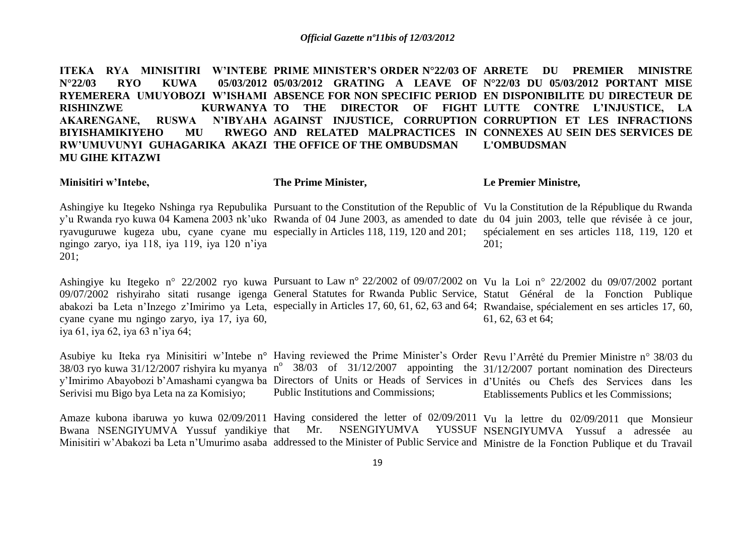**ITEKA RYA MINISITIRI W'INTEBE N°22/03 RYO KUWA 05/03/2012 RYEMERERA UMUYOBOZI W'ISHAMI RISHINZWE KURWANYA AKARENGANE, RUSWA N'IBYAHA BIYISHAMIKIYEHO MU RWEGO RW'UMUVUNYI GUHAGARIKA AKAZI MU GIHE KITAZWI**

**Minisitiri w'Intebe,**

Ashingiye ku Itegeko Nshinga rya Repubulika y'u Rwanda ryo kuwa 04 Kamena 2003 nk'uko ryavuguruwe kugeza ubu, cyane cyane mu ngingo zaryo, iya 118, iya 119, iya 120 n'iya 201;

Ashingiye ku Itegeko n° 22/2002 ryo kuwa 09/07/2002 rishyiraho sitati rusange igenga abakozi ba Leta n'Inzego z'Imirimo ya Leta, cyane cyane mu ngingo zaryo, iya 17, iya 60, iya 61, iya 62, iya 63 n'iya 64;

Asubiye ku Iteka rya Minisitiri w'Intebe n° 38/03 ryo kuwa 31/12/2007 rishyira ku myanya y'Imirimo Abayobozi b'Amashami cyangwa ba Serivisi mu Bigo bya Leta na za Komisiyo;

Amaze kubona ibaruwa yo kuwa 02/09/2011 Bwana NSENGIYUMVA Yussuf yandikiye Minisitiri w'Abakozi ba Leta n'Umurimo asaba

**PRIME MINISTER'S ORDER N°22/03 OF 05/03/2012 GRATING A LEAVE OF ABSENCE FOR NON SPECIFIC PERIOD TO THE DIRECTOR OF FIGHT AGAINST INJUSTICE, CORRUPTION AND RELATED MALPRACTICES IN THE OFFICE OF THE OMBUDSMAN**

**The Prime Minister,**

Pursuant to the Constitution of the Republic of Rwanda of 04 June 2003, as amended to date especially in Articles 118, 119, 120 and 201;

Pursuant to Law n° 22/2002 of 09/07/2002 on General Statutes for Rwanda Public Service, especially in Articles 17, 60, 61, 62, 63 and 64;

Having reviewed the Prime Minister's Order n° 38/03 of 31/12/2007 appointing the Directors of Units or Heads of Services in Public Institutions and Commissions;

Having considered the letter of 02/09/2011 that Mr. NSENGIYUMVA YUSSUF addressed to the Minister of Public Service and

**ARRETE DU PREMIER MINISTRE N°22/03 DU 05/03/2012 PORTANT MISE EN DISPONIBILITE DU DIRECTEUR DE LUTTE CONTRE L'INJUSTICE, LA CORRUPTION ET LES INFRACTIONS CONNEXES AU SEIN DES SERVICES DE L'OMBUDSMAN**

**Le Premier Ministre,**

Vu la Constitution de la République du Rwanda du 04 juin 2003, telle que révisée à ce jour, spécialement en ses articles 118, 119, 120 et 201;

Vu la Loi n° 22/2002 du 09/07/2002 portant Statut Général de la Fonction Publique Rwandaise, spécialement en ses articles 17, 60, 61, 62, 63 et 64;

Revu l'Arrêté du Premier Ministre n° 38/03 du 31/12/2007 portant nomination des Directeurs d'Unités ou Chefs des Services dans les Etablissements Publics et les Commissions;

Vu la lettre du 02/09/2011 que Monsieur NSENGIYUMVA Yussuf a adressée au Ministre de la Fonction Publique et du Travail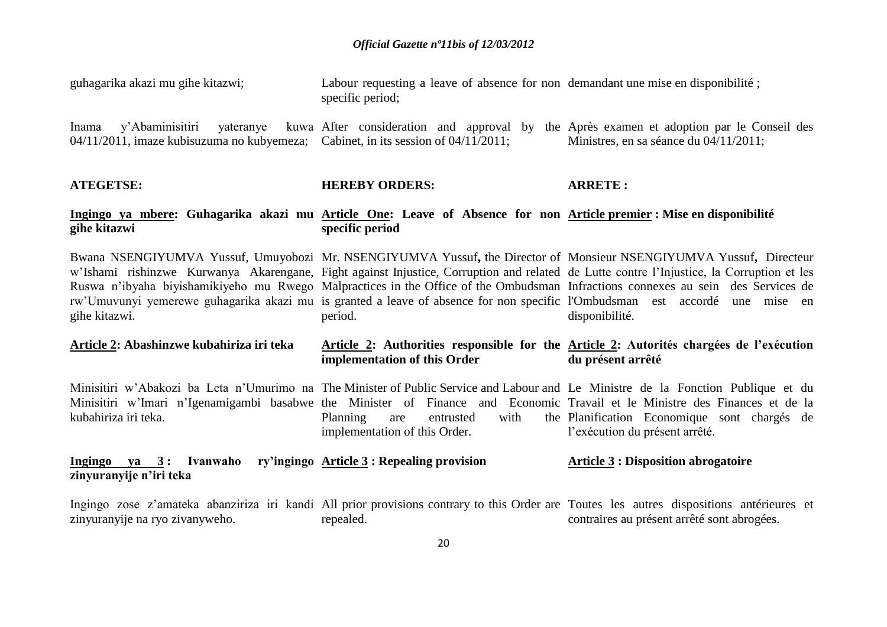guhagarika akazi mu gihe kitazwi;

Inama y'Abaminisitiri yateranye kuwa 04/11/2011, imaze kubisuzuma no kubyemeza;

**ATEGETSE:**

**<u>Ingingo ya mbere</u>: Guhagarika akazi mu gihe kitazwi**

Bwana NSENGIYUMVA Yussuf, Umuyobozi w'Ishami rishinzwe Kurwanya Akarengane, Ruswa n'ibyaha biyishamikiyeho mu Rwego rw'Umuvunyi yemerewe guhagarika akazi mu gihe kitazwi.

**<u>Article 2</u>: Abashinzwe kubahiriza iri teka**

Minisitiri w'Abakozi ba Leta n'Umurimo na Minisitiri w'Imari n'Igenamigambi basabwe kubahiriza iri teka.

**<u>Ingingo ya 3</u> : Ivanwaho ry'ingingo zinyuranyije n'iri teka**

Ingingo zose z'amateka abanziriza iri kandi zinyuranyije na ryo zivanyweho.

Labour requesting a leave of absence for non specific period;

After consideration and approval by the Cabinet, in its session of 04/11/2011;

**HEREBY ORDERS:**

**<u>Article One</u>: Leave of Absence for non specific period**

Mr. NSENGIYUMVA Yussuf**,** the Director of Fight against Injustice, Corruption and related Malpractices in the Office of the Ombudsman is granted a leave of absence for non specific period.

**<u>Article 2</u>: Authorities responsible for the implementation of this Order**

The Minister of Public Service and Labour and the Minister of Finance and Economic Planning are entrusted with the implementation of this Order.

**<u>Article 3</u> : Repealing provision**

All prior provisions contrary to this Order are repealed.

demandant une mise en disponibilité ;

Après examen et adoption par le Conseil des Ministres, en sa séance du 04/11/2011;

**ARRETE :**

**<u>Article premier</u> : Mise en disponibilité**

Monsieur NSENGIYUMVA Yussuf**,** Directeur de Lutte contre l'Injustice, la Corruption et les Infractions connexes au sein des Services de l'Ombudsman est accordé une mise en disponibilité.

**<u>Article 2</u>: Autorités chargées de l'exécution du présent arrêté**

Le Ministre de la Fonction Publique et du Travail et le Ministre des Finances et de la Planification Economique sont chargés de l'exécution du présent arrêté.

**<u>Article 3</u> : Disposition abrogatoire**

Toutes les autres dispositions antérieures et contraires au présent arrêté sont abrogées.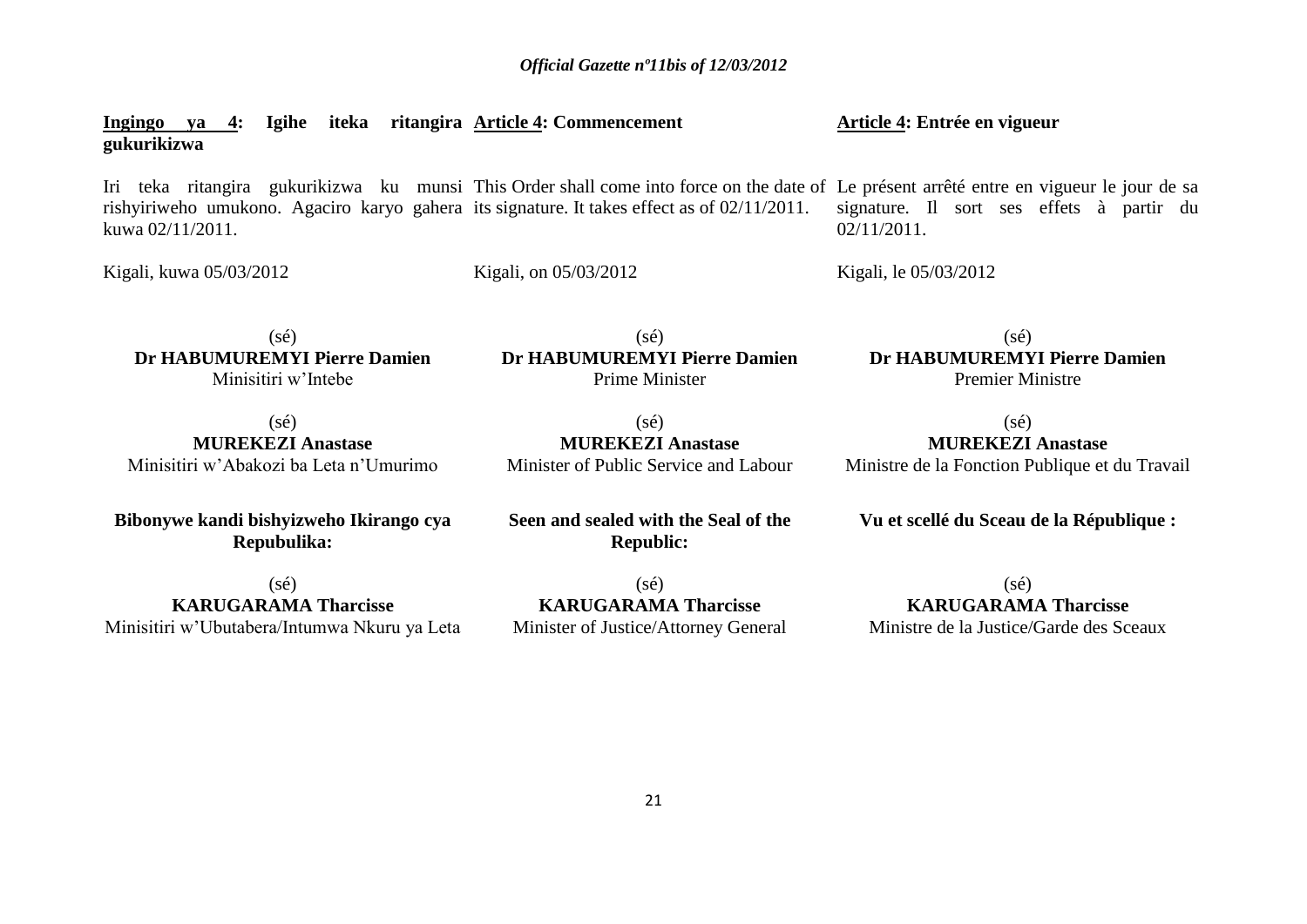**Ingingo ya 4: Igihe iteka ritangira gukurikizwa**

Iri teka ritangira gukurikizwa ku munsi rishyiriweho umukono. Agaciro karyo gahera kuwa 02/11/2011.

Kigali, kuwa 05/03/2012

(sé)
**Dr HABUMUREMYI Pierre Damien**
Minisitiri w'Intebe

(sé)
**MUREKEZI Anastase**
Minisitiri w'Abakozi ba Leta n'Umurimo

**Bibonywe kandi bishyizweho Ikirango cya Repubulika:**

(sé)
**KARUGARAMA Tharcisse**
Minisitiri w'Ubutabera/Intumwa Nkuru ya Leta

**Article 4: Commencement**

This Order shall come into force on the date of its signature. It takes effect as of 02/11/2011.

Kigali, on 05/03/2012

(sé)
**Dr HABUMUREMYI Pierre Damien**
Prime Minister

(sé)
**MUREKEZI Anastase**
Minister of Public Service and Labour

**Seen and sealed with the Seal of the Republic:**

(sé)
**KARUGARAMA Tharcisse**
Minister of Justice/Attorney General

**Article 4: Entrée en vigueur**

Le présent arrêté entre en vigueur le jour de sa signature. Il sort ses effets à partir du 02/11/2011.

Kigali, le 05/03/2012

(sé)
**Dr HABUMUREMYI Pierre Damien**
Premier Ministre

(sé)
**MUREKEZI Anastase**
Ministre de la Fonction Publique et du Travail

**Vu et scellé du Sceau de la République :**

(sé)
**KARUGARAMA Tharcisse**
Ministre de la Justice/Garde des Sceaux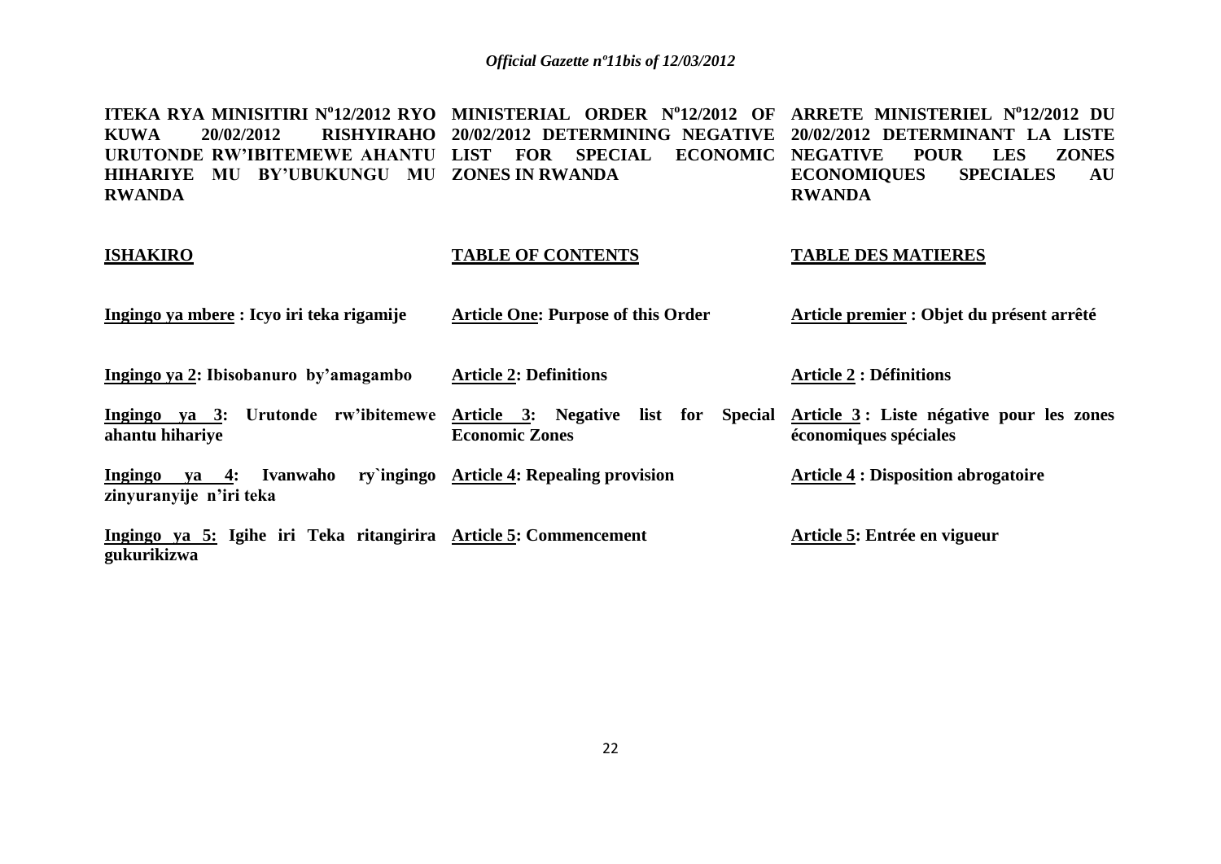**ITEKA RYA MINISITIRI N°12/2012 RYO KUWA 20/02/2012 RISHYIRAHO URUTONDE RW'IBITEMEWE AHANTU HIHARIYE MU BY'UBUKUNGU MU RWANDA**

**ISHAKIRO**

**Ingingo ya mbere : Icyo iri teka rigamije**

**Ingingo ya 2: Ibisobanuro by'amagambo**

**Ingingo ya 3: Urutonde rw'ibitemewe ahantu hihariye**

**Ingingo ya 4: Ivanwaho ry`ingingo zinyuranyije n'iri teka**

**Ingingo ya 5: Igihe iri Teka ritangirira gukurikizwa**

**MINISTERIAL ORDER N°12/2012 OF 20/02/2012 DETERMINING NEGATIVE LIST FOR SPECIAL ECONOMIC ZONES IN RWANDA**

**TABLE OF CONTENTS**

**Article One: Purpose of this Order**

**Article 2: Definitions**

**Article 3: Negative list for Special Economic Zones**

**Article 4: Repealing provision**

**Article 5: Commencement**

**ARRETE MINISTERIEL N°12/2012 DU 20/02/2012 DETERMINANT LA LISTE NEGATIVE POUR LES ZONES ECONOMIQUES SPECIALES AU RWANDA**

**TABLE DES MATIERES**

**Article premier : Objet du présent arrêté**

**Article 2 : Définitions**

**Article 3 : Liste négative pour les zones économiques spéciales**

**Article 4 : Disposition abrogatoire**

**Article 5: Entrée en vigueur**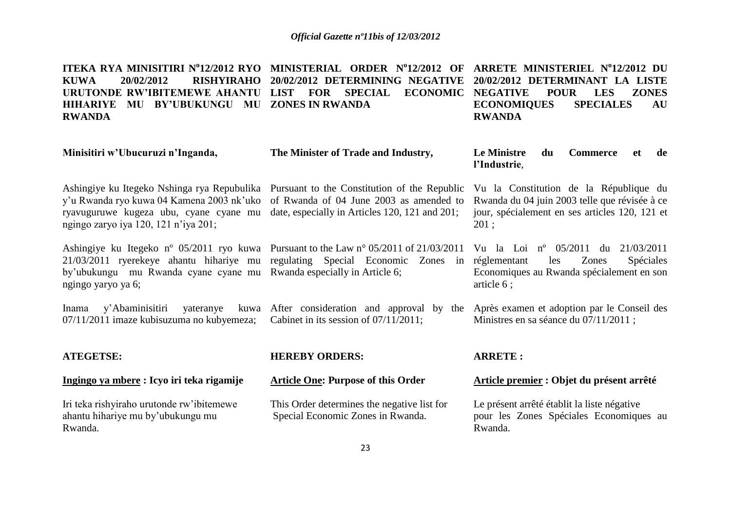**ITEKA RYA MINISITIRI N°12/2012 RYO KUWA 20/02/2012 RISHYIRAHO URUTONDE RW'IBITEMEWE AHANTU HIHARIYE MU BY'UBUKUNGU MU RWANDA**

**Minisitiri w'Ubucuruzi n'Inganda,**

Ashingiye ku Itegeko Nshinga rya Repubulika y'u Rwanda ryo kuwa 04 Kamena 2003 nk'uko ryavuguruwe kugeza ubu, cyane cyane mu ngingo zaryo iya 120, 121 n'iya 201;

Ashingiye ku Itegeko nº 05/2011 ryo kuwa 21/03/2011 ryerekeye ahantu hihariye mu by'ubukungu mu Rwanda cyane cyane mu ngingo yaryo ya 6;

Inama y'Abaminisitiri yateranye kuwa 07/11/2011 imaze kubisuzuma no kubyemeza;

**ATEGETSE:**

**<u>Ingingo ya mbere</u> : Icyo iri teka rigamije**

Iri teka rishyiraho urutonde rw'ibitemewe ahantu hihariye mu by'ubukungu mu Rwanda.

**MINISTERIAL ORDER N°12/2012 OF 20/02/2012 DETERMINING NEGATIVE LIST FOR SPECIAL ECONOMIC ZONES IN RWANDA**

**The Minister of Trade and Industry,**

Pursuant to the Constitution of the Republic of Rwanda of 04 June 2003 as amended to date, especially in Articles 120, 121 and 201;

Pursuant to the Law n° 05/2011 of 21/03/2011 regulating Special Economic Zones in Rwanda especially in Article 6;

After consideration and approval by the Cabinet in its session of 07/11/2011;

**HEREBY ORDERS:**

**<u>Article One</u>: Purpose of this Order**

This Order determines the negative list for Special Economic Zones in Rwanda.

**ARRETE MINISTERIEL N°12/2012 DU 20/02/2012 DETERMINANT LA LISTE NEGATIVE POUR LES ZONES ECONOMIQUES SPECIALES AU RWANDA**

**Le Ministre du Commerce et de l'Industrie**,

Vu la Constitution de la République du Rwanda du 04 juin 2003 telle que révisée à ce jour, spécialement en ses articles 120, 121 et 201 ;

Vu la Loi nº 05/2011 du 21/03/2011 réglementant les Zones Spéciales Economiques au Rwanda spécialement en son article 6 ;

Après examen et adoption par le Conseil des Ministres en sa séance du 07/11/2011 ;

**ARRETE :**

**<u>Article premier</u> : Objet du présent arrêté**

Le présent arrêté établit la liste négative pour les Zones Spéciales Economiques au Rwanda.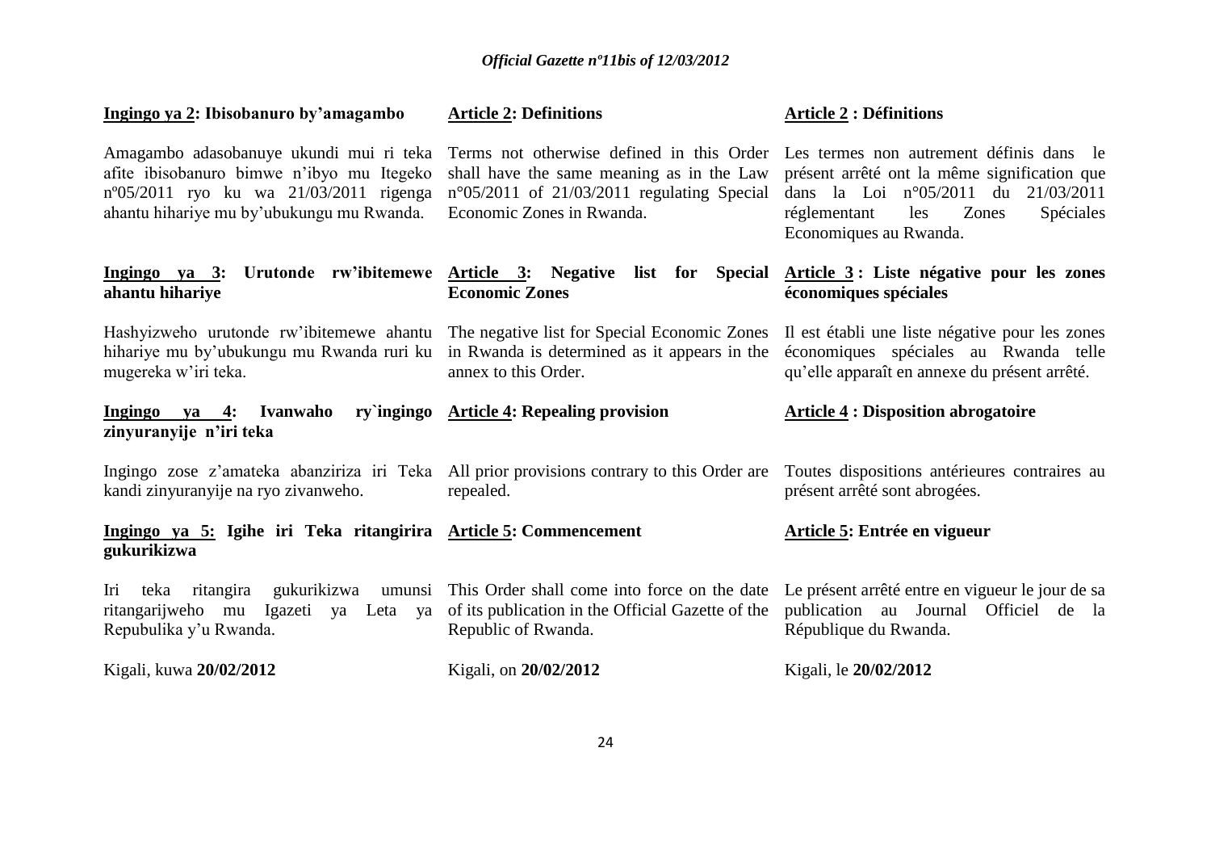**Ingingo ya 2: Ibisobanuro by'amagambo**

Amagambo adasobanuye ukundi mui ri teka afite ibisobanuro bimwe n'ibyo mu Itegeko nº05/2011 ryo ku wa 21/03/2011 rigenga ahantu hihariye mu by'ubukungu mu Rwanda.

**Ingingo ya 3: Urutonde rw'ibitemewe ahantu hihariye**

Hashyizweho urutonde rw'ibitemewe ahantu hihariye mu by'ubukungu mu Rwanda ruri ku mugereka w'iri teka.

**Ingingo ya 4: Ivanwaho ry`ingingo zinyuranyije n'iri teka**

Ingingo zose z'amateka abanziriza iri Teka kandi zinyuranyije na ryo zivanweho.

**Ingingo ya 5: Igihe iri Teka ritangirira gukurikizwa**

Iri teka ritangira gukurikizwa umunsi ritangarijweho mu Igazeti ya Leta ya Repubulika y'u Rwanda.

Kigali, kuwa **20/02/2012**

**Article 2: Definitions**

Terms not otherwise defined in this Order shall have the same meaning as in the Law n°05/2011 of 21/03/2011 regulating Special Economic Zones in Rwanda.

**Article 3: Negative list for Special Economic Zones**

The negative list for Special Economic Zones in Rwanda is determined as it appears in the annex to this Order.

**Article 4: Repealing provision**

All prior provisions contrary to this Order are repealed.

**Article 5: Commencement**

This Order shall come into force on the date of its publication in the Official Gazette of the Republic of Rwanda.

Kigali, on **20/02/2012**

**Article 2 : Définitions**

Les termes non autrement définis dans le présent arrêté ont la même signification que dans la Loi n°05/2011 du 21/03/2011 réglementant les Zones Spéciales Economiques au Rwanda.

**Article 3 : Liste négative pour les zones économiques spéciales**

Il est établi une liste négative pour les zones économiques spéciales au Rwanda telle qu'elle apparaît en annexe du présent arrêté.

**Article 4 : Disposition abrogatoire**

Toutes dispositions antérieures contraires au présent arrêté sont abrogées.

**Article 5: Entrée en vigueur**

Le présent arrêté entre en vigueur le jour de sa publication au Journal Officiel de la République du Rwanda.

Kigali, le **20/02/2012**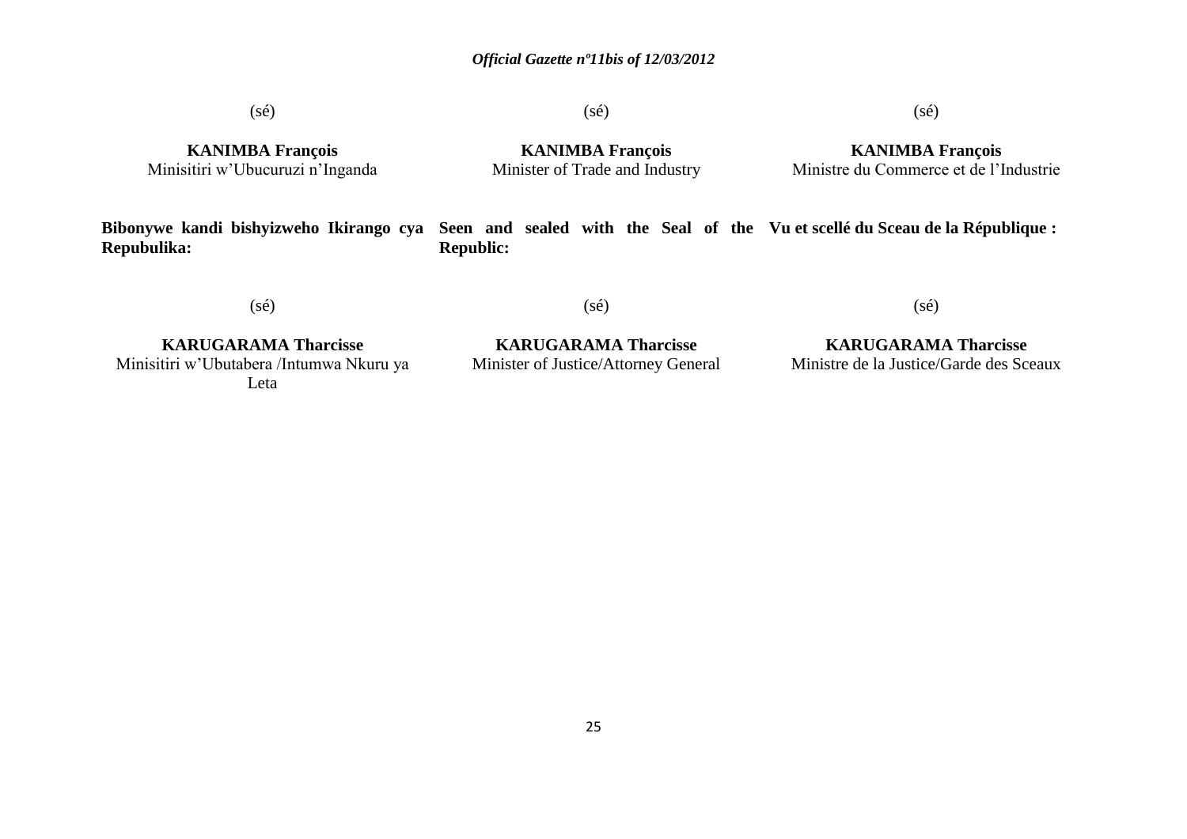(sé)

**KANIMBA François**
Minisitiri w'Ubucuruzi n'Inganda

(sé)

**KANIMBA François**
Minister of Trade and Industry

(sé)

**KANIMBA François**
Ministre du Commerce et de l'Industrie

**Bibonywe kandi bishyizweho Ikirango cya Repubulika:**

(sé)

**KARUGARAMA Tharcisse**
Minisitiri w'Ubutabera /Intumwa Nkuru ya Leta

**Seen and sealed with the Seal of the Republic:**

(sé)

**KARUGARAMA Tharcisse**
Minister of Justice/Attorney General

**Vu et scellé du Sceau de la République :**

(sé)

**KARUGARAMA Tharcisse**
Ministre de la Justice/Garde des Sceaux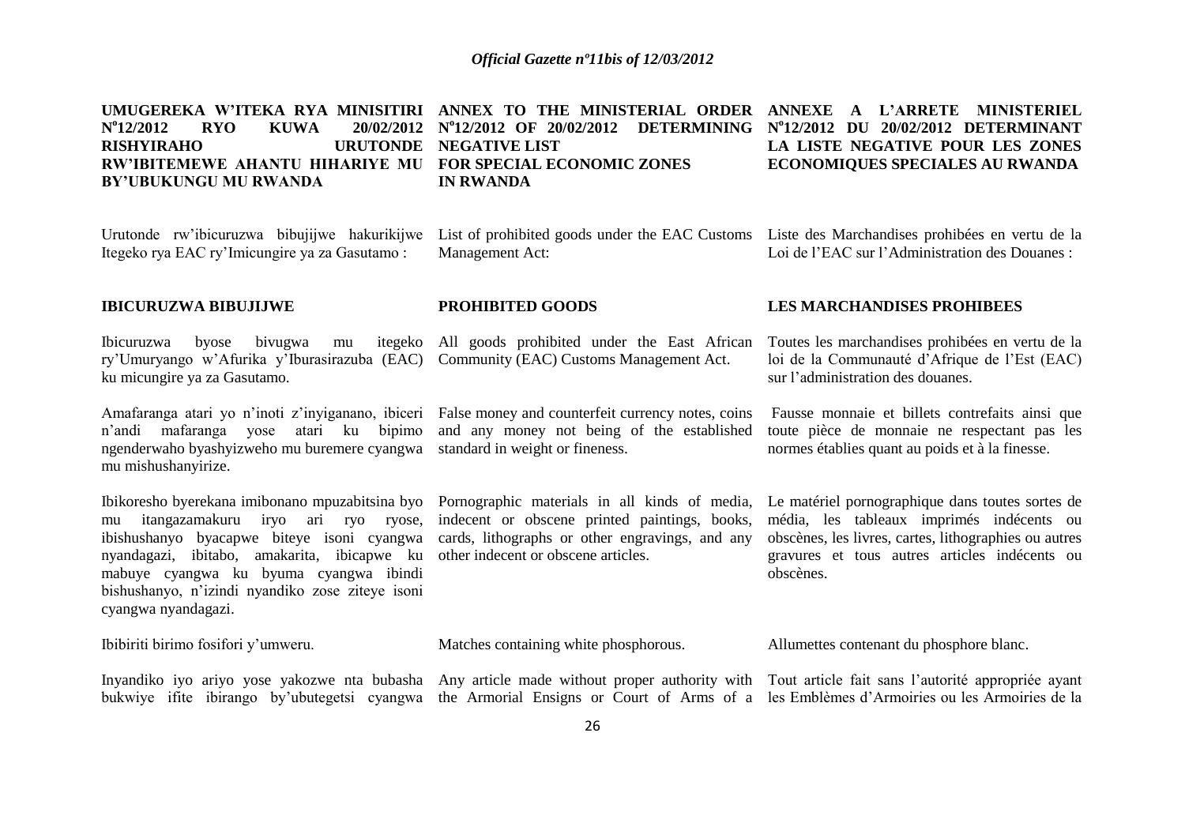**UMUGEREKA W'ITEKA RYA MINISITIRI N°12/2012 RYO KUWA 20/02/2012 RISHYIRAHO URUTONDE RW'IBITEMEWE AHANTU HIHARIYE MU BY'UBUKUNGU MU RWANDA**

**ANNEX TO THE MINISTERIAL ORDER N°12/2012 OF 20/02/2012 DETERMINING NEGATIVE LIST FOR SPECIAL ECONOMIC ZONES IN RWANDA**

**ANNEXE A L'ARRETE MINISTERIEL N°12/2012 DU 20/02/2012 DETERMINANT LA LISTE NEGATIVE POUR LES ZONES ECONOMIQUES SPECIALES AU RWANDA**

Urutonde rw'ibicuruzwa bibujijwe hakurikijwe Itegeko rya EAC ry'Imicungire ya za Gasutamo :

List of prohibited goods under the EAC Customs Management Act:

Liste des Marchandises prohibées en vertu de la Loi de l'EAC sur l'Administration des Douanes :

**IBICURUZWA BIBUJIJWE**

**PROHIBITED GOODS**

**LES MARCHANDISES PROHIBEES**

Ibicuruzwa byose bivugwa mu itegeko ry'Umuryango w'Afurika y'Iburasirazuba (EAC) ku micungire ya za Gasutamo.

All goods prohibited under the East African Community (EAC) Customs Management Act.

Toutes les marchandises prohibées en vertu de la loi de la Communauté d'Afrique de l'Est (EAC) sur l'administration des douanes.

Amafaranga atari yo n'inoti z'inyiganano, ibiceri n'andi mafaranga yose atari ku bipimo ngenderwaho byashyizweho mu buremere cyangwa mu mishushanyirize.

False money and counterfeit currency notes, coins and any money not being of the established standard in weight or fineness.

Fausse monnaie et billets contrefaits ainsi que toute pièce de monnaie ne respectant pas les normes établies quant au poids et à la finesse.

Ibikoresho byerekana imibonano mpuzabitsina byo mu itangazamakuru iryo ari ryo ryose, ibishushanyo byacapwe biteye isoni cyangwa nyandagazi, ibitabo, amakarita, ibicapwe ku mabuye cyangwa ku byuma cyangwa ibindi bishushanyo, n'izindi nyandiko zose ziteye isoni cyangwa nyandagazi.

Pornographic materials in all kinds of media, indecent or obscene printed paintings, books, cards, lithographs or other engravings, and any other indecent or obscene articles.

Le matériel pornographique dans toutes sortes de média, les tableaux imprimés indécents ou obscènes, les livres, cartes, lithographies ou autres gravures et tous autres articles indécents ou obscènes.

Ibibiriti birimo fosifori y'umweru.

Matches containing white phosphorous.

Allumettes contenant du phosphore blanc.

Inyandiko iyo ariyo yose yakozwe nta bubasha bukwiye ifite ibirango by'ubutegetsi cyangwa

Any article made without proper authority with the Armorial Ensigns or Court of Arms of a

Tout article fait sans l'autorité appropriée ayant les Emblèmes d'Armoiries ou les Armoiries de la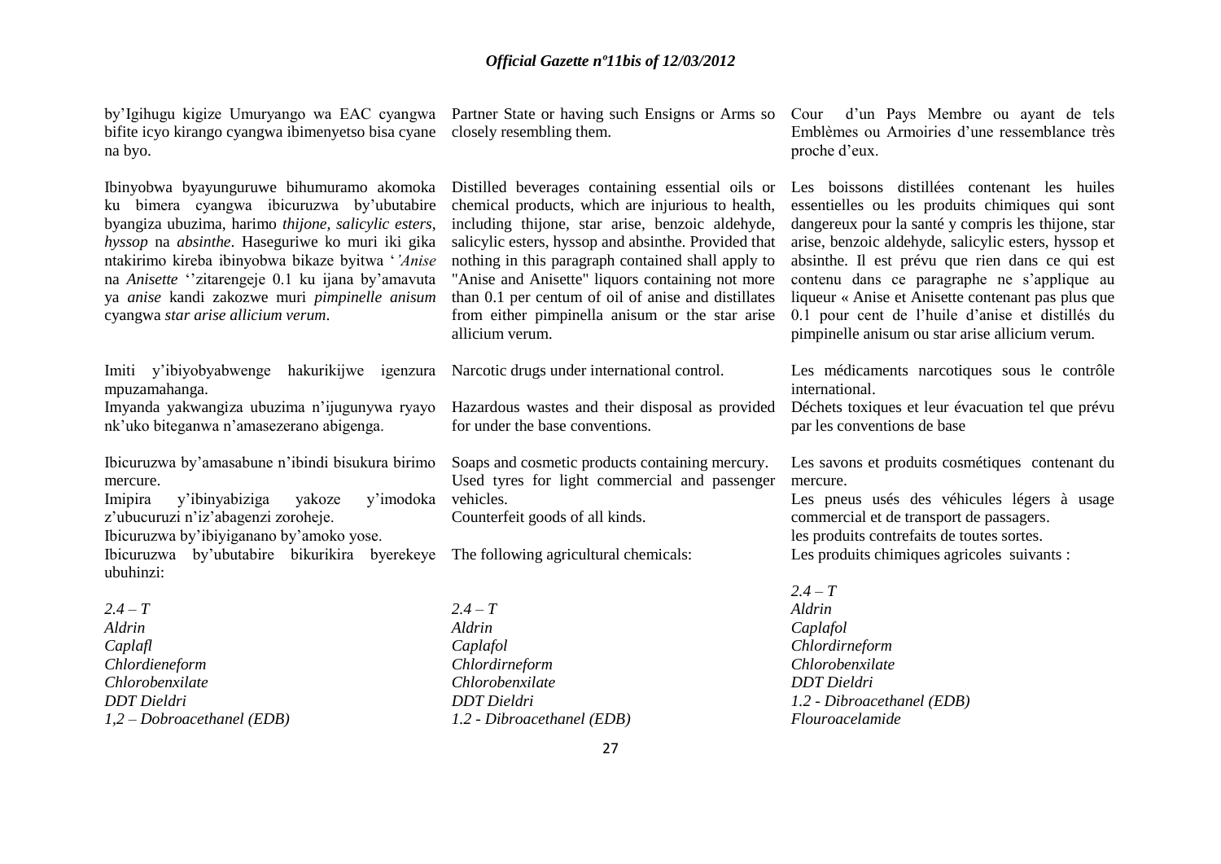by'Igihugu kigize Umuryango wa EAC cyangwa bifite icyo kirango cyangwa ibimenyetso bisa cyane na byo.

Ibinyobwa byayunguruwe bihumuramo akomoka ku bimera cyangwa ibicuruzwa by'ubutabire byangiza ubuzima, harimo *thijone, salicylic esters, hyssop* na *absinthe*. Haseguriwe ko muri iki gika ntakirimo kireba ibinyobwa bikaze byitwa '*'Anise* na *Anisette* ''zitarengeje 0.1 ku ijana by'amavuta ya *anise* kandi zakozwe muri *pimpinelle anisum* cyangwa *star arise allicium verum*.

Imiti y'ibiyobyabwenge hakurikijwe igenzura mpuzamahanga.

Imyanda yakwangiza ubuzima n'ijugunywa ryayo nk'uko biteganwa n'amasezerano abigenga.

Ibicuruzwa by'amasabune n'ibindi bisukura birimo mercure.

Imipira y'ibinyabiziga yakoze y'imodoka z'ubucuruzi n'iz'abagenzi zoroheje.

Ibicuruzwa by'ibiyiganano by'amoko yose.

Ibicuruzwa by'ubutabire bikurikira byerekeye ubuhinzi:

*2.4 – T*
*Aldrin*
*Caplafl*
*Chlordieneform*
*Chlorobenxilate*
*DDT Dieldri*
*1,2 – Dobroacethanel (EDB)*

Partner State or having such Ensigns or Arms so closely resembling them.

Distilled beverages containing essential oils or chemical products, which are injurious to health, including thijone, star arise, benzoic aldehyde, salicylic esters, hyssop and absinthe. Provided that nothing in this paragraph contained shall apply to "Anise and Anisette" liquors containing not more than 0.1 per centum of oil of anise and distillates from either pimpinella anisum or the star arise allicium verum.

Narcotic drugs under international control.

Hazardous wastes and their disposal as provided for under the base conventions.

Soaps and cosmetic products containing mercury.

Used tyres for light commercial and passenger vehicles.

Counterfeit goods of all kinds.

The following agricultural chemicals:

*2.4 – T*
*Aldrin*
*Caplafol*
*Chlordirneform*
*Chlorobenxilate*
*DDT Dieldri*
*1.2 - Dibroacethanel (EDB)*

Cour d'un Pays Membre ou ayant de tels Emblèmes ou Armoiries d'une ressemblance très proche d'eux.

Les boissons distillées contenant les huiles essentielles ou les produits chimiques qui sont dangereux pour la santé y compris les thijone, star arise, benzoic aldehyde, salicylic esters, hyssop et absinthe. Il est prévu que rien dans ce qui est contenu dans ce paragraphe ne s'applique au liqueur « Anise et Anisette contenant pas plus que 0.1 pour cent de l'huile d'anise et distillés du pimpinelle anisum ou star arise allicium verum.

Les médicaments narcotiques sous le contrôle international.

Déchets toxiques et leur évacuation tel que prévu par les conventions de base

Les savons et produits cosmétiques contenant du mercure.

Les pneus usés des véhicules légers à usage commercial et de transport de passagers.

les produits contrefaits de toutes sortes.

Les produits chimiques agricoles suivants :

*2.4 – T*
*Aldrin*
*Caplafol*
*Chlordirneform*
*Chlorobenxilate*
*DDT Dieldri*
*1.2 - Dibroacethanel (EDB)*
*Flouroacelamide*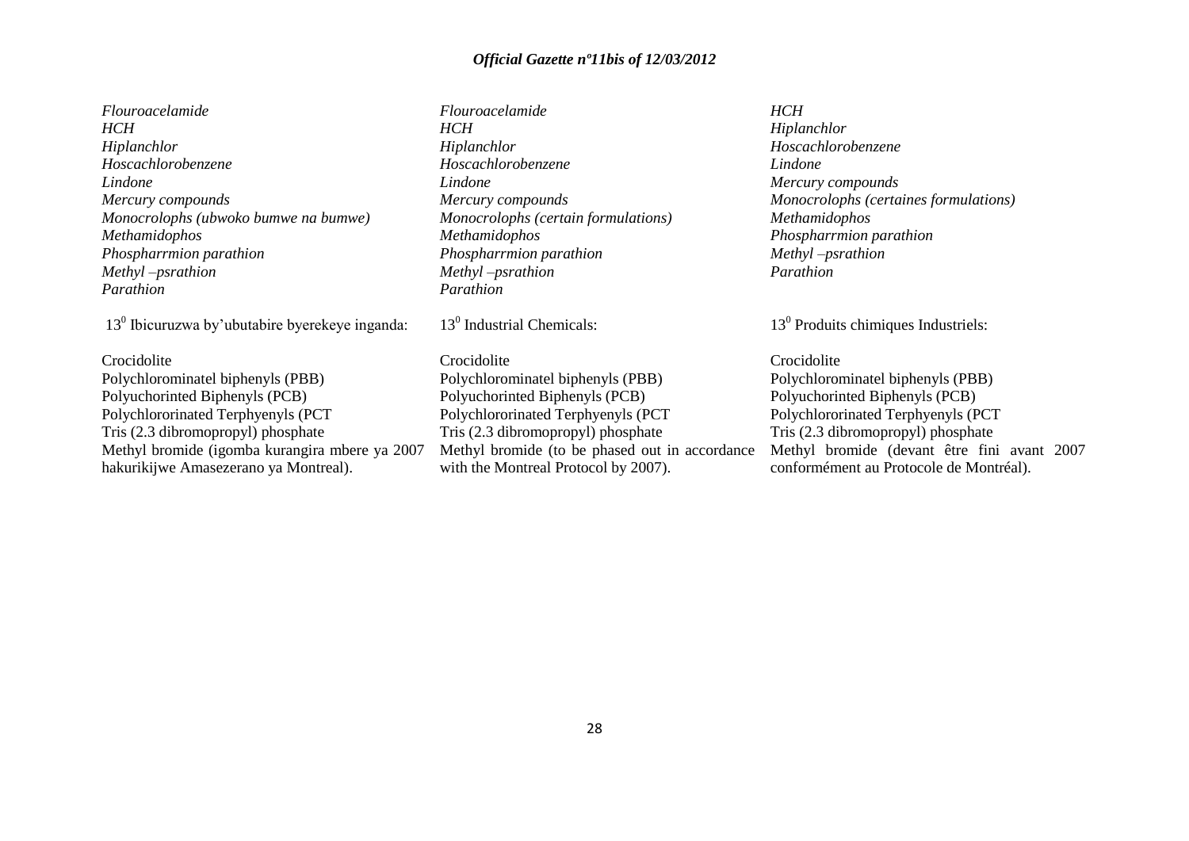*Flouroacelamide*
*HCH*
*Hiplanchlor*
*Hoscachlorobenzene*
*Lindone*
*Mercury compounds*
*Monocrolophs (ubwoko bumwe na bumwe)*
*Methamidophos*
*Phospharrmion parathion*
*Methyl –psrathion*
*Parathion*

13⁰ Ibicuruzwa by'ubutabire byerekeye inganda:

Crocidolite
Polychlorominatel biphenyls (PBB)
Polyuchorinted Biphenyls (PCB)
Polychlororinated Terphyenyls (PCT
Tris (2.3 dibromopropyl) phosphate
Methyl bromide (igomba kurangira mbere ya 2007 hakurikijwe Amasezerano ya Montreal).

*Flouroacelamide*
*HCH*
*Hiplanchlor*
*Hoscachlorobenzene*
*Lindone*
*Mercury compounds*
*Monocrolophs (certain formulations)*
*Methamidophos*
*Phospharrmion parathion*
*Methyl –psrathion*
*Parathion*

13⁰ Industrial Chemicals:

Crocidolite
Polychlorominatel biphenyls (PBB)
Polyuchorinted Biphenyls (PCB)
Polychlororinated Terphyenyls (PCT
Tris (2.3 dibromopropyl) phosphate
Methyl bromide (to be phased out in accordance with the Montreal Protocol by 2007).

*HCH*
*Hiplanchlor*
*Hoscachlorobenzene*
*Lindone*
*Mercury compounds*
*Monocrolophs (certaines formulations)*
*Methamidophos*
*Phospharrmion parathion*
*Methyl –psrathion*
*Parathion*

13⁰ Produits chimiques Industriels:

Crocidolite
Polychlorominatel biphenyls (PBB)
Polyuchorinted Biphenyls (PCB)
Polychlororinated Terphyenyls (PCT
Tris (2.3 dibromopropyl) phosphate
Methyl bromide (devant être fini avant 2007 conformément au Protocole de Montréal).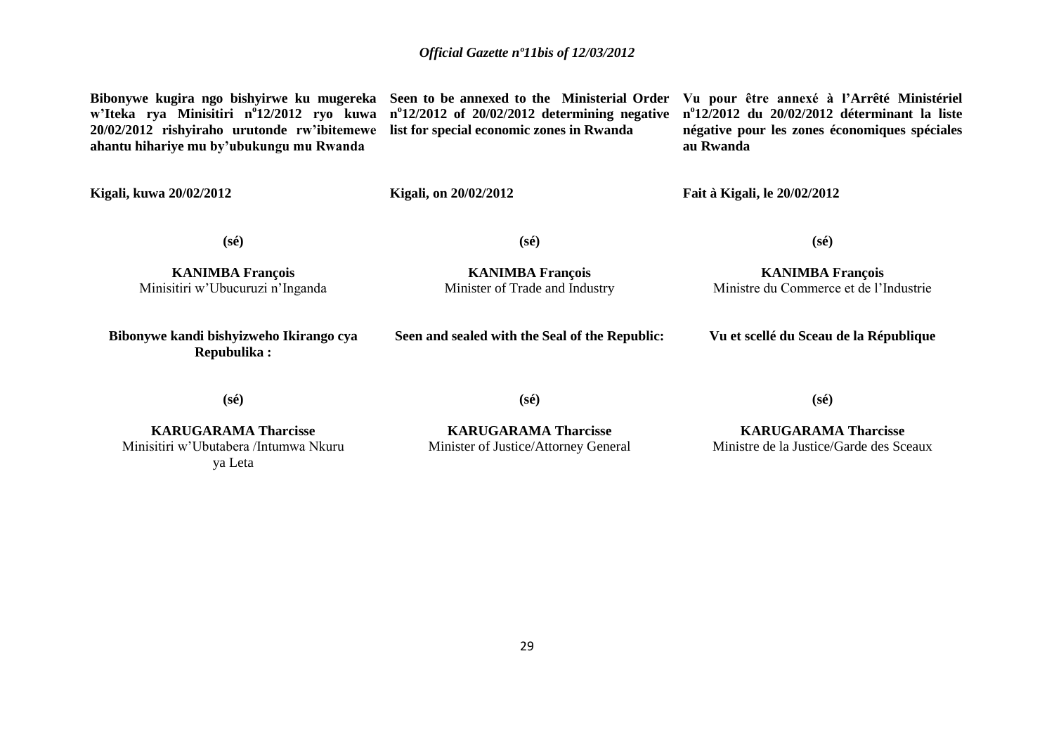**Bibonywe kugira ngo bishyirwe ku mugereka w'Iteka rya Minisitiri n°12/2012 ryo kuwa 20/02/2012 rishyiraho urutonde rw'ibitemewe ahantu hihariye mu by'ubukungu mu Rwanda**

**Kigali, kuwa 20/02/2012**

**(sé)**

**KANIMBA François**
Minisitiri w'Ubucuruzi n'Inganda

**Bibonywe kandi bishyizweho Ikirango cya Repubulika :**

**(sé)**

**KARUGARAMA Tharcisse**
Minisitiri w'Ubutabera /Intumwa Nkuru ya Leta

**Seen to be annexed to the Ministerial Order n°12/2012 of 20/02/2012 determining negative list for special economic zones in Rwanda**

**Kigali, on 20/02/2012**

**(sé)**

**KANIMBA François**
Minister of Trade and Industry

**Seen and sealed with the Seal of the Republic:**

**(sé)**

**KARUGARAMA Tharcisse**
Minister of Justice/Attorney General

**Vu pour être annexé à l'Arrêté Ministériel n°12/2012 du 20/02/2012 déterminant la liste négative pour les zones économiques spéciales au Rwanda**

**Fait à Kigali, le 20/02/2012**

**(sé)**

**KANIMBA François**
Ministre du Commerce et de l'Industrie

**Vu et scellé du Sceau de la République**

**(sé)**

**KARUGARAMA Tharcisse**
Ministre de la Justice/Garde des Sceaux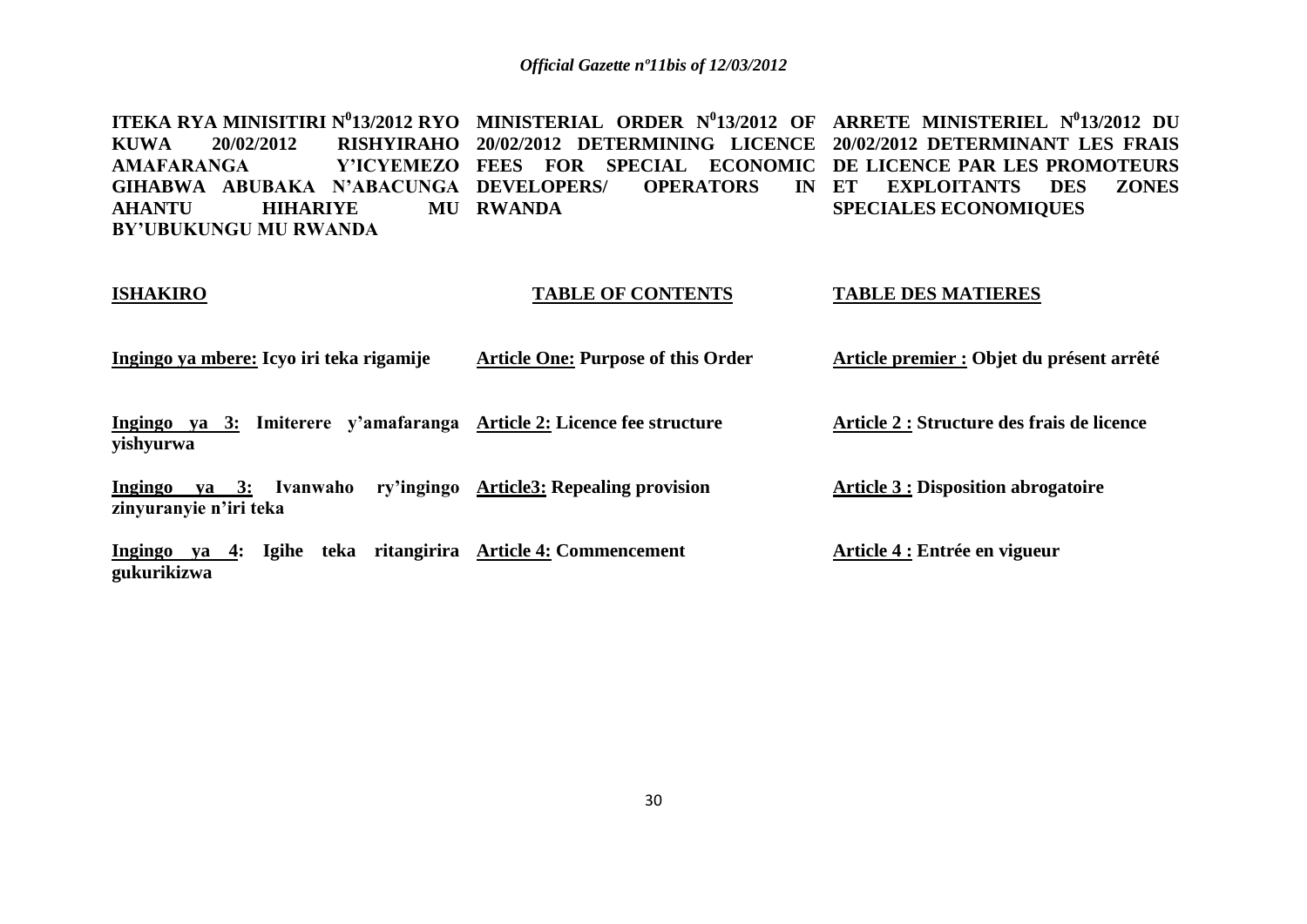**ITEKA RYA MINISITIRI N⁰13/2012 RYO KUWA 20/02/2012 RISHYIRAHO AMAFARANGA Y'ICYEMEZO GIHABWA ABUBAKA N'ABACUNGA AHANTU HIHARIYE MU BY'UBUKUNGU MU RWANDA**

**ISHAKIRO**

**<u>Ingingo ya mbere:</u> Icyo iri teka rigamije**

**<u>Ingingo ya 3:</u> Imiterere y'amafaranga yishyurwa**

**<u>Ingingo ya 3:</u> Ivanwaho ry'ingingo zinyuranyie n'iri teka**

**<u>Ingingo ya 4</u>: Igihe teka ritangirira gukurikizwa**

**MINISTERIAL ORDER N⁰13/2012 OF 20/02/2012 DETERMINING LICENCE FEES FOR SPECIAL ECONOMIC DEVELOPERS/ OPERATORS IN RWANDA**

**TABLE OF CONTENTS**

**<u>Article One:</u> Purpose of this Order**

**<u>Article 2:</u> Licence fee structure**

**<u>Article3:</u> Repealing provision**

**<u>Article 4:</u> Commencement**

**ARRETE MINISTERIEL N⁰13/2012 DU 20/02/2012 DETERMINANT LES FRAIS DE LICENCE PAR LES PROMOTEURS ET EXPLOITANTS DES ZONES SPECIALES ECONOMIQUES**

**TABLE DES MATIERES**

**<u>Article premier :</u> Objet du présent arrêté**

**<u>Article 2 :</u> Structure des frais de licence**

**<u>Article 3 :</u> Disposition abrogatoire**

**<u>Article 4 :</u> Entrée en vigueur**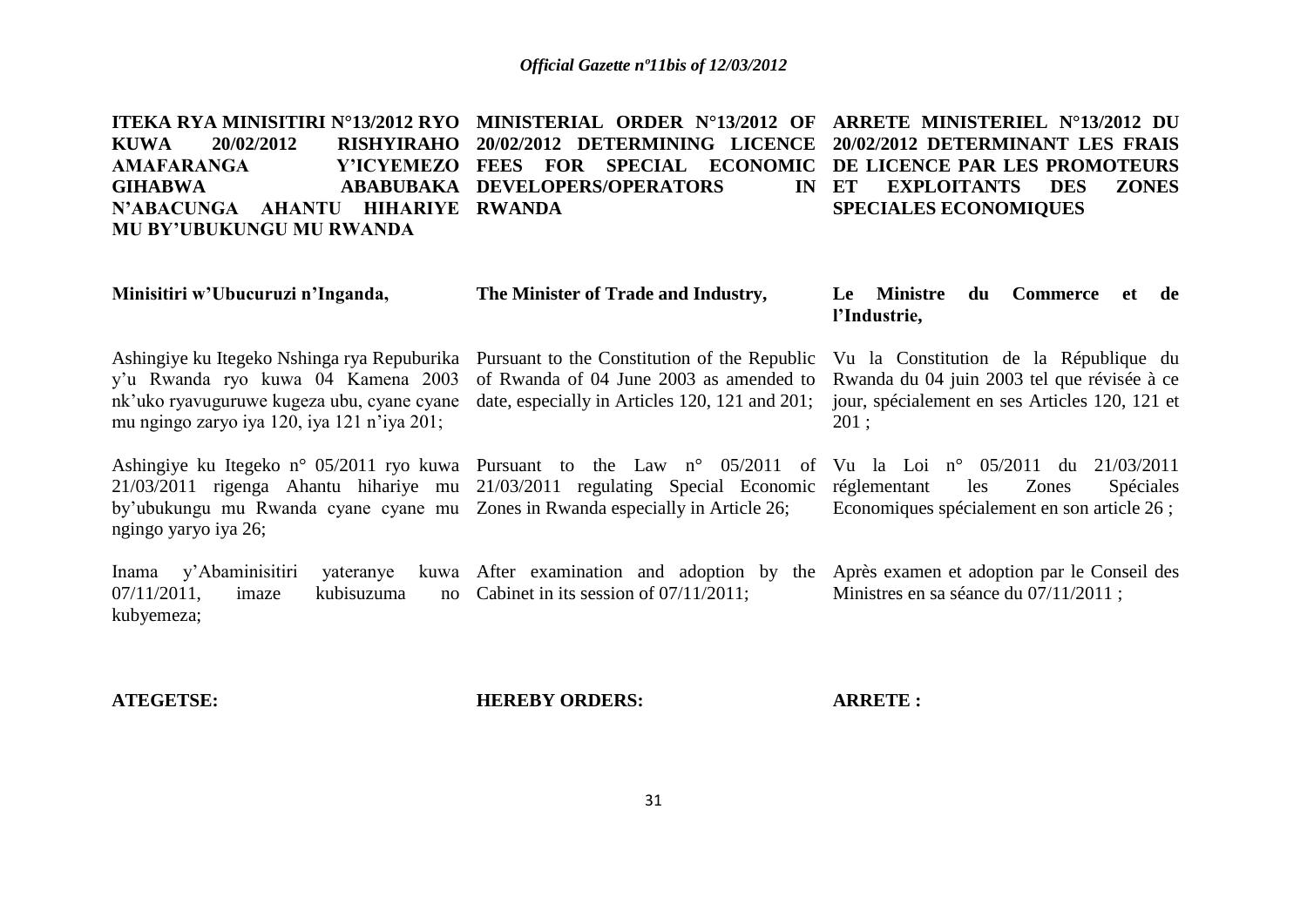**ITEKA RYA MINISITIRI N°13/2012 RYO KUWA 20/02/2012 RISHYIRAHO AMAFARANGA Y'ICYEMEZO GIHABWA ABABUBAKA N'ABACUNGA AHANTU HIHARIYE MU BY'UBUKUNGU MU RWANDA**

**Minisitiri w'Ubucuruzi n'Inganda,**

Ashingiye ku Itegeko Nshinga rya Repuburika y'u Rwanda ryo kuwa 04 Kamena 2003 nk'uko ryavuguruwe kugeza ubu, cyane cyane mu ngingo zaryo iya 120, iya 121 n'iya 201;

Ashingiye ku Itegeko n° 05/2011 ryo kuwa 21/03/2011 rigenga Ahantu hihariye mu by'ubukungu mu Rwanda cyane cyane mu ngingo yaryo iya 26;

Inama y'Abaminisitiri yateranye kuwa 07/11/2011, imaze kubisuzuma no kubyemeza;

**ATEGETSE:**

**MINISTERIAL ORDER N°13/2012 OF 20/02/2012 DETERMINING LICENCE FEES FOR SPECIAL ECONOMIC DEVELOPERS/OPERATORS IN RWANDA**

**The Minister of Trade and Industry,**

Pursuant to the Constitution of the Republic of Rwanda of 04 June 2003 as amended to date, especially in Articles 120, 121 and 201;

Pursuant to the Law n° 05/2011 of 21/03/2011 regulating Special Economic Zones in Rwanda especially in Article 26;

After examination and adoption by the Cabinet in its session of 07/11/2011;

**HEREBY ORDERS:**

**ARRETE MINISTERIEL N°13/2012 DU 20/02/2012 DETERMINANT LES FRAIS DE LICENCE PAR LES PROMOTEURS ET EXPLOITANTS DES ZONES SPECIALES ECONOMIQUES**

**Le Ministre du Commerce et de l'Industrie,**

Vu la Constitution de la République du Rwanda du 04 juin 2003 tel que révisée à ce jour, spécialement en ses Articles 120, 121 et 201 ;

Vu la Loi n° 05/2011 du 21/03/2011 réglementant les Zones Spéciales Economiques spécialement en son article 26 ;

Après examen et adoption par le Conseil des Ministres en sa séance du 07/11/2011 ;

**ARRETE :**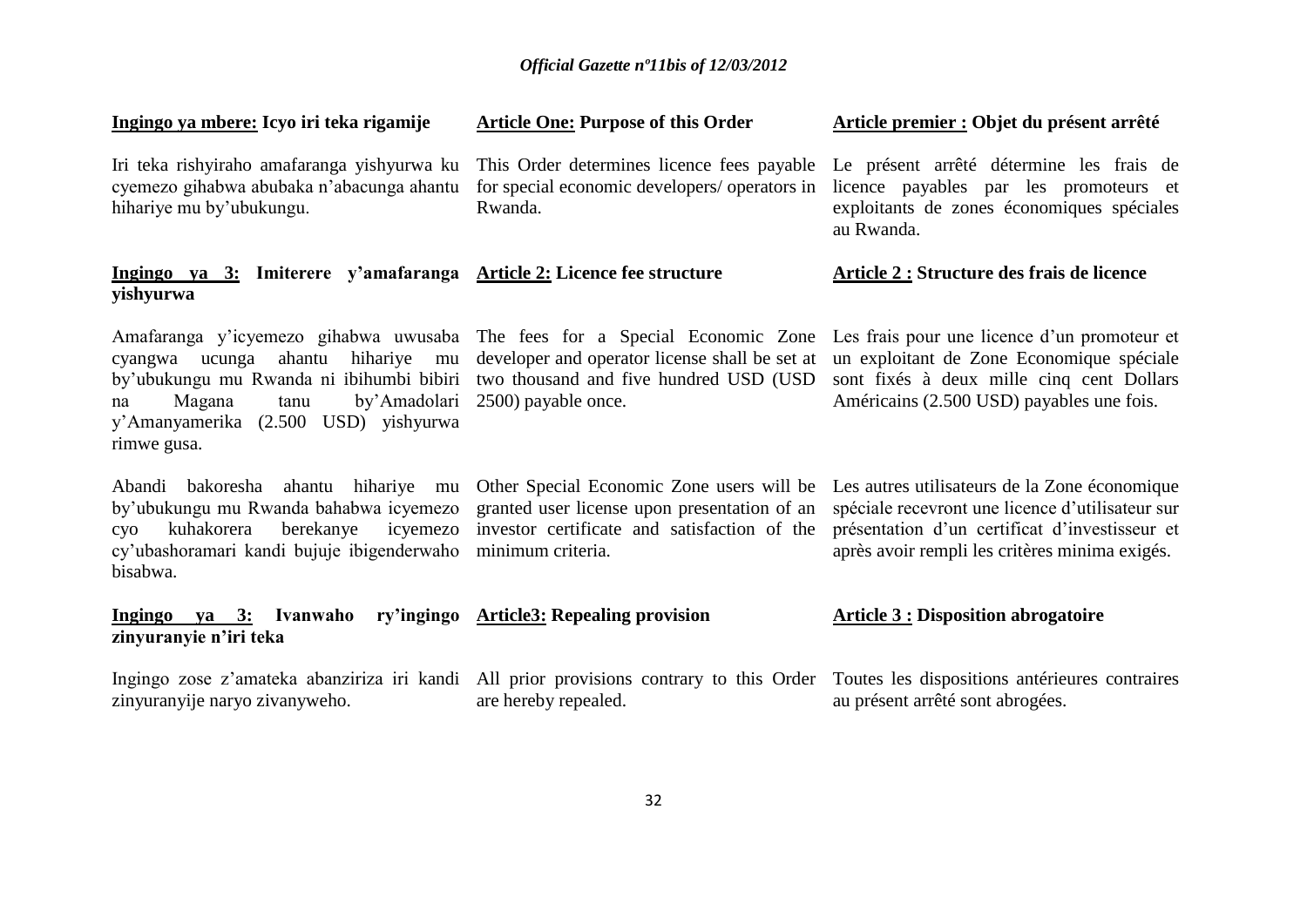**Ingingo ya mbere: Icyo iri teka rigamije**

Iri teka rishyiraho amafaranga yishyurwa ku cyemezo gihabwa abubaka n'abacunga ahantu hihariye mu by'ubukungu.

**Ingingo ya 3: Imiterere y'amafaranga yishyurwa**

Amafaranga y'icyemezo gihabwa uwusaba cyangwa ucunga ahantu hihariye mu by'ubukungu mu Rwanda ni ibihumbi bibiri na Magana tanu by'Amadolari y'Amanyamerika (2.500 USD) yishyurwa rimwe gusa.

Abandi bakoresha ahantu hihariye mu by'ubukungu mu Rwanda bahabwa icyemezo cyo kuhakorera berekanye icyemezo cy'ubashoramari kandi bujuje ibigenderwaho bisabwa.

**Ingingo ya 3: Ivanwaho ry'ingingo zinyuranyie n'iri teka**

Ingingo zose z'amateka abanziriza iri kandi zinyuranyije naryo zivanyweho.

**Article One: Purpose of this Order**

This Order determines licence fees payable for special economic developers/ operators in Rwanda.

**Article 2: Licence fee structure**

The fees for a Special Economic Zone developer and operator license shall be set at two thousand and five hundred USD (USD 2500) payable once.

Other Special Economic Zone users will be granted user license upon presentation of an investor certificate and satisfaction of the minimum criteria.

**Article3: Repealing provision**

All prior provisions contrary to this Order are hereby repealed.

**Article premier : Objet du présent arrêté**

Le présent arrêté détermine les frais de licence payables par les promoteurs et exploitants de zones économiques spéciales au Rwanda.

**Article 2 : Structure des frais de licence**

Les frais pour une licence d'un promoteur et un exploitant de Zone Economique spéciale sont fixés à deux mille cinq cent Dollars Américains (2.500 USD) payables une fois.

Les autres utilisateurs de la Zone économique spéciale recevront une licence d'utilisateur sur présentation d'un certificat d'investisseur et après avoir rempli les critères minima exigés.

**Article 3 : Disposition abrogatoire**

Toutes les dispositions antérieures contraires au présent arrêté sont abrogées.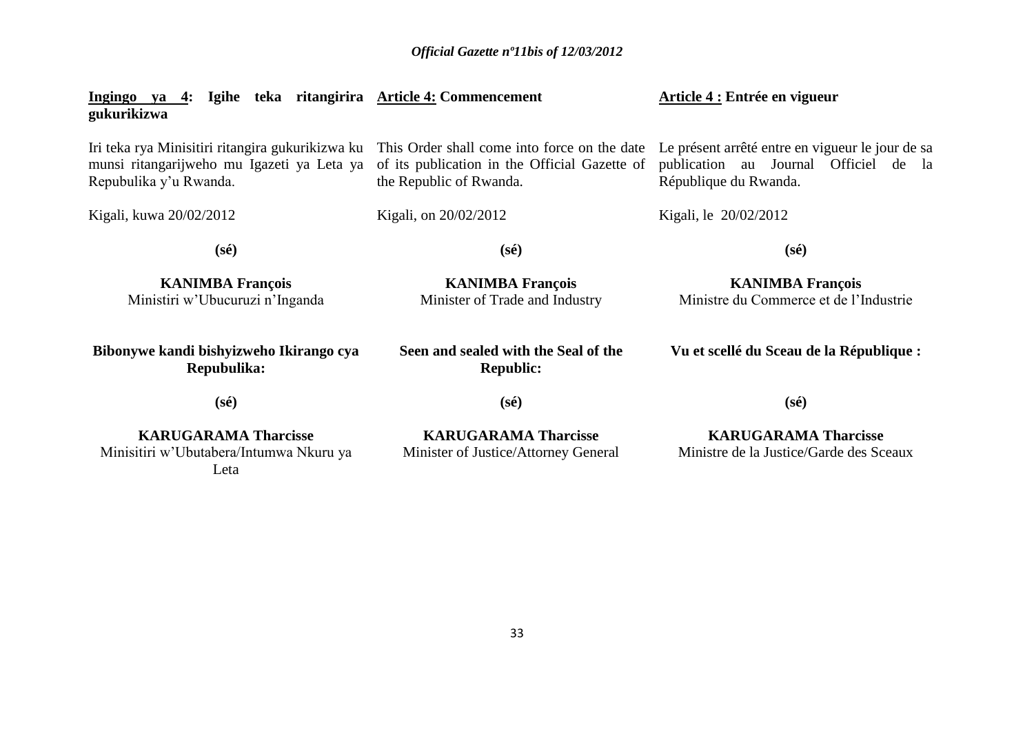**Ingingo ya 4: Igihe teka ritangirira gukurikizwa**

Iri teka rya Minisitiri ritangira gukurikizwa ku munsi ritangarijweho mu Igazeti ya Leta ya Repubulika y'u Rwanda.

Kigali, kuwa 20/02/2012

**(sé)**

**KANIMBA François**
Ministiri w'Ubucuruzi n'Inganda

**Bibonywe kandi bishyizweho Ikirango cya Repubulika:**

**(sé)**

**KARUGARAMA Tharcisse**
Minisitiri w'Ubutabera/Intumwa Nkuru ya Leta

**Article 4: Commencement**

This Order shall come into force on the date of its publication in the Official Gazette of the Republic of Rwanda.

Kigali, on 20/02/2012

**(sé)**

**KANIMBA François**
Minister of Trade and Industry

**Seen and sealed with the Seal of the Republic:**

**(sé)**

**KARUGARAMA Tharcisse**
Minister of Justice/Attorney General

**Article 4 : Entrée en vigueur**

Le présent arrêté entre en vigueur le jour de sa publication au Journal Officiel de la République du Rwanda.

Kigali, le 20/02/2012

**(sé)**

**KANIMBA François**
Ministre du Commerce et de l'Industrie

**Vu et scellé du Sceau de la République :**

**(sé)**

**KARUGARAMA Tharcisse**
Ministre de la Justice/Garde des Sceaux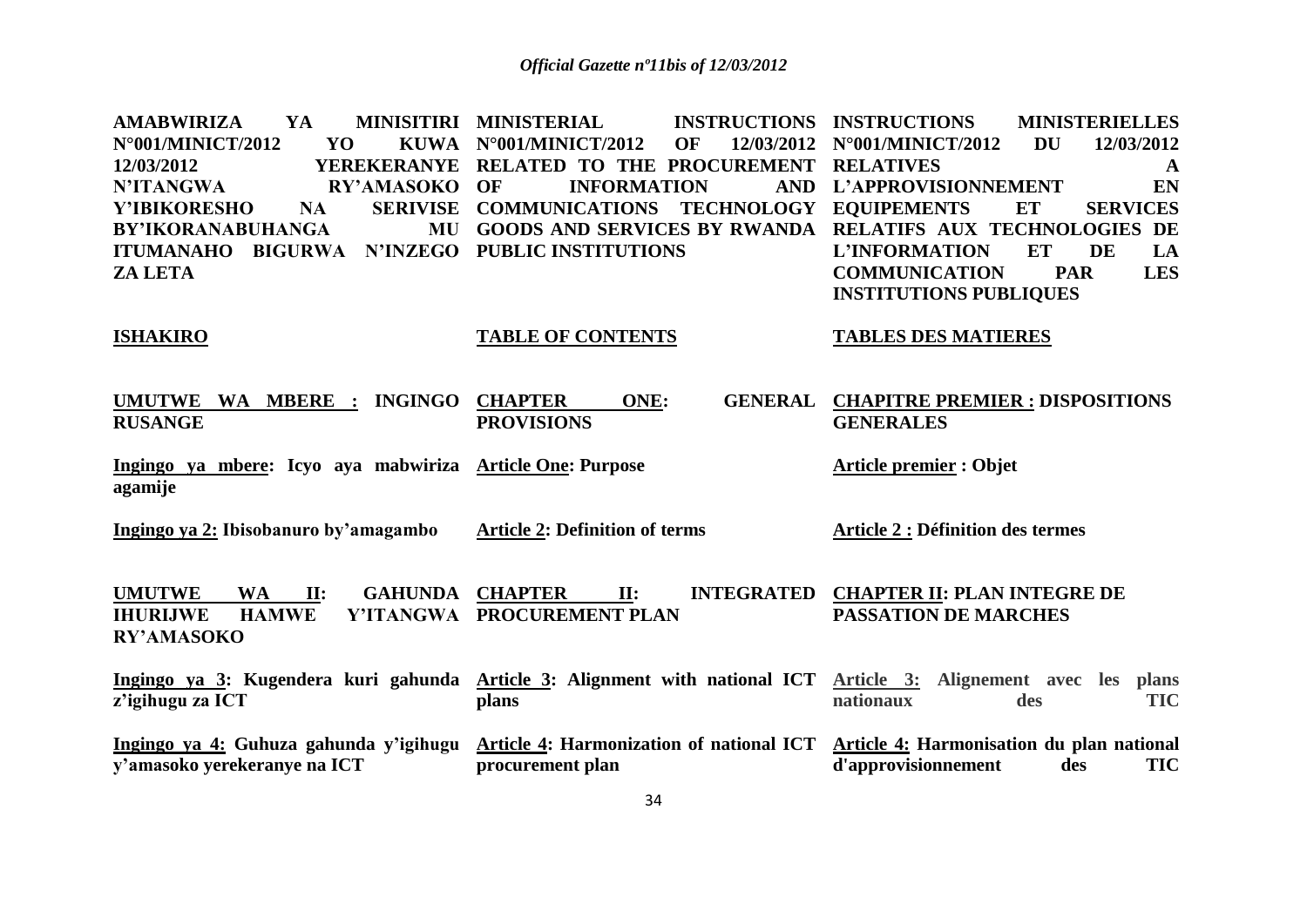**AMABWIRIZA YA MINISITIRI N°001/MINICT/2012 YO KUWA 12/03/2012 YEREKERANYE N'ITANGWA RY'AMASOKO Y'IBIKORESHO NA SERIVISE BY'IKORANABUHANGA MU ITUMANAHO BIGURWA N'INZEGO ZA LETA**

**MINISTERIAL INSTRUCTIONS N°001/MINICT/2012 OF 12/03/2012 RELATED TO THE PROCUREMENT OF INFORMATION AND COMMUNICATIONS TECHNOLOGY GOODS AND SERVICES BY RWANDA PUBLIC INSTITUTIONS**

**INSTRUCTIONS MINISTERIELLES N°001/MINICT/2012 DU 12/03/2012 RELATIVES A L'APPROVISIONNEMENT EN EQUIPEMENTS ET SERVICES RELATIFS AUX TECHNOLOGIES DE L'INFORMATION ET DE LA COMMUNICATION PAR LES INSTITUTIONS PUBLIQUES**

| **ISHAKIRO** | **TABLE OF CONTENTS** | **TABLES DES MATIERES** |
|---|---|---|
| **UMUTWE WA MBERE : INGINGO RUSANGE** | **CHAPTER ONE: GENERAL PROVISIONS** | **CHAPITRE PREMIER : DISPOSITIONS GENERALES** |
| **Ingingo ya mbere: Icyo aya mabwiriza agamije** | **Article One: Purpose** | **Article premier : Objet** |
| **Ingingo ya 2: Ibisobanuro by'amagambo** | **Article 2: Definition of terms** | **Article 2 : Définition des termes** |
| **UMUTWE WA II: GAHUNDA IHURIJWE HAMWE Y'ITANGWA RY'AMASOKO** | **CHAPTER II: INTEGRATED PROCUREMENT PLAN** | **CHAPTER II: PLAN INTEGRE DE PASSATION DE MARCHES** |
| **Ingingo ya 3: Kugendera kuri gahunda z'igihugu za ICT** | **Article 3: Alignment with national ICT plans** | **Article 3: Alignement avec les plans nationaux des TIC** |
| **Ingingo ya 4: Guhuza gahunda y'igihugu y'amasoko yerekeranye na ICT** | **Article 4: Harmonization of national ICT procurement plan** | **Article 4: Harmonisation du plan national d'approvisionnement des TIC** |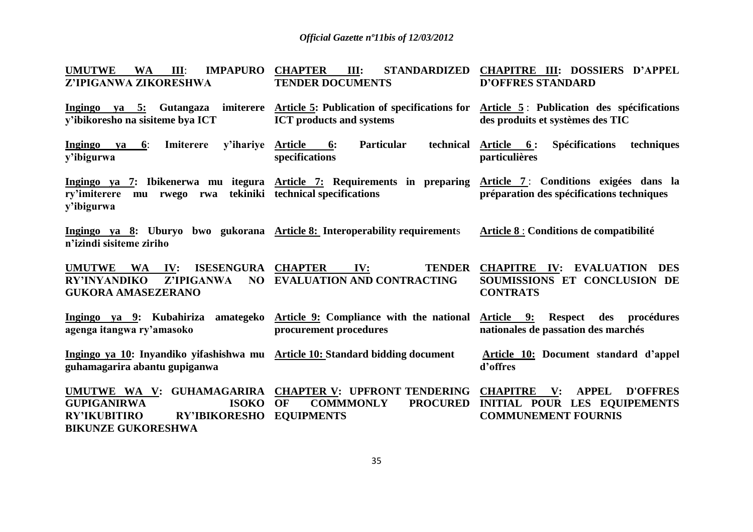**UMUTWE WA III: IMPAPURO Z'IPIGANWA ZIKORESHWA**

**Ingingo ya 5: Gutangaza imiterere y'ibikoresho na sisiteme bya ICT**

**Ingingo ya 6: Imiterere y'ihariye y'ibigurwa**

**Ingingo ya 7: Ibikenerwa mu itegura ry'imiterere mu rwego rwa tekiniki y'ibigurwa**

**Ingingo ya 8: Uburyo bwo gukorana n'izindi sisiteme ziriho**

**UMUTWE WA IV: ISESENGURA RY'INYANDIKO Z'IPIGANWA NO GUKORA AMASEZERANO**

**Ingingo ya 9: Kubahiriza amategeko agenga itangwa ry'amasoko**

**Ingingo ya 10: Inyandiko yifashishwa mu guhamagarira abantu gupiganwa**

**UMUTWE WA V: GUHAMAGARIRA GUPIGANIRWA ISOKO RY'IKUBITIRO RY'IBIKORESHO BIKUNZE GUKORESHWA**

**CHAPTER III: STANDARDIZED TENDER DOCUMENTS**

**Article 5: Publication of specifications for ICT products and systems**

**Article 6: Particular technical specifications**

**Article 7: Requirements in preparing technical specifications**

**Article 8: Interoperability requirements**

**CHAPTER IV: TENDER EVALUATION AND CONTRACTING**

**Article 9: Compliance with the national procurement procedures**

**Article 10: Standard bidding document**

**CHAPTER V: UPFRONT TENDERING OF COMMMONLY PROCURED EQUIPMENTS**

**CHAPITRE III: DOSSIERS D'APPEL D'OFFRES STANDARD**

**Article 5 : Publication des spécifications des produits et systèmes des TIC**

**Article 6 : Spécifications techniques particulières**

**Article 7 : Conditions exigées dans la préparation des spécifications techniques**

**Article 8 : Conditions de compatibilité**

**CHAPITRE IV: EVALUATION DES SOUMISSIONS ET CONCLUSION DE CONTRATS**

**Article 9: Respect des procédures nationales de passation des marchés**

**Article 10: Document standard d'appel d'offres**

**CHAPITRE V: APPEL D'OFFRES INITIAL POUR LES EQUIPEMENTS COMMUNEMENT FOURNIS**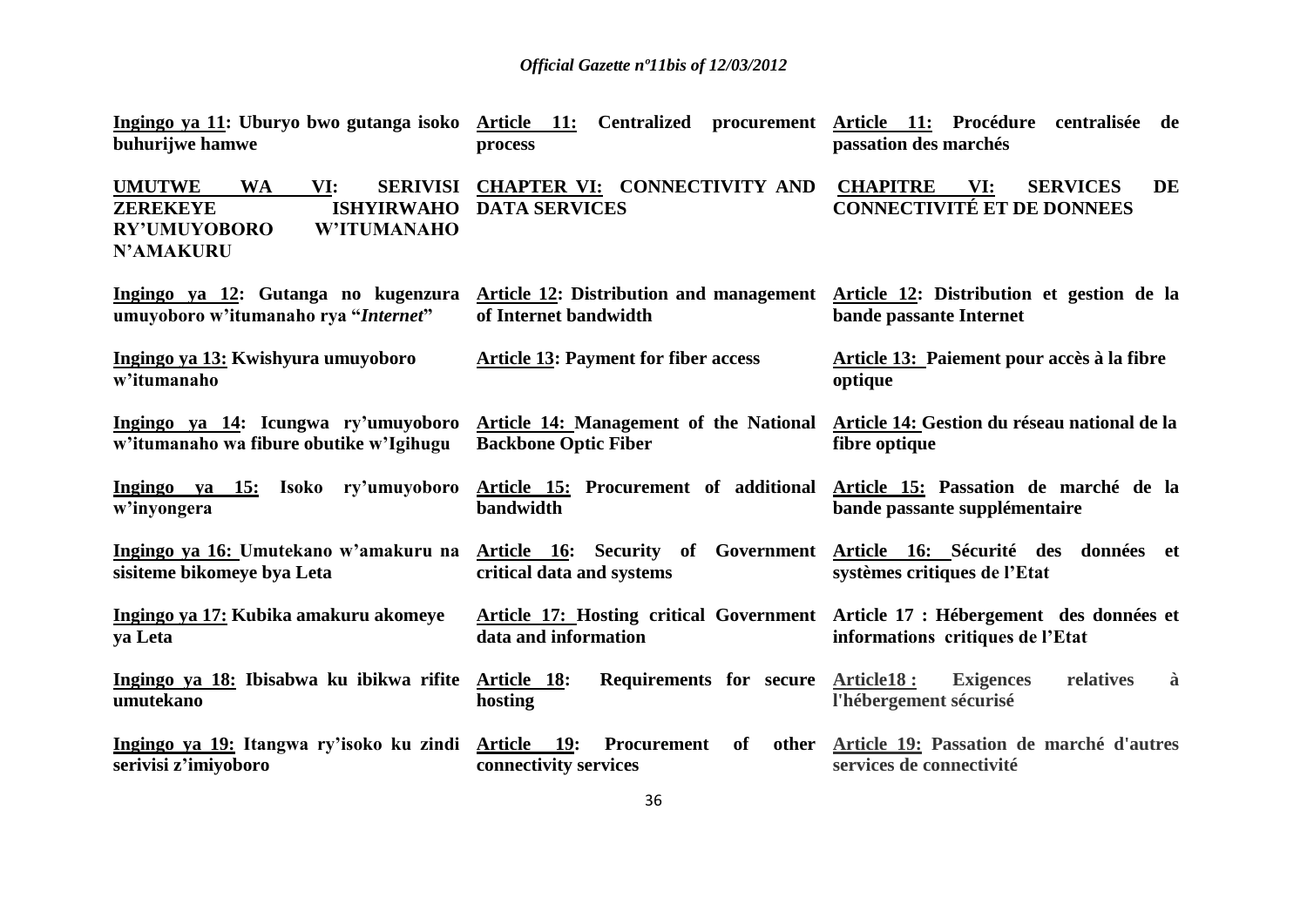**Ingingo ya 11: Uburyo bwo gutanga isoko buhurijwe hamwe**

**UMUTWE WA VI: SERIVISI ZEREKEYE ISHYIRWAHO RY'UMUYOBORO W'ITUMANAHO N'AMAKURU**

**Ingingo ya 12: Gutanga no kugenzura umuyoboro w'itumanaho rya "*Internet*"**

**Ingingo ya 13: Kwishyura umuyoboro w'itumanaho**

**Ingingo ya 14: Icungwa ry'umuyoboro w'itumanaho wa fibure obutike w'Igihugu**

**Ingingo ya 15: Isoko ry'umuyoboro w'inyongera**

**Ingingo ya 16: Umutekano w'amakuru na sisiteme bikomeye bya Leta**

**Ingingo ya 17: Kubika amakuru akomeye ya Leta**

**Ingingo ya 18: Ibisabwa ku ibikwa rifite umutekano**

**Ingingo ya 19: Itangwa ry'isoko ku zindi serivisi z'imiyoboro**

**Article 11: Centralized procurement process**

**CHAPTER VI: CONNECTIVITY AND DATA SERVICES**

**Article 12: Distribution and management of Internet bandwidth**

**Article 13: Payment for fiber access**

**Article 14: Management of the National Backbone Optic Fiber**

**Article 15: Procurement of additional bandwidth**

**Article 16: Security of Government critical data and systems**

**Article 17: Hosting critical Government data and information**

**Article 18: Requirements for secure hosting**

**Article 19: Procurement of other connectivity services**

**Article 11: Procédure centralisée de passation des marchés**

**CHAPITRE VI: SERVICES DE CONNECTIVITÉ ET DE DONNEES**

**Article 12: Distribution et gestion de la bande passante Internet**

**Article 13: Paiement pour accès à la fibre optique**

**Article 14: Gestion du réseau national de la fibre optique**

**Article 15: Passation de marché de la bande passante supplémentaire**

**Article 16: Sécurité des données et systèmes critiques de l'Etat**

**Article 17 : Hébergement des données et informations critiques de l'Etat**

**Article18 : Exigences relatives à l'hébergement sécurisé**

**Article 19: Passation de marché d'autres services de connectivité**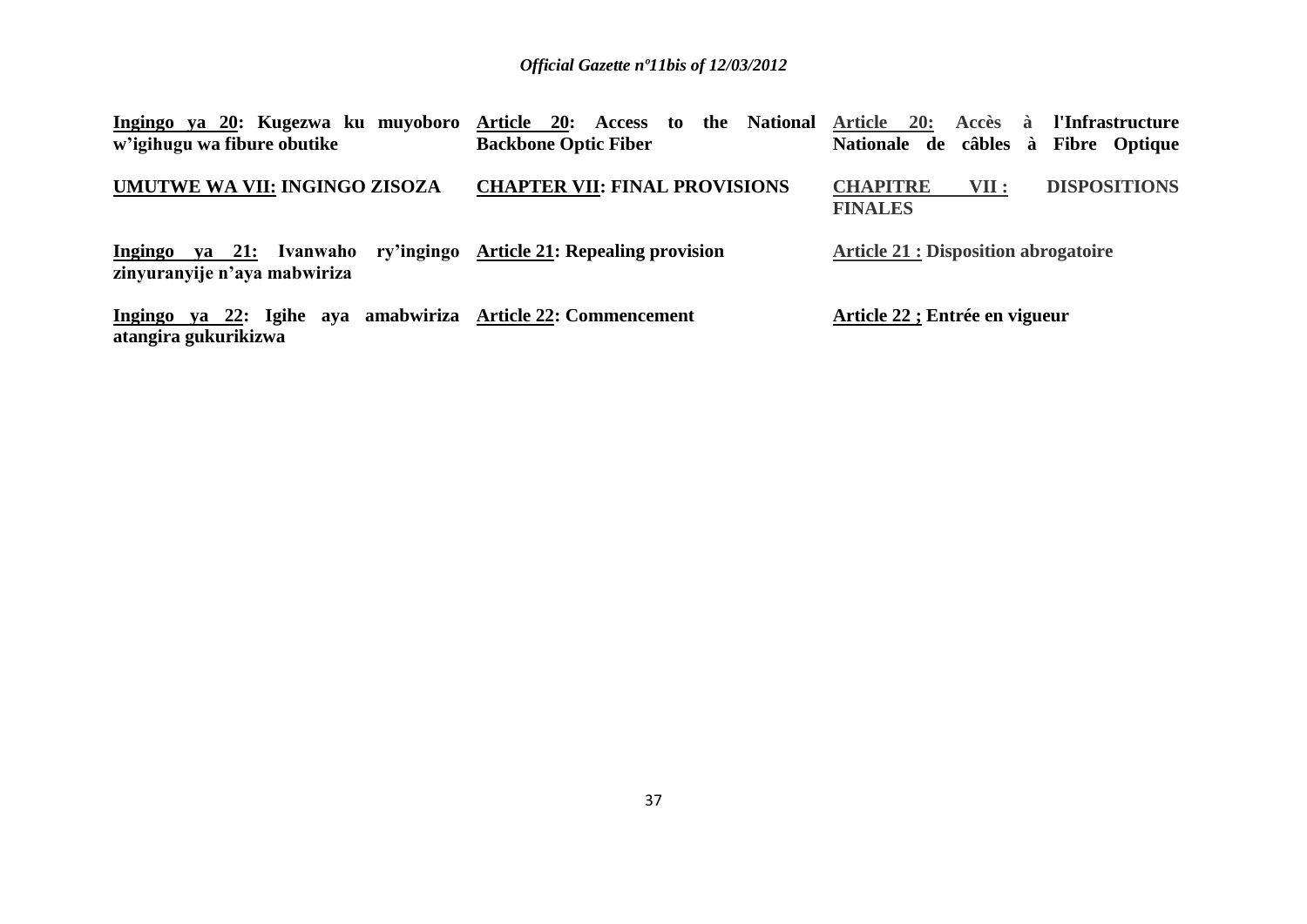**Ingingo ya 20: Kugezwa ku muyoboro w'igihugu wa fibure obutike**

**UMUTWE WA VII: INGINGO ZISOZA**

**Ingingo ya 21: Ivanwaho ry'ingingo zinyuranyije n'aya mabwiriza**

**Ingingo ya 22: Igihe aya amabwiriza atangira gukurikizwa**

**Article 20: Access to the National Backbone Optic Fiber**

**CHAPTER VII: FINAL PROVISIONS**

**Article 21: Repealing provision**

**Article 22: Commencement**

**Article 20: Accès à l'Infrastructure Nationale de câbles à Fibre Optique**

**CHAPITRE VII : DISPOSITIONS FINALES**

**Article 21 : Disposition abrogatoire**

**Article 22 ; Entrée en vigueur**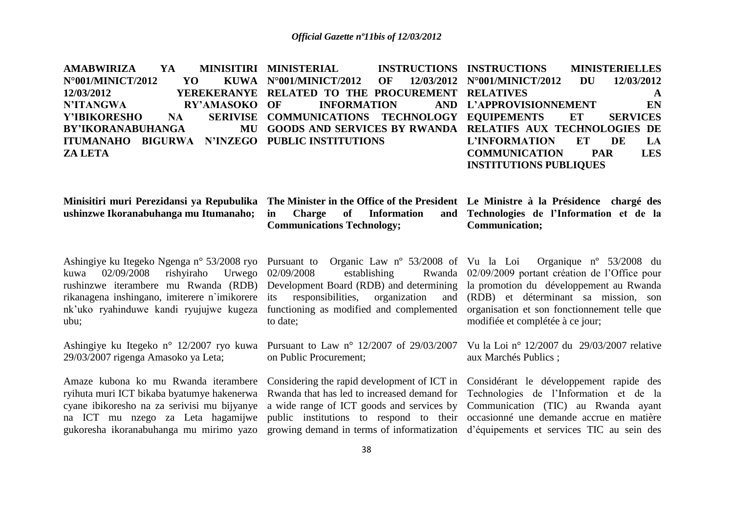**AMABWIRIZA YA MINISITIRI N°001/MINICT/2012 YO KUWA 12/03/2012 YEREKERANYE N'ITANGWA RY'AMASOKO Y'IBIKORESHO NA SERIVISE BY'IKORANABUHANGA MU ITUMANAHO BIGURWA N'INZEGO ZA LETA**

**Minisitiri muri Perezidansi ya Repubulika ushinzwe Ikoranabuhanga mu Itumanaho;**

Ashingiye ku Itegeko Ngenga n° 53/2008 ryo kuwa 02/09/2008 rishyiraho Urwego rushinzwe iterambere mu Rwanda (RDB) rikanagena inshingano, imiterere n`imikorere nk'uko ryahinduwe kandi ryujujwe kugeza ubu;

Ashingiye ku Itegeko n° 12/2007 ryo kuwa 29/03/2007 rigenga Amasoko ya Leta;

Amaze kubona ko mu Rwanda iterambere ryihuta muri ICT bikaba byatumye hakenerwa cyane ibikoresho na za serivisi mu bijyanye na ICT mu nzego za Leta hagamijwe gukoresha ikoranabuhanga mu mirimo yazo

**MINISTERIAL INSTRUCTIONS N°001/MINICT/2012 OF 12/03/2012 RELATED TO THE PROCUREMENT OF INFORMATION AND COMMUNICATIONS TECHNOLOGY GOODS AND SERVICES BY RWANDA PUBLIC INSTITUTIONS**

**The Minister in the Office of the President in Charge of Information and Communications Technology;**

Pursuant to Organic Law nº 53/2008 of 02/09/2008 establishing Rwanda Development Board (RDB) and determining its responsibilities, organization and functioning as modified and complemented to date;

Pursuant to Law n° 12/2007 of 29/03/2007 on Public Procurement;

Considering the rapid development of ICT in Rwanda that has led to increased demand for a wide range of ICT goods and services by public institutions to respond to their growing demand in terms of informatization

**INSTRUCTIONS MINISTERIELLES N°001/MINICT/2012 DU 12/03/2012 RELATIVES A L'APPROVISIONNEMENT EN EQUIPEMENTS ET SERVICES RELATIFS AUX TECHNOLOGIES DE L'INFORMATION ET DE LA COMMUNICATION PAR LES INSTITUTIONS PUBLIQUES**

**Le Ministre à la Présidence chargé des Technologies de l'Information et de la Communication;**

Vu la Loi Organique nº 53/2008 du 02/09/2009 portant création de l'Office pour la promotion du développement au Rwanda (RDB) et déterminant sa mission, son organisation et son fonctionnement telle que modifiée et complétée à ce jour;

Vu la Loi n° 12/2007 du 29/03/2007 relative aux Marchés Publics ;

Considérant le développement rapide des Technologies de l'Information et de la Communication (TIC) au Rwanda ayant occasionné une demande accrue en matière d'équipements et services TIC au sein des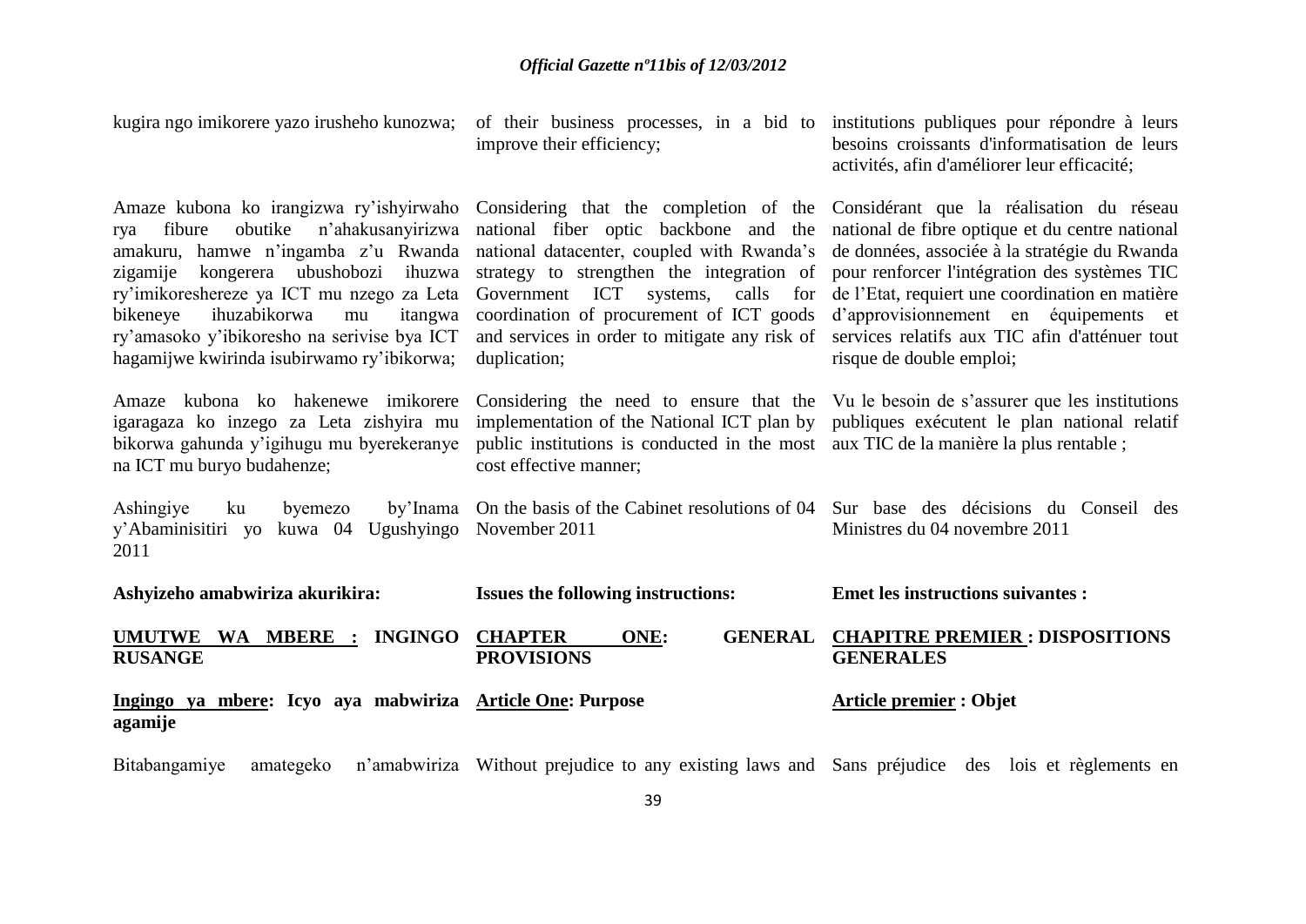kugira ngo imikorere yazo irusheho kunozwa;

Amaze kubona ko irangizwa ry'ishyirwaho rya fibure obutike n'ahakusanyirizwa amakuru, hamwe n'ingamba z'u Rwanda zigamije kongerera ubushobozi ihuzwa ry'imikoreshereze ya ICT mu nzego za Leta bikeneye ihuzabikorwa mu itangwa ry'amasoko y'ibikoresho na serivise bya ICT hagamijwe kwirinda isubirwamo ry'ibikorwa;

Amaze kubona ko hakenewe imikorere igaragaza ko inzego za Leta zishyira mu bikorwa gahunda y'igihugu mu byerekeranye na ICT mu buryo budahenze;

Ashingiye ku byemezo by'Inama y'Abaminisitiri yo kuwa 04 Ugushyingo 2011

**Ashyizeho amabwiriza akurikira:**

**UMUTWE WA MBERE : INGINGO RUSANGE**

**Ingingo ya mbere: Icyo aya mabwiriza agamije**

Bitabangamiye amategeko n'amabwiriza

of their business processes, in a bid to improve their efficiency;

Considering that the completion of the national fiber optic backbone and the national datacenter, coupled with Rwanda's strategy to strengthen the integration of Government ICT systems, calls for coordination of procurement of ICT goods and services in order to mitigate any risk of duplication;

Considering the need to ensure that the implementation of the National ICT plan by public institutions is conducted in the most cost effective manner;

On the basis of the Cabinet resolutions of 04 November 2011

**Issues the following instructions:**

**CHAPTER ONE: GENERAL PROVISIONS**

**Article One: Purpose**

Without prejudice to any existing laws and

institutions publiques pour répondre à leurs besoins croissants d'informatisation de leurs activités, afin d'améliorer leur efficacité;

Considérant que la réalisation du réseau national de fibre optique et du centre national de données, associée à la stratégie du Rwanda pour renforcer l'intégration des systèmes TIC de l'Etat, requiert une coordination en matière d'approvisionnement en équipements et services relatifs aux TIC afin d'atténuer tout risque de double emploi;

Vu le besoin de s'assurer que les institutions publiques exécutent le plan national relatif aux TIC de la manière la plus rentable ;

Sur base des décisions du Conseil des Ministres du 04 novembre 2011

**Emet les instructions suivantes :**

**CHAPITRE PREMIER : DISPOSITIONS GENERALES**

**Article premier : Objet**

Sans préjudice des lois et règlements en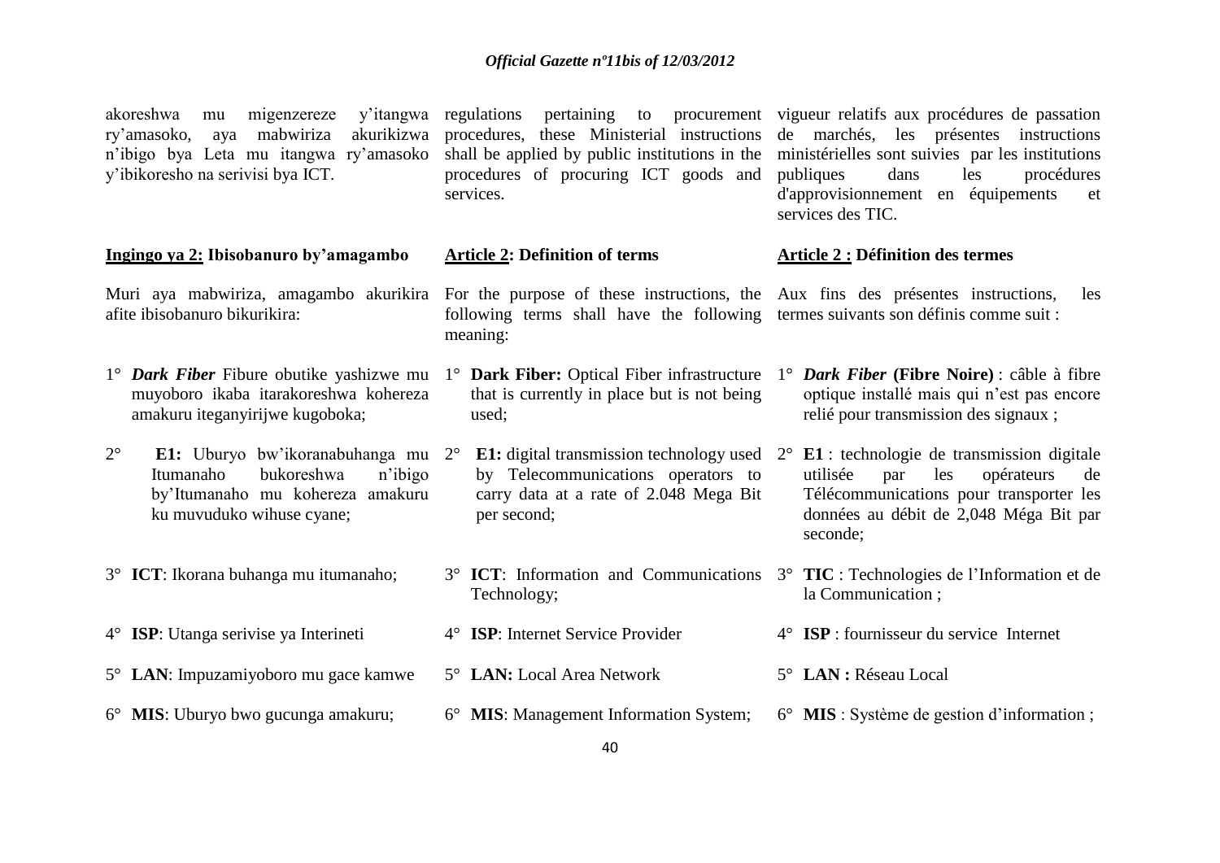akoreshwa mu migenzereze y'itangwa ry'amasoko, aya mabwiriza akurikizwa n'ibigo bya Leta mu itangwa ry'amasoko y'ibikoresho na serivisi bya ICT.

regulations pertaining to procurement procedures, these Ministerial instructions shall be applied by public institutions in the procedures of procuring ICT goods and services.

vigueur relatifs aux procédures de passation de marchés, les présentes instructions ministérielles sont suivies par les institutions publiques dans les procédures d'approvisionnement en équipements et services des TIC.

**Ingingo ya 2: Ibisobanuro by'amagambo**

Muri aya mabwiriza, amagambo akurikira afite ibisobanuro bikurikira:

1° ***Dark Fiber*** Fibure obutike yashizwe mu muyoboro ikaba itarakoreshwa kohereza amakuru iteganyirijwe kugoboka;

2° **E1:** Uburyo bw'ikoranabuhanga mu Itumanaho bukoreshwa n'ibigo by'Itumanaho mu kohereza amakuru ku muvuduko wihuse cyane;

3° **ICT**: Ikorana buhanga mu itumanaho;

4° **ISP**: Utanga serivise ya Interineti

5° **LAN**: Impuzamiyoboro mu gace kamwe

6° **MIS**: Uburyo bwo gucunga amakuru;

**Article 2: Definition of terms**

For the purpose of these instructions, the following terms shall have the following meaning:

1° **Dark Fiber:** Optical Fiber infrastructure that is currently in place but is not being used;

2° **E1:** digital transmission technology used by Telecommunications operators to carry data at a rate of 2.048 Mega Bit per second;

3° **ICT**: Information and Communications Technology;

4° **ISP**: Internet Service Provider

5° **LAN:** Local Area Network

6° **MIS**: Management Information System;

**Article 2 : Définition des termes**

Aux fins des présentes instructions, les termes suivants son définis comme suit :

1° ***Dark Fiber*** **(Fibre Noire)** : câble à fibre optique installé mais qui n'est pas encore relié pour transmission des signaux ;

2° **E1** : technologie de transmission digitale utilisée par les opérateurs de Télécommunications pour transporter les données au débit de 2,048 Méga Bit par seconde;

3° **TIC** : Technologies de l'Information et de la Communication ;

4° **ISP** : fournisseur du service Internet

5° **LAN :** Réseau Local

6° **MIS** : Système de gestion d'information ;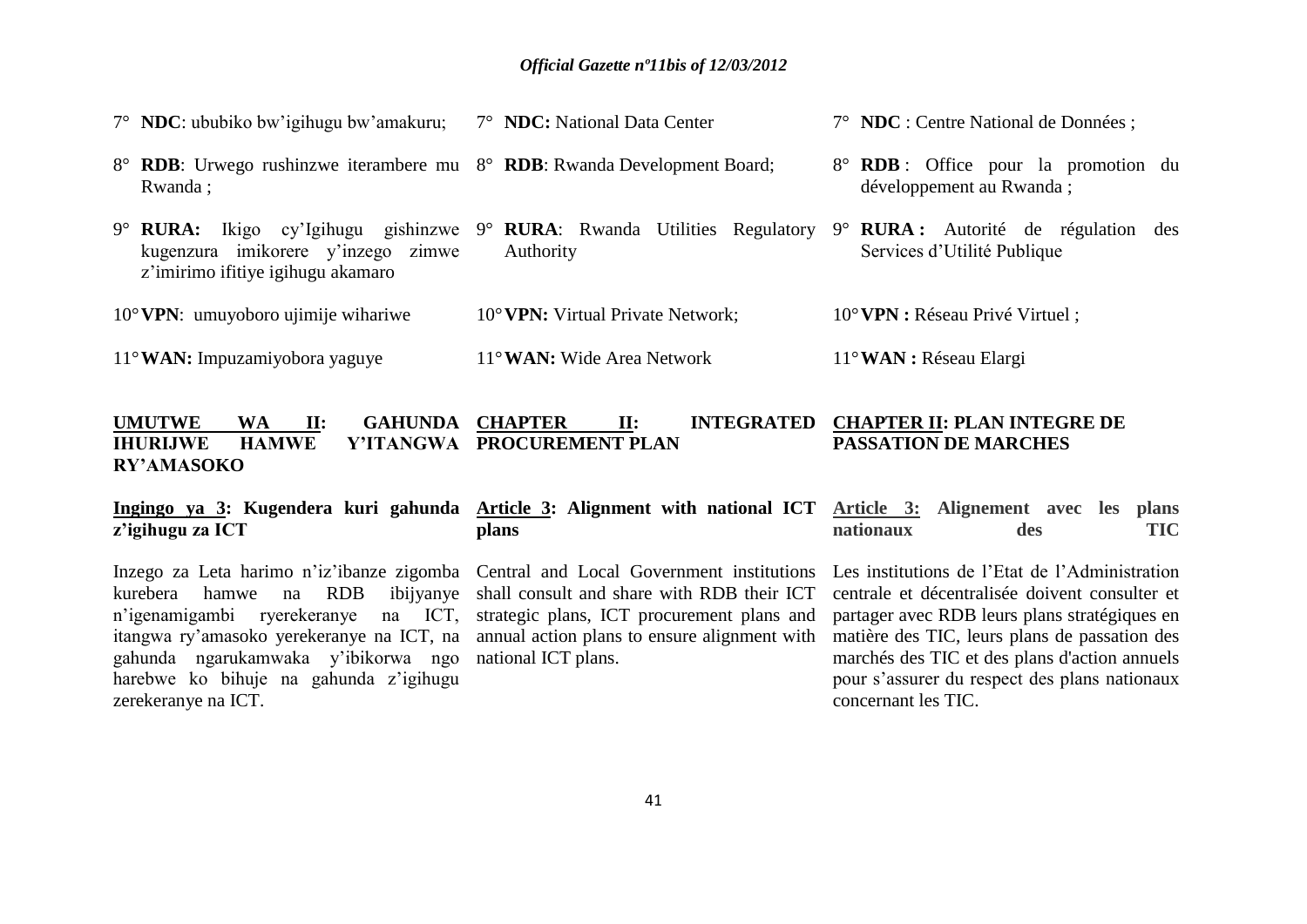7° **NDC**: ububiko bw'igihugu bw'amakuru;

8° **RDB**: Urwego rushinzwe iterambere mu Rwanda ;

9° **RURA:** Ikigo cy'Igihugu gishinzwe kugenzura imikorere y'inzego zimwe z'imirimo ifitiye igihugu akamaro

10° **VPN**: umuyoboro ujimije wihariwe

11° **WAN:** Impuzamiyobora yaguye

**UMUTWE WA II: GAHUNDA IHURIJWE HAMWE Y'ITANGWA RY'AMASOKO**

**Ingingo ya 3: Kugendera kuri gahunda z'igihugu za ICT**

Inzego za Leta harimo n'iz'ibanze zigomba kurebera hamwe na RDB ibijyanye n'igenamigambi ryerekeranye na ICT, itangwa ry'amasoko yerekeranye na ICT, na gahunda ngarukamwaka y'ibikorwa ngo harebwe ko bihuje na gahunda z'igihugu zerekeranye na ICT.

7° **NDC:** National Data Center

8° **RDB**: Rwanda Development Board;

9° **RURA**: Rwanda Utilities Regulatory Authority

10° **VPN:** Virtual Private Network;

11° **WAN:** Wide Area Network

**CHAPTER II: INTEGRATED PROCUREMENT PLAN**

**Article 3: Alignment with national ICT plans**

Central and Local Government institutions shall consult and share with RDB their ICT strategic plans, ICT procurement plans and annual action plans to ensure alignment with national ICT plans.

7° **NDC** : Centre National de Données ;

8° **RDB** : Office pour la promotion du développement au Rwanda ;

9° **RURA :** Autorité de régulation des Services d'Utilité Publique

10° **VPN :** Réseau Privé Virtuel ;

11° **WAN :** Réseau Elargi

**CHAPTER II: PLAN INTEGRE DE PASSATION DE MARCHES**

**Article 3: Alignement avec les plans nationaux des TIC**

Les institutions de l'Etat de l'Administration centrale et décentralisée doivent consulter et partager avec RDB leurs plans stratégiques en matière des TIC, leurs plans de passation des marchés des TIC et des plans d'action annuels pour s'assurer du respect des plans nationaux concernant les TIC.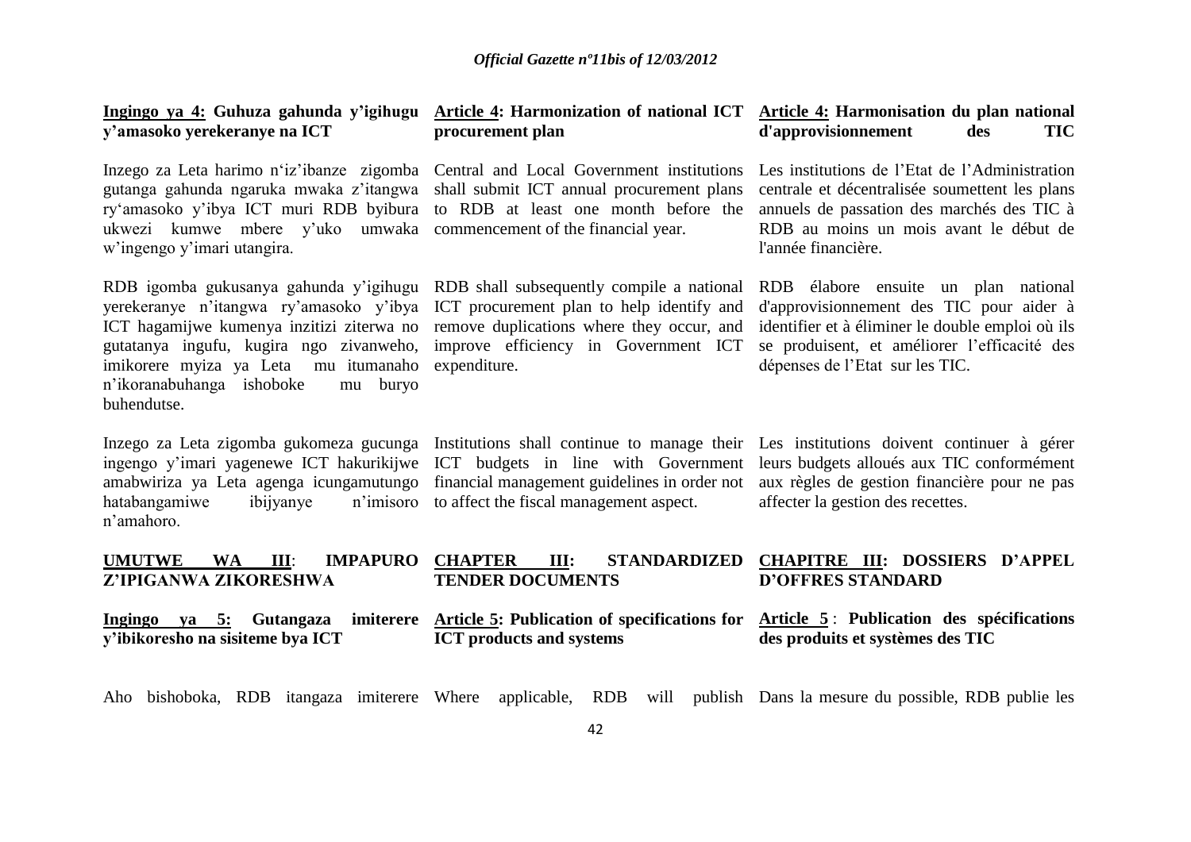**Ingingo ya 4: Guhuza gahunda y'igihugu y'amasoko yerekeranye na ICT**

Inzego za Leta harimo n'iz'ibanze zigomba gutanga gahunda ngaruka mwaka z'itangwa ry'amasoko y'ibya ICT muri RDB byibura ukwezi kumwe mbere y'uko umwaka w'ingengo y'imari utangira.

RDB igomba gukusanya gahunda y'igihugu yerekeranye n'itangwa ry'amasoko y'ibya ICT hagamijwe kumenya inzitizi ziterwa no gutatanya ingufu, kugira ngo zivanweho, imikorere myiza ya Leta mu itumanaho n'ikoranabuhanga ishoboke mu buryo buhendutse.

Inzego za Leta zigomba gukomeza gucunga ingengo y'imari yagenewe ICT hakurikijwe amabwiriza ya Leta agenga icungamutungo hatabangamiwe ibijyanye n'imisoro n'amahoro.

**UMUTWE WA III: IMPAPURO Z'IPIGANWA ZIKORESHWA**

**Ingingo ya 5: Gutangaza imiterere y'ibikoresho na sisiteme bya ICT**

Aho bishoboka, RDB itangaza imiterere

**Article 4: Harmonization of national ICT procurement plan**

Central and Local Government institutions shall submit ICT annual procurement plans to RDB at least one month before the commencement of the financial year.

RDB shall subsequently compile a national ICT procurement plan to help identify and remove duplications where they occur, and improve efficiency in Government ICT expenditure.

Institutions shall continue to manage their ICT budgets in line with Government financial management guidelines in order not to affect the fiscal management aspect.

**CHAPTER III: STANDARDIZED TENDER DOCUMENTS**

**Article 5: Publication of specifications for ICT products and systems**

Where applicable, RDB will publish

**Article 4: Harmonisation du plan national d'approvisionnement des TIC**

Les institutions de l'Etat de l'Administration centrale et décentralisée soumettent les plans annuels de passation des marchés des TIC à RDB au moins un mois avant le début de l'année financière.

RDB élabore ensuite un plan national d'approvisionnement des TIC pour aider à identifier et à éliminer le double emploi où ils se produisent, et améliorer l'efficacité des dépenses de l'Etat sur les TIC.

Les institutions doivent continuer à gérer leurs budgets alloués aux TIC conformément aux règles de gestion financière pour ne pas affecter la gestion des recettes.

**CHAPITRE III: DOSSIERS D'APPEL D'OFFRES STANDARD**

**Article 5 : Publication des spécifications des produits et systèmes des TIC**

Dans la mesure du possible, RDB publie les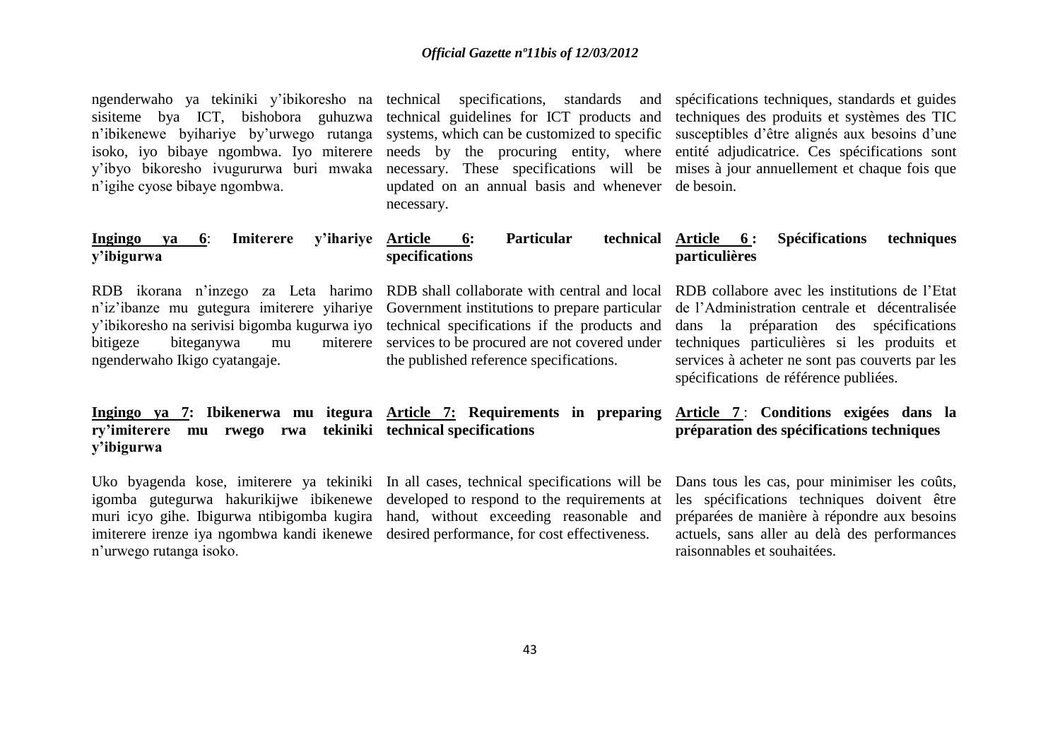ngenderwaho ya tekiniki y'ibikoresho na sisiteme bya ICT, bishobora guhuzwa n'ibikenewe byihariye by'urwego rutanga isoko, iyo bibaye ngombwa. Iyo miterere y'ibyo bikoresho ivugururwa buri mwaka n'igihe cyose bibaye ngombwa.

**Ingingo ya 6: Imiterere y'ihariye y'ibigurwa**

RDB ikorana n'inzego za Leta harimo n'iz'ibanze mu gutegura imiterere yihariye y'ibikoresho na serivisi bigomba kugurwa iyo bitigeze biteganywa mu miterere ngenderwaho Ikigo cyatangaje.

**Ingingo ya 7: Ibikenerwa mu itegura ry'imiterere mu rwego rwa tekiniki y'ibigurwa**

Uko byagenda kose, imiterere ya tekiniki igomba gutegurwa hakurikijwe ibikenewe muri icyo gihe. Ibigurwa ntibigomba kugira imiterere irenze iya ngombwa kandi ikenewe n'urwego rutanga isoko.

technical specifications, standards and technical guidelines for ICT products and systems, which can be customized to specific needs by the procuring entity, where necessary. These specifications will be updated on an annual basis and whenever necessary.

**Article 6: Particular technical specifications**

RDB shall collaborate with central and local Government institutions to prepare particular technical specifications if the products and services to be procured are not covered under the published reference specifications.

**Article 7: Requirements in preparing technical specifications**

In all cases, technical specifications will be developed to respond to the requirements at hand, without exceeding reasonable and desired performance, for cost effectiveness.

spécifications techniques, standards et guides techniques des produits et systèmes des TIC susceptibles d'être alignés aux besoins d'une entité adjudicatrice. Ces spécifications sont mises à jour annuellement et chaque fois que de besoin.

**Article 6 : Spécifications techniques particulières**

RDB collabore avec les institutions de l'Etat de l'Administration centrale et décentralisée dans la préparation des spécifications techniques particulières si les produits et services à acheter ne sont pas couverts par les spécifications de référence publiées.

**Article 7 : Conditions exigées dans la préparation des spécifications techniques**

Dans tous les cas, pour minimiser les coûts, les spécifications techniques doivent être préparées de manière à répondre aux besoins actuels, sans aller au delà des performances raisonnables et souhaitées.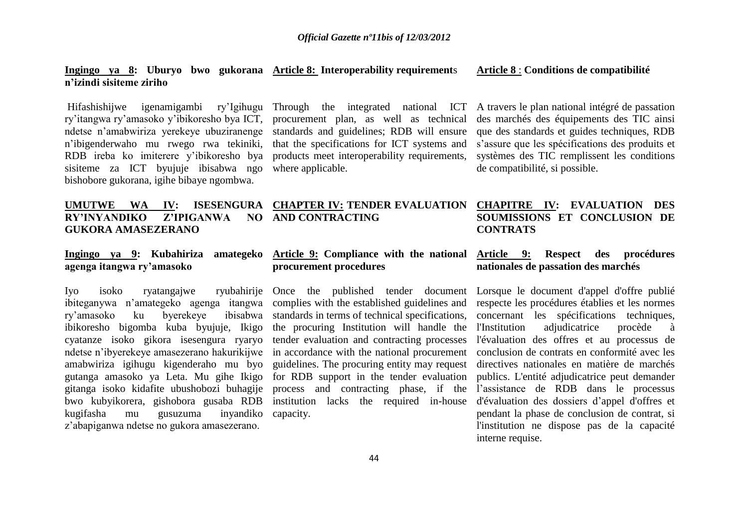**Ingingo ya 8: Uburyo bwo gukorana n'izindi sisiteme ziriho**

Hifashishijwe igenamigambi ry'Igihugu ry'itangwa ry'amasoko y'ibikoresho bya ICT, ndetse n'amabwiriza yerekeye ubuziranenge n'ibigenderwaho mu rwego rwa tekiniki, RDB ireba ko imiterere y'ibikoresho bya sisiteme za ICT byujuje ibisabwa ngo bishobore gukorana, igihe bibaye ngombwa.

**Article 8: Interoperability requirements**

Through the integrated national ICT procurement plan, as well as technical standards and guidelines; RDB will ensure that the specifications for ICT systems and products meet interoperability requirements, where applicable.

**Article 8 : Conditions de compatibilité**

A travers le plan national intégré de passation des marchés des équipements des TIC ainsi que des standards et guides techniques, RDB s'assure que les spécifications des produits et systèmes des TIC remplissent les conditions de compatibilité, si possible.

## UMUTWE WA IV: ISESENGURA RY'INYANDIKO Z'IPIGANWA NO GUKORA AMASEZERANO

## CHAPTER IV: TENDER EVALUATION AND CONTRACTING

## CHAPITRE IV: EVALUATION DES SOUMISSIONS ET CONCLUSION DE CONTRATS

**Ingingo ya 9: Kubahiriza amategeko agenga itangwa ry'amasoko**

Iyo isoko ryatangajwe ryubahirije ibiteganywa n'amategeko agenga itangwa ry'amasoko ku byerekeye ibisabwa ibikoresho bigomba kuba byujuje, Ikigo cyatanze isoko gikora isesengura ryaryo ndetse n'ibyerekeye amasezerano hakurikijwe amabwiriza igihugu kigenderaho mu byo gutanga amasoko ya Leta. Mu gihe Ikigo gitanga isoko kidafite ubushobozi buhagije bwo kubyikorera, gishobora gusaba RDB kugifasha mu gusuzuma inyandiko z'abapiganwa ndetse no gukora amasezerano.

**Article 9: Compliance with the national procurement procedures**

Once the published tender document complies with the established guidelines and standards in terms of technical specifications, the procuring Institution will handle the tender evaluation and contracting processes in accordance with the national procurement guidelines. The procuring entity may request for RDB support in the tender evaluation process and contracting phase, if the institution lacks the required in-house capacity.

**Article 9: Respect des procédures nationales de passation des marchés**

Lorsque le document d'appel d'offre publié respecte les procédures établies et les normes concernant les spécifications techniques, l'Institution adjudicatrice procède à l'évaluation des offres et au processus de conclusion de contrats en conformité avec les directives nationales en matière de marchés publics. L'entité adjudicatrice peut demander l'assistance de RDB dans le processus d'évaluation des dossiers d'appel d'offres et pendant la phase de conclusion de contrat, si l'institution ne dispose pas de la capacité interne requise.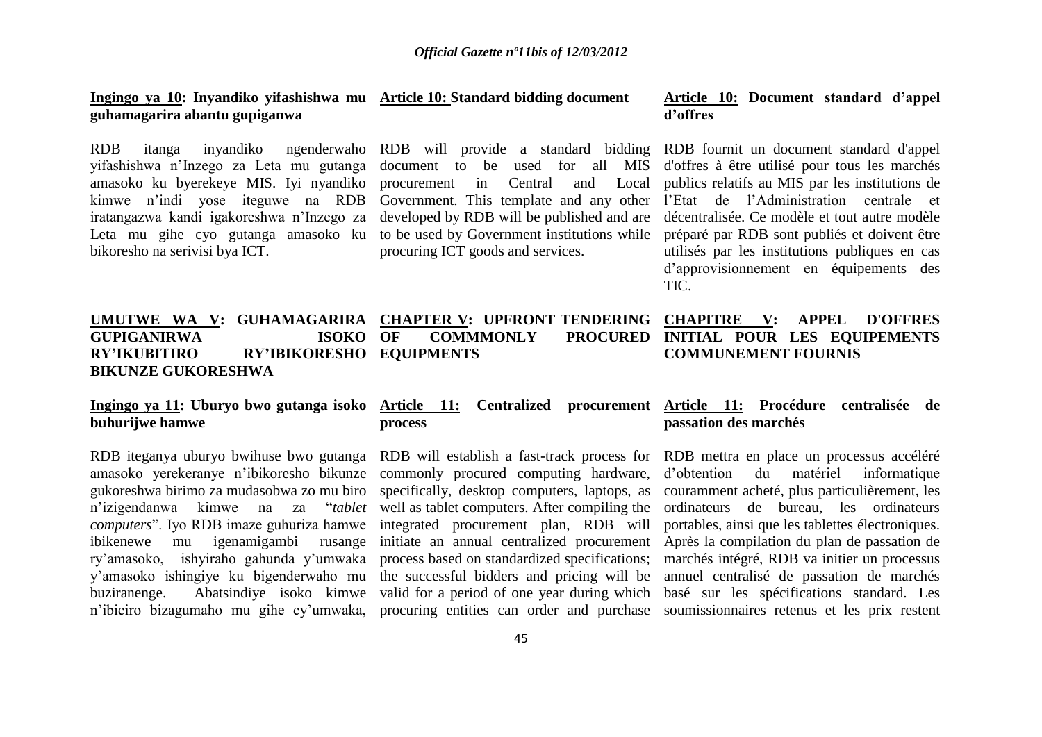**Ingingo ya 10: Inyandiko yifashishwa mu guhamagarira abantu gupiganwa**

RDB itanga inyandiko ngenderwaho yifashishwa n'Inzego za Leta mu gutanga amasoko ku byerekeye MIS. Iyi nyandiko kimwe n'indi yose iteguwe na RDB iratangazwa kandi igakoreshwa n'Inzego za Leta mu gihe cyo gutanga amasoko ku bikoresho na serivisi bya ICT.

**UMUTWE WA V: GUHAMAGARIRA GUPIGANIRWA ISOKO RY'IKUBITIRO RY'IBIKORESHO BIKUNZE GUKORESHWA**

**Ingingo ya 11: Uburyo bwo gutanga isoko buhurijwe hamwe**

RDB iteganya uburyo bwihuse bwo gutanga amasoko yerekeranye n'ibikoresho bikunze gukoreshwa birimo za mudasobwa zo mu biro n'izigendanwa kimwe na za "*tablet computers*". Iyo RDB imaze guhuriza hamwe ibikenewe mu igenamigambi rusange ry'amasoko, ishyiraho gahunda y'umwaka y'amasoko ishingiye ku bigenderwaho mu buziranenge. Abatsindiye isoko kimwe n'ibiciro bizagumaho mu gihe cy'umwaka,

**Article 10: Standard bidding document**

RDB will provide a standard bidding document to be used for all MIS procurement in Central and Local Government. This template and any other developed by RDB will be published and are to be used by Government institutions while procuring ICT goods and services.

**CHAPTER V: UPFRONT TENDERING OF COMMMONLY PROCURED EQUIPMENTS**

**Article 11: Centralized procurement process**

RDB will establish a fast-track process for commonly procured computing hardware, specifically, desktop computers, laptops, as well as tablet computers. After compiling the integrated procurement plan, RDB will initiate an annual centralized procurement process based on standardized specifications; the successful bidders and pricing will be valid for a period of one year during which procuring entities can order and purchase

**Article 10: Document standard d'appel d'offres**

RDB fournit un document standard d'appel d'offres à être utilisé pour tous les marchés publics relatifs au MIS par les institutions de l'Etat de l'Administration centrale et décentralisée. Ce modèle et tout autre modèle préparé par RDB sont publiés et doivent être utilisés par les institutions publiques en cas d'approvisionnement en équipements des TIC.

**CHAPITRE V: APPEL D'OFFRES INITIAL POUR LES EQUIPEMENTS COMMUNEMENT FOURNIS**

**Article 11: Procédure centralisée de passation des marchés**

RDB mettra en place un processus accéléré d'obtention du matériel informatique couramment acheté, plus particulièrement, les ordinateurs de bureau, les ordinateurs portables, ainsi que les tablettes électroniques. Après la compilation du plan de passation de marchés intégré, RDB va initier un processus annuel centralisé de passation de marchés basé sur les spécifications standard. Les soumissionnaires retenus et les prix restent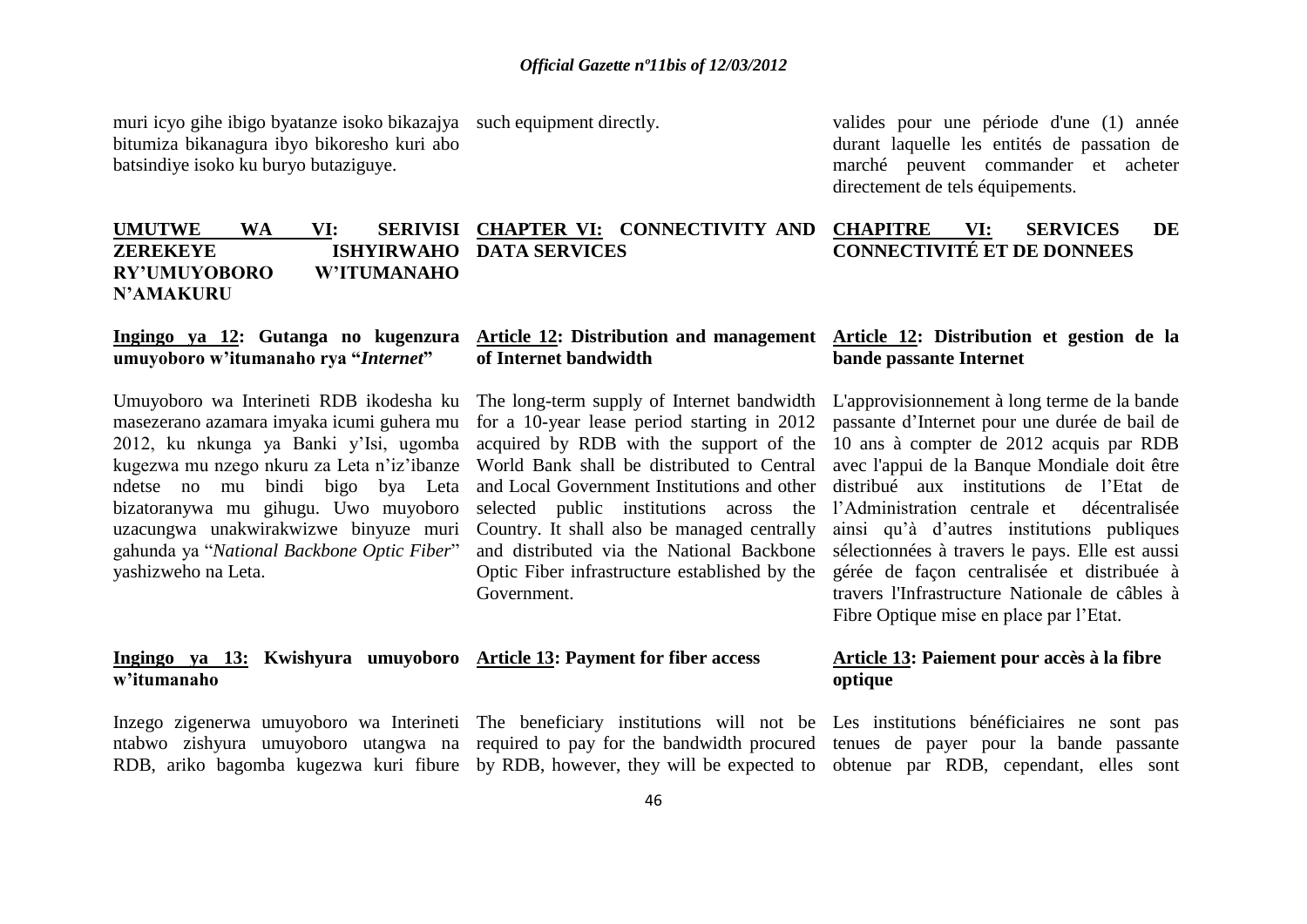muri icyo gihe ibigo byatanze isoko bikazajya bitumiza bikanagura ibyo bikoresho kuri abo batsindiye isoko ku buryo butaziguye.

**UMUTWE WA VI: SERIVISI ZEREKEYE ISHYIRWAHO RY'UMUYOBORO W'ITUMANAHO N'AMAKURU**

**Ingingo ya 12: Gutanga no kugenzura umuyoboro w'itumanaho rya "*Internet*"**

Umuyoboro wa Interineti RDB ikodesha ku masezerano azamara imyaka icumi guhera mu 2012, ku nkunga ya Banki y'Isi, ugomba kugezwa mu nzego nkuru za Leta n'iz'ibanze ndetse no mu bindi bigo bya Leta bizatoranywa mu gihugu. Uwo muyoboro uzacungwa unakwirakwizwe binyuze muri gahunda ya "*National Backbone Optic Fiber*" yashizweho na Leta.

**Ingingo ya 13: Kwishyura umuyoboro w'itumanaho**

Inzego zigenerwa umuyoboro wa Interineti ntabwo zishyura umuyoboro utangwa na RDB, ariko bagomba kugezwa kuri fibure

such equipment directly.

**CHAPTER VI: CONNECTIVITY AND DATA SERVICES**

**Article 12: Distribution and management of Internet bandwidth**

The long-term supply of Internet bandwidth for a 10-year lease period starting in 2012 acquired by RDB with the support of the World Bank shall be distributed to Central and Local Government Institutions and other selected public institutions across the Country. It shall also be managed centrally and distributed via the National Backbone Optic Fiber infrastructure established by the Government.

**Article 13: Payment for fiber access**

The beneficiary institutions will not be required to pay for the bandwidth procured by RDB, however, they will be expected to

valides pour une période d'une (1) année durant laquelle les entités de passation de marché peuvent commander et acheter directement de tels équipements.

**CHAPITRE VI: SERVICES DE CONNECTIVITÉ ET DE DONNEES**

**Article 12: Distribution et gestion de la bande passante Internet**

L'approvisionnement à long terme de la bande passante d'Internet pour une durée de bail de 10 ans à compter de 2012 acquis par RDB avec l'appui de la Banque Mondiale doit être distribué aux institutions de l'Etat de l'Administration centrale et décentralisée ainsi qu'à d'autres institutions publiques sélectionnées à travers le pays. Elle est aussi gérée de façon centralisée et distribuée à travers l'Infrastructure Nationale de câbles à Fibre Optique mise en place par l'Etat.

**Article 13: Paiement pour accès à la fibre optique**

Les institutions bénéficiaires ne sont pas tenues de payer pour la bande passante obtenue par RDB, cependant, elles sont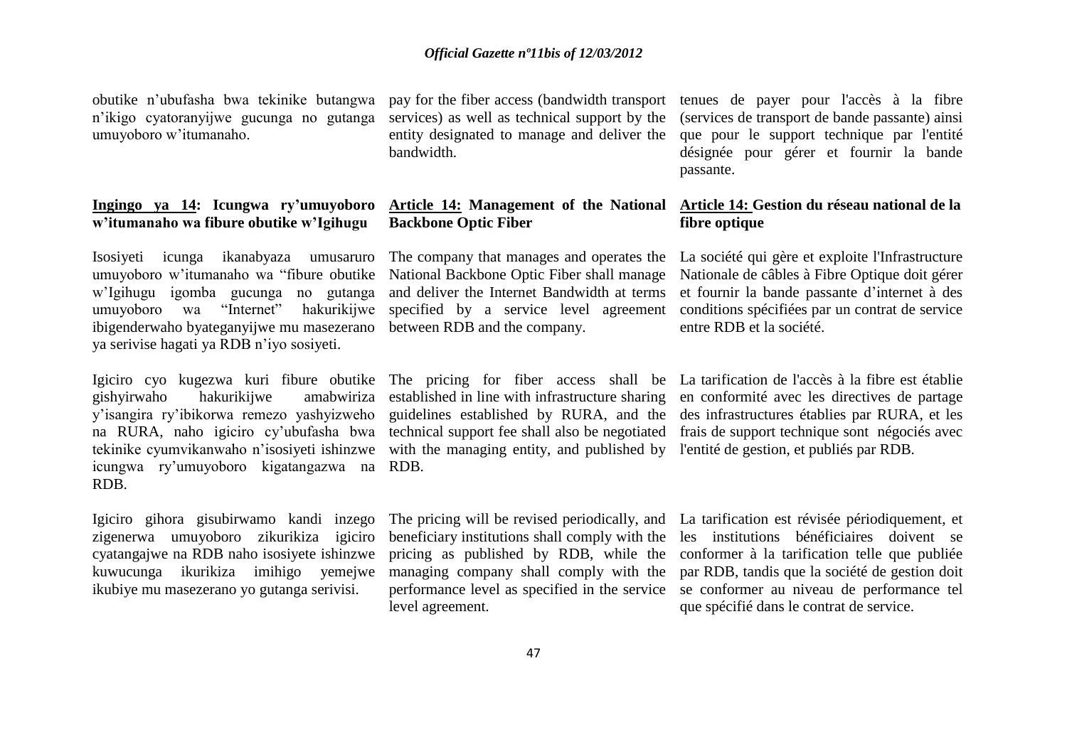obutike n'ubufasha bwa tekinike butangwa n'ikigo cyatoranyijwe gucunga no gutanga umuyoboro w'itumanaho.

**<u>Ingingo ya 14</u>: Icungwa ry'umuyoboro w'itumanaho wa fibure obutike w'Igihugu**

Isosiyeti icunga ikanabyaza umusaruro umuyoboro w'itumanaho wa "fibure obutike w'Igihugu igomba gucunga no gutanga umuyoboro wa "Internet" hakurikijwe ibigenderwaho byateganyijwe mu masezerano ya serivise hagati ya RDB n'iyo sosiyeti.

Igiciro cyo kugezwa kuri fibure obutike gishyirwaho hakurikijwe amabwiriza y'isangira ry'ibikorwa remezo yashyizweho na RURA, naho igiciro cy'ubufasha bwa tekinike cyumvikanwaho n'isosiyeti ishinzwe icungwa ry'umuyoboro kigatangazwa na RDB.

Igiciro gihora gisubirwamo kandi inzego zigenerwa umuyoboro zikurikiza igiciro cyatangajwe na RDB naho isosiyete ishinzwe kuwucunga ikurikiza imihigo yemejwe ikubiye mu masezerano yo gutanga serivisi.

pay for the fiber access (bandwidth transport services) as well as technical support by the entity designated to manage and deliver the bandwidth.

**<u>Article 14:</u> Management of the National Backbone Optic Fiber**

The company that manages and operates the National Backbone Optic Fiber shall manage and deliver the Internet Bandwidth at terms specified by a service level agreement between RDB and the company.

The pricing for fiber access shall be established in line with infrastructure sharing guidelines established by RURA, and the technical support fee shall also be negotiated with the managing entity, and published by RDB.

The pricing will be revised periodically, and beneficiary institutions shall comply with the pricing as published by RDB, while the managing company shall comply with the performance level as specified in the service level agreement.

tenues de payer pour l'accès à la fibre (services de transport de bande passante) ainsi que pour le support technique par l'entité désignée pour gérer et fournir la bande passante.

**<u>Article 14:</u> Gestion du réseau national de la fibre optique**

La société qui gère et exploite l'Infrastructure Nationale de câbles à Fibre Optique doit gérer et fournir la bande passante d'internet à des conditions spécifiées par un contrat de service entre RDB et la société.

La tarification de l'accès à la fibre est établie en conformité avec les directives de partage des infrastructures établies par RURA, et les frais de support technique sont négociés avec l'entité de gestion, et publiés par RDB.

La tarification est révisée périodiquement, et les institutions bénéficiaires doivent se conformer à la tarification telle que publiée par RDB, tandis que la société de gestion doit se conformer au niveau de performance tel que spécifié dans le contrat de service.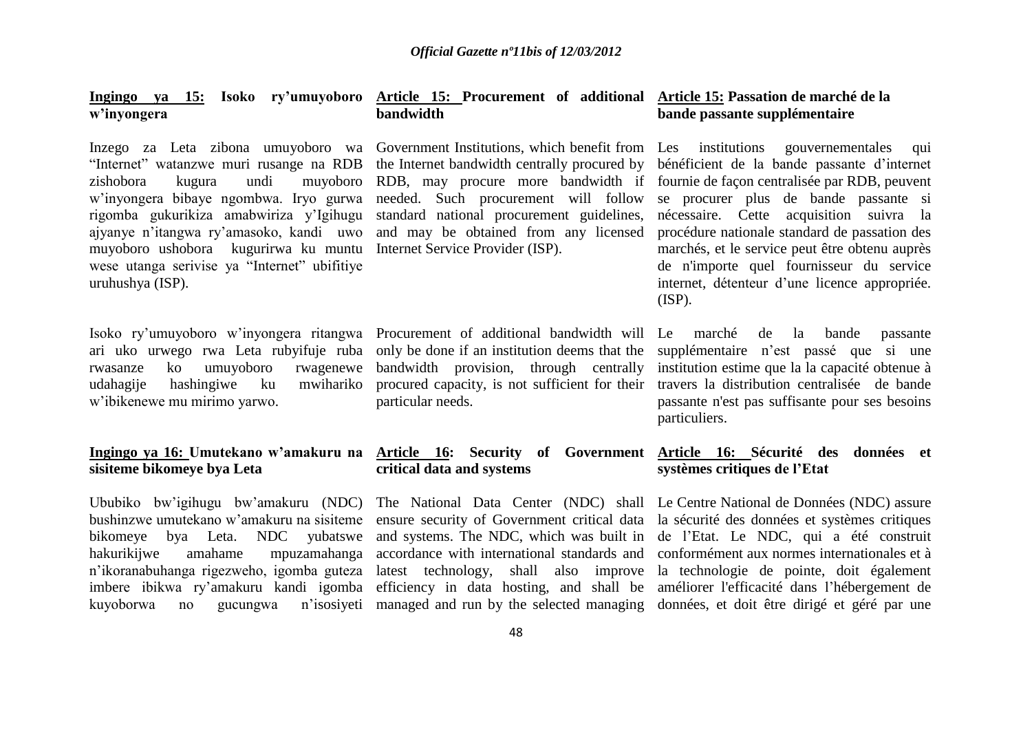**Ingingo ya 15: Isoko ry'umuyoboro w'inyongera**

Inzego za Leta zibona umuyoboro wa "Internet" watanzwe muri rusange na RDB zishobora kugura undi muyoboro w'inyongera bibaye ngombwa. Iryo gurwa rigomba gukurikiza amabwiriza y'Igihugu ajyanye n'itangwa ry'amasoko, kandi uwo muyoboro ushobora kugurirwa ku muntu wese utanga serivise ya "Internet" ubifitiye uruhushya (ISP).

Isoko ry'umuyoboro w'inyongera ritangwa ari uko urwego rwa Leta rubyifuje ruba rwasanze ko umuyoboro rwagenewe udahagije hashingiwe ku mwihariko w'ibikenewe mu mirimo yarwo.

**Ingingo ya 16: Umutekano w'amakuru na sisiteme bikomeye bya Leta**

Ububiko bw'igihugu bw'amakuru (NDC) bushinzwe umutekano w'amakuru na sisiteme bikomeye bya Leta. NDC yubatswe hakurikijwe amahame mpuzamahanga n'ikoranabuhanga rigezweho, igomba guteza imbere ibikwa ry'amakuru kandi igomba kuyoborwa no gucungwa n'isosiyeti

**Article 15: Procurement of additional bandwidth**

Government Institutions, which benefit from the Internet bandwidth centrally procured by RDB, may procure more bandwidth if needed. Such procurement will follow standard national procurement guidelines, and may be obtained from any licensed Internet Service Provider (ISP).

Procurement of additional bandwidth will only be done if an institution deems that the bandwidth provision, through centrally procured capacity, is not sufficient for their particular needs.

**Article 16: Security of Government critical data and systems**

The National Data Center (NDC) shall ensure security of Government critical data and systems. The NDC, which was built in accordance with international standards and latest technology, shall also improve efficiency in data hosting, and shall be managed and run by the selected managing

**Article 15: Passation de marché de la bande passante supplémentaire**

Les institutions gouvernementales qui bénéficient de la bande passante d'internet fournie de façon centralisée par RDB, peuvent se procurer plus de bande passante si nécessaire. Cette acquisition suivra la procédure nationale standard de passation des marchés, et le service peut être obtenu auprès de n'importe quel fournisseur du service internet, détenteur d'une licence appropriée. (ISP).

Le marché de la bande passante supplémentaire n'est passé que si une institution estime que la la capacité obtenue à travers la distribution centralisée de bande passante n'est pas suffisante pour ses besoins particuliers.

**Article 16: Sécurité des données et systèmes critiques de l'Etat**

Le Centre National de Données (NDC) assure la sécurité des données et systèmes critiques de l'Etat. Le NDC, qui a été construit conformément aux normes internationales et à la technologie de pointe, doit également améliorer l'efficacité dans l'hébergement de données, et doit être dirigé et géré par une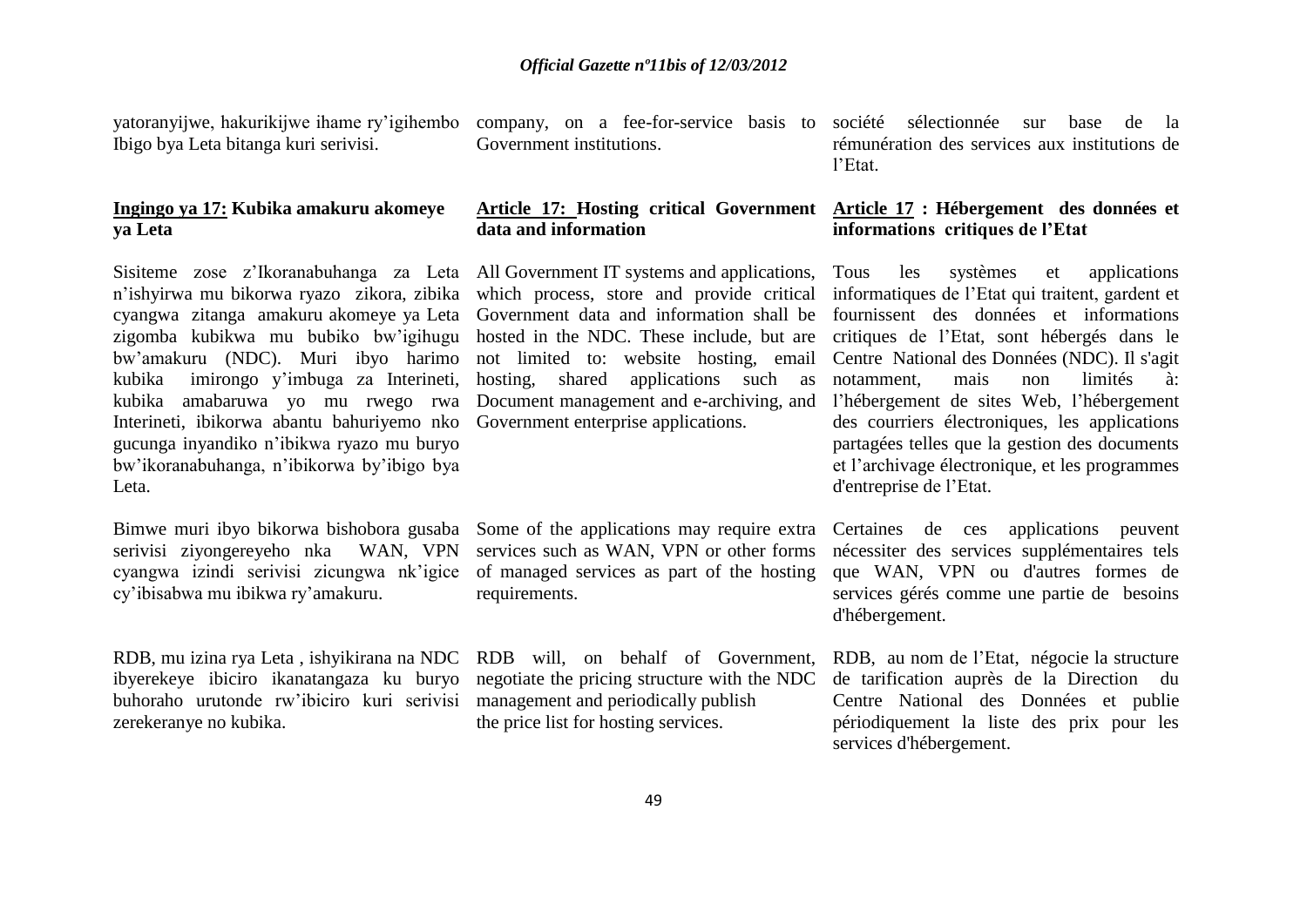yatoranyijwe, hakurikijwe ihame ry'igihembo Ibigo bya Leta bitanga kuri serivisi.

**Ingingo ya 17: Kubika amakuru akomeye ya Leta**

Sisiteme zose z'Ikoranabuhanga za Leta n'ishyirwa mu bikorwa ryazo zikora, zibika cyangwa zitanga amakuru akomeye ya Leta zigomba kubikwa mu bubiko bw'igihugu bw'amakuru (NDC). Muri ibyo harimo kubika imirongo y'imbuga za Interineti, kubika amabaruwa yo mu rwego rwa Interineti, ibikorwa abantu bahuriyemo nko gucunga inyandiko n'ibikwa ryazo mu buryo bw'ikoranabuhanga, n'ibikorwa by'ibigo bya Leta.

Bimwe muri ibyo bikorwa bishobora gusaba serivisi ziyongereyeho nka WAN, VPN cyangwa izindi serivisi zicungwa nk'igice cy'ibisabwa mu ibikwa ry'amakuru.

RDB, mu izina rya Leta , ishyikirana na NDC ibyerekeye ibiciro ikanatangaza ku buryo buhoraho urutonde rw'ibiciro kuri serivisi zerekeranye no kubika.

company, on a fee-for-service basis to Government institutions.

**Article 17: Hosting critical Government data and information**

All Government IT systems and applications, which process, store and provide critical Government data and information shall be hosted in the NDC. These include, but are not limited to: website hosting, email hosting, shared applications such as Document management and e-archiving, and Government enterprise applications.

Some of the applications may require extra services such as WAN, VPN or other forms of managed services as part of the hosting requirements.

RDB will, on behalf of Government, negotiate the pricing structure with the NDC management and periodically publish the price list for hosting services.

société sélectionnée sur base de la rémunération des services aux institutions de l'Etat.

**Article 17 : Hébergement des données et informations critiques de l'Etat**

Tous les systèmes et applications informatiques de l'Etat qui traitent, gardent et fournissent des données et informations critiques de l'Etat, sont hébergés dans le Centre National des Données (NDC). Il s'agit notamment, mais non limités à: l'hébergement de sites Web, l'hébergement des courriers électroniques, les applications partagées telles que la gestion des documents et l'archivage électronique, et les programmes d'entreprise de l'Etat.

Certaines de ces applications peuvent nécessiter des services supplémentaires tels que WAN, VPN ou d'autres formes de services gérés comme une partie de besoins d'hébergement.

RDB, au nom de l'Etat, négocie la structure de tarification auprès de la Direction du Centre National des Données et publie périodiquement la liste des prix pour les services d'hébergement.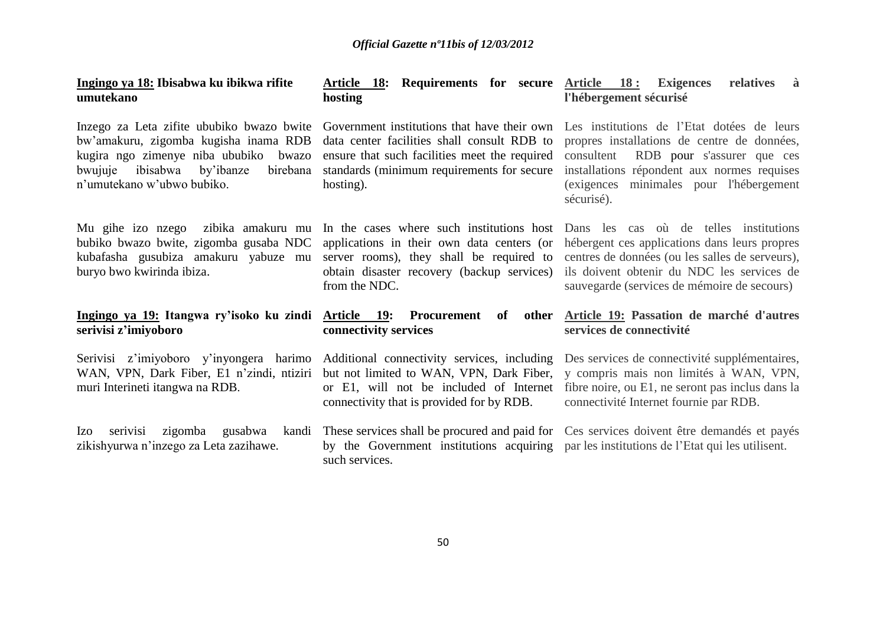**Ingingo ya 18: Ibisabwa ku ibikwa rifite umutekano**

Inzego za Leta zifite ububiko bwazo bwite bw'amakuru, zigomba kugisha inama RDB kugira ngo zimenye niba ububiko bwazo bwujuje ibisabwa by'ibanze birebana n'umutekano w'ubwo bubiko.

Mu gihe izo nzego zibika amakuru mu bubiko bwazo bwite, zigomba gusaba NDC kubafasha gusubiza amakuru yabuze mu buryo bwo kwirinda ibiza.

**Ingingo ya 19: Itangwa ry'isoko ku zindi serivisi z'imiyoboro**

Serivisi z'imiyoboro y'inyongera harimo WAN, VPN, Dark Fiber, E1 n'zindi, ntiziri muri Interineti itangwa na RDB.

Izo serivisi zigomba gusabwa kandi zikishyurwa n'inzego za Leta zazihawe.

**Article 18: Requirements for secure hosting**

Government institutions that have their own data center facilities shall consult RDB to ensure that such facilities meet the required standards (minimum requirements for secure hosting).

In the cases where such institutions host applications in their own data centers (or server rooms), they shall be required to obtain disaster recovery (backup services) from the NDC.

**Article 19: Procurement of other connectivity services**

Additional connectivity services, including but not limited to WAN, VPN, Dark Fiber, or E1, will not be included of Internet connectivity that is provided for by RDB.

These services shall be procured and paid for by the Government institutions acquiring such services.

**Article 18 : Exigences relatives à l'hébergement sécurisé**

Les institutions de l'Etat dotées de leurs propres installations de centre de données, consultent RDB pour s'assurer que ces installations répondent aux normes requises (exigences minimales pour l'hébergement sécurisé).

Dans les cas où de telles institutions hébergent ces applications dans leurs propres centres de données (ou les salles de serveurs), ils doivent obtenir du NDC les services de sauvegarde (services de mémoire de secours)

**Article 19: Passation de marché d'autres services de connectivité**

Des services de connectivité supplémentaires, y compris mais non limités à WAN, VPN, fibre noire, ou E1, ne seront pas inclus dans la connectivité Internet fournie par RDB.

Ces services doivent être demandés et payés par les institutions de l'Etat qui les utilisent.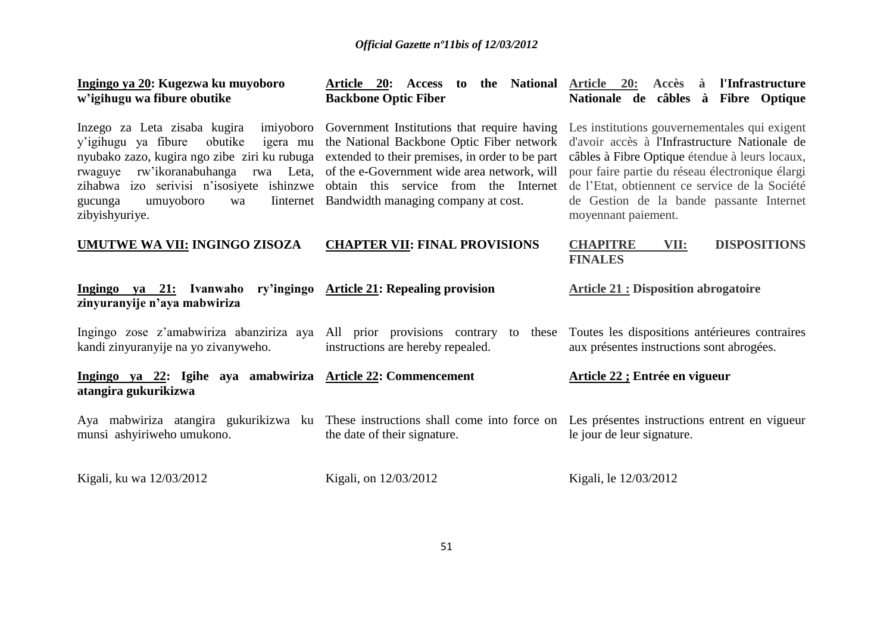**Ingingo ya 20: Kugezwa ku muyoboro w'igihugu wa fibure obutike**

Inzego za Leta zisaba kugira imiyoboro y'igihugu ya fibure obutike igera mu nyubako zazo, kugira ngo zibe ziri ku rubuga rwaguye rw'ikoranabuhanga rwa Leta, zihabwa izo serivisi n'isosiyete ishinzwe gucunga umuyoboro wa Iinternet zibyishyuriye.

**UMUTWE WA VII: INGINGO ZISOZA**

**Ingingo ya 21: Ivanwaho ry'ingingo zinyuranyije n'aya mabwiriza**

Ingingo zose z'amabwiriza abanziriza aya kandi zinyuranyije na yo zivanyweho.

**Ingingo ya 22: Igihe aya amabwiriza atangira gukurikizwa**

Aya mabwiriza atangira gukurikizwa ku munsi ashyiriweho umukono.

Kigali, ku wa 12/03/2012

**Article 20: Access to the National Backbone Optic Fiber**

Government Institutions that require having the National Backbone Optic Fiber network extended to their premises, in order to be part of the e-Government wide area network, will obtain this service from the Internet Bandwidth managing company at cost.

**CHAPTER VII: FINAL PROVISIONS**

**Article 21: Repealing provision**

All prior provisions contrary to these instructions are hereby repealed.

**Article 22: Commencement**

These instructions shall come into force on the date of their signature.

Kigali, on 12/03/2012

**Article 20: Accès à l'Infrastructure Nationale de câbles à Fibre Optique**

Les institutions gouvernementales qui exigent d'avoir accès à l'Infrastructure Nationale de câbles à Fibre Optique étendue à leurs locaux, pour faire partie du réseau électronique élargi de l'Etat, obtiennent ce service de la Société de Gestion de la bande passante Internet moyennant paiement.

**CHAPITRE VII: DISPOSITIONS FINALES**

**Article 21 : Disposition abrogatoire**

Toutes les dispositions antérieures contraires aux présentes instructions sont abrogées.

**Article 22 ; Entrée en vigueur**

Les présentes instructions entrent en vigueur le jour de leur signature.

Kigali, le 12/03/2012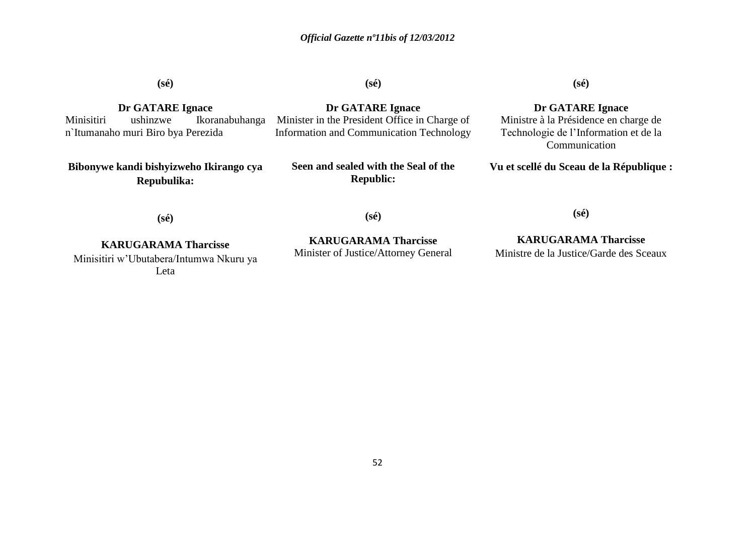**(sé)**

**Dr GATARE Ignace**
Minisitiri ushinzwe Ikoranabuhanga n`Itumanaho muri Biro bya Perezida

**(sé)**

**Dr GATARE Ignace**
Minister in the President Office in Charge of Information and Communication Technology

**(sé)**

**Dr GATARE Ignace**
Ministre à la Présidence en charge de Technologie de l'Information et de la Communication

**Bibonywe kandi bishyizweho Ikirango cya Repubulika:**

**(sé)**

**KARUGARAMA Tharcisse**
Minisitiri w'Ubutabera/Intumwa Nkuru ya Leta

**Seen and sealed with the Seal of the Republic:**

**(sé)**

**KARUGARAMA Tharcisse**
Minister of Justice/Attorney General

**Vu et scellé du Sceau de la République :**

**(sé)**

**KARUGARAMA Tharcisse**
Ministre de la Justice/Garde des Sceaux